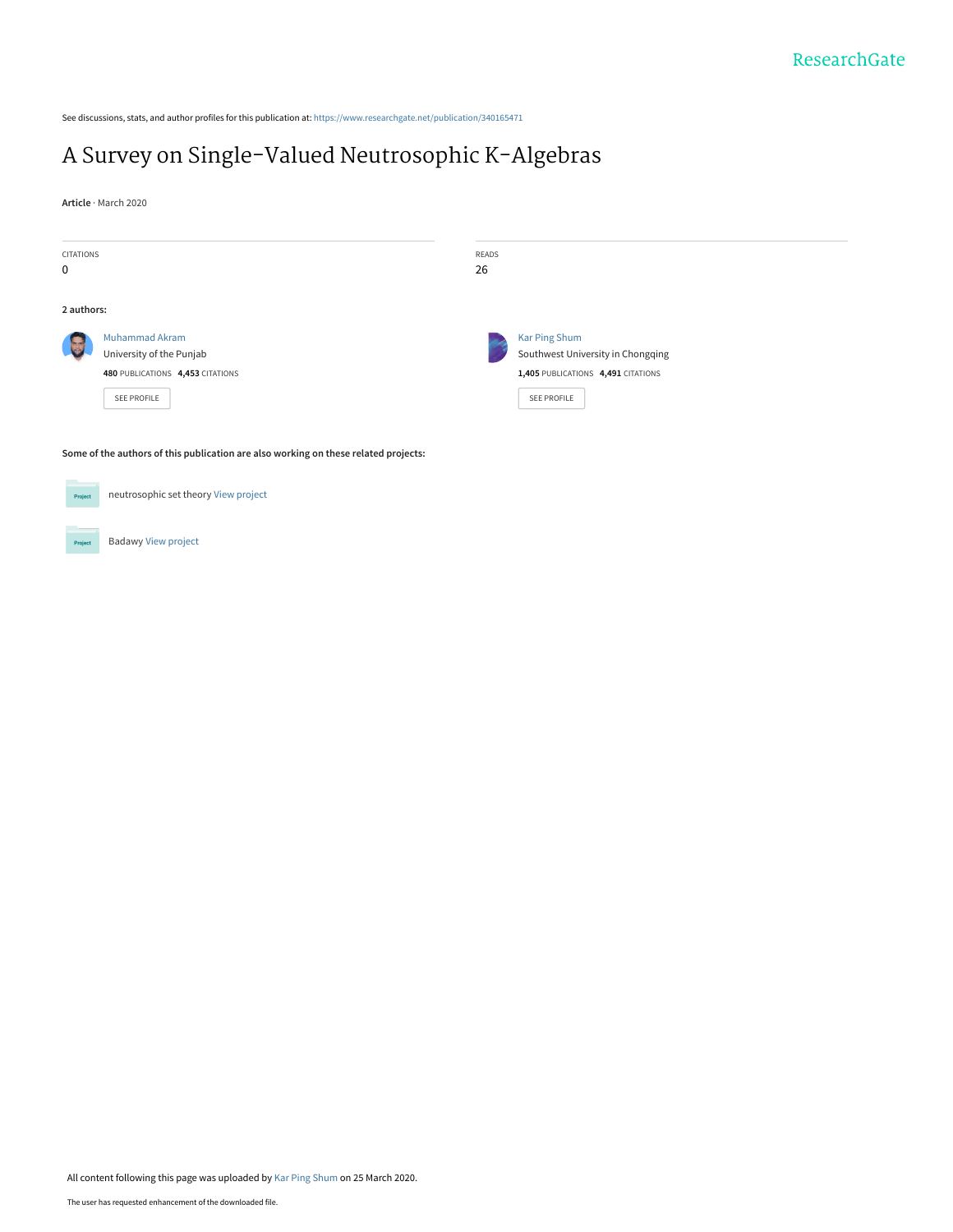See discussions, stats, and author profiles for this publication at: https://www.researchgate.net/publication/340165471

# A Survey on Single-Valued Neutrosophic K-Algebras

**Article** · March 2020

| CITATIONS | READS |
| --- | --- |
| 0 | 26 |

**2 authors:**

**Muhammad Akram**
University of the Punjab
480 PUBLICATIONS 4,453 CITATIONS
SEE PROFILE

**Kar Ping Shum**
Southwest University in Chongqing
1,405 PUBLICATIONS 4,491 CITATIONS
SEE PROFILE

**Some of the authors of this publication are also working on these related projects:**

neutrosophic set theory View project

Badawy View project

All content following this page was uploaded by Kar Ping Shum on 25 March 2020.

The user has requested enhancement of the downloaded file.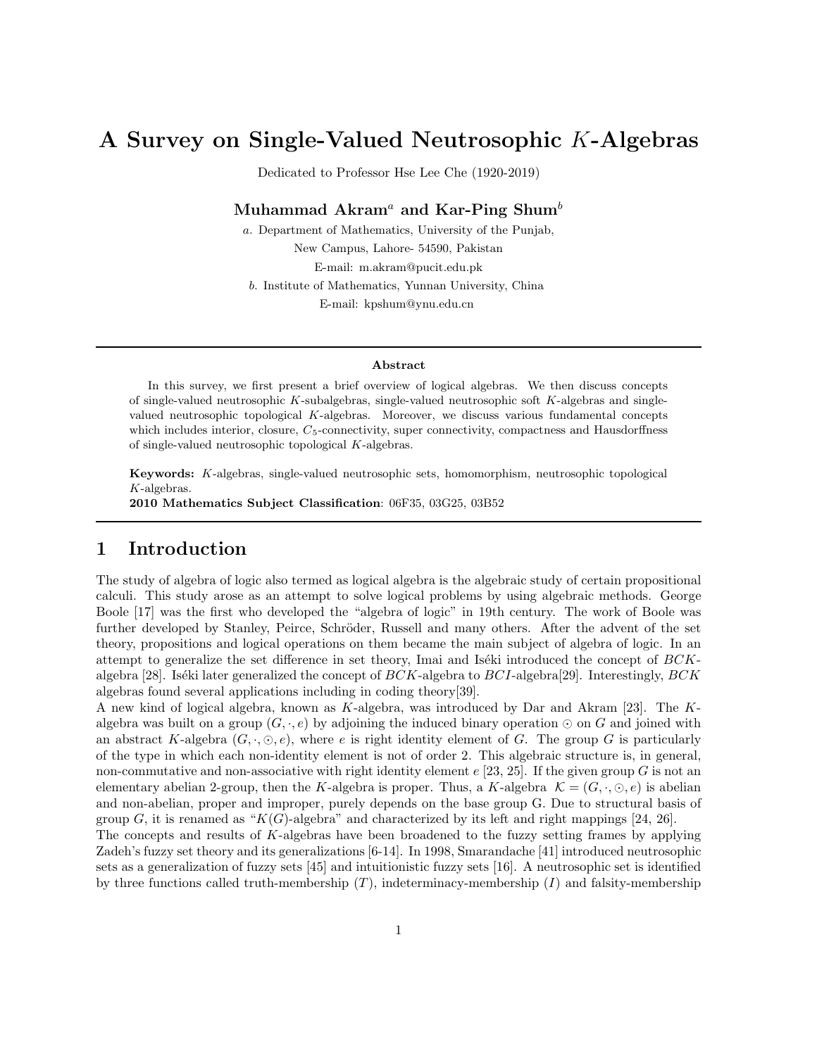# A Survey on Single-Valued Neutrosophic $K$-Algebras

Dedicated to Professor Hse Lee Che (1920-2019)

**Muhammad Akram**[a] **and Kar-Ping Shum**[b]

[a]. Department of Mathematics, University of the Punjab,
New Campus, Lahore- 54590, Pakistan
E-mail: m.akram@pucit.edu.pk

[b]. Institute of Mathematics, Yunnan University, China
E-mail: kpshum@ynu.edu.cn

---

**Abstract**

In this survey, we first present a brief overview of logical algebras. We then discuss concepts of single-valued neutrosophic $K$-subalgebras, single-valued neutrosophic soft $K$-algebras and single-valued neutrosophic topological $K$-algebras. Moreover, we discuss various fundamental concepts which includes interior, closure, $C_5$-connectivity, super connectivity, compactness and Hausdorffness of single-valued neutrosophic topological $K$-algebras.

**Keywords:** $K$-algebras, single-valued neutrosophic sets, homomorphism, neutrosophic topological $K$-algebras.

**2010 Mathematics Subject Classification**: 06F35, 03G25, 03B52

---

## 1 Introduction

The study of algebra of logic also termed as logical algebra is the algebraic study of certain propositional calculi. This study arose as an attempt to solve logical problems by using algebraic methods. George Boole [17] was the first who developed the "algebra of logic" in 19th century. The work of Boole was further developed by Stanley, Peirce, Schröder, Russell and many others. After the advent of the set theory, propositions and logical operations on them became the main subject of algebra of logic. In an attempt to generalize the set difference in set theory, Imai and Iséki introduced the concept of $BCK$-algebra [28]. Iséki later generalized the concept of $BCK$-algebra to $BCI$-algebra[29]. Interestingly, $BCK$ algebras found several applications including in coding theory[39].

A new kind of logical algebra, known as $K$-algebra, was introduced by Dar and Akram [23]. The $K$-algebra was built on a group $(G, \cdot, e)$ by adjoining the induced binary operation $\odot$ on $G$ and joined with an abstract $K$-algebra $(G, \cdot, \odot, e)$, where $e$ is right identity element of $G$. The group $G$ is particularly of the type in which each non-identity element is not of order 2. This algebraic structure is, in general, non-commutative and non-associative with right identity element $e$ [23, 25]. If the given group $G$ is not an elementary abelian 2-group, then the $K$-algebra is proper. Thus, a $K$-algebra $\mathcal{K} = (G, \cdot, \odot, e)$ is abelian and non-abelian, proper and improper, purely depends on the base group G. Due to structural basis of group $G$, it is renamed as "$K(G)$-algebra" and characterized by its left and right mappings [24, 26].

The concepts and results of $K$-algebras have been broadened to the fuzzy setting frames by applying Zadeh's fuzzy set theory and its generalizations [6-14]. In 1998, Smarandache [41] introduced neutrosophic sets as a generalization of fuzzy sets [45] and intuitionistic fuzzy sets [16]. A neutrosophic set is identified by three functions called truth-membership ($T$), indeterminacy-membership ($I$) and falsity-membership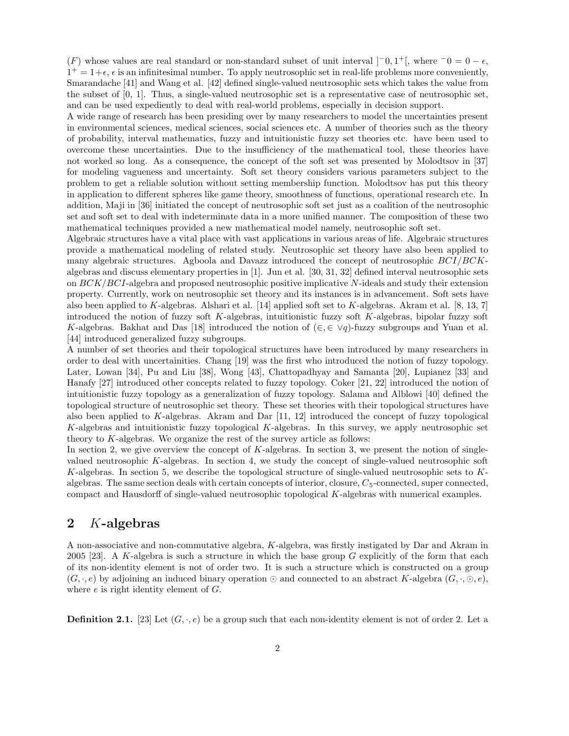($F$) whose values are real standard or non-standard subset of unit interval $]^{-}0, 1^{+}[$, where $^{-}0 = 0 - \epsilon$, $1^{+} = 1+\epsilon$, $\epsilon$ is an infinitesimal number. To apply neutrosophic set in real-life problems more conveniently, Smarandache [41] and Wang et al. [42] defined single-valued neutrosophic sets which takes the value from the subset of [0, 1]. Thus, a single-valued neutrosophic set is a representative case of neutrosophic set, and can be used expediently to deal with real-world problems, especially in decision support.

A wide range of research has been presiding over by many researchers to model the uncertainties present in environmental sciences, medical sciences, social sciences etc. A number of theories such as the theory of probability, interval mathematics, fuzzy and intuitionistic fuzzy set theories etc. have been used to overcome these uncertainties. Due to the insufficiency of the mathematical tool, these theories have not worked so long. As a consequence, the concept of the soft set was presented by Molodtsov in [37] for modeling vagueness and uncertainty. Soft set theory considers various parameters subject to the problem to get a reliable solution without setting membership function. Molodtsov has put this theory in application to different spheres like game theory, smoothness of functions, operational research etc. In addition, Maji in [36] initiated the concept of neutrosophic soft set just as a coalition of the neutrosophic set and soft set to deal with indeterminate data in a more unified manner. The composition of these two mathematical techniques provided a new mathematical model namely, neutrosophic soft set.

Algebraic structures have a vital place with vast applications in various areas of life. Algebraic structures provide a mathematical modeling of related study. Neutrosophic set theory have also been applied to many algebraic structures. Agboola and Davazz introduced the concept of neutrosophic $BCI/BCK$-algebras and discuss elementary properties in [1]. Jun et al. [30, 31, 32] defined interval neutrosophic sets on $BCK/BCI$-algebra and proposed neutrosophic positive implicative $N$-ideals and study their extension property. Currently, work on neutrosophic set theory and its instances is in advancement. Soft sets have also been applied to $K$-algebras. Alshari et al. [14] applied soft set to $K$-algebras. Akram et al. [8, 13, 7] introduced the notion of fuzzy soft $K$-algebras, intuitionistic fuzzy soft $K$-algebras, bipolar fuzzy soft $K$-algebras. Bakhat and Das [18] introduced the notion of $(\in, \in \vee q)$-fuzzy subgroups and Yuan et al. [44] introduced generalized fuzzy subgroups.

A number of set theories and their topological structures have been introduced by many researchers in order to deal with uncertainities. Chang [19] was the first who introduced the notion of fuzzy topology. Later, Lowan [34], Pu and Liu [38], Wong [43], Chattopadhyay and Samanta [20], Lupianez [33] and Hanafy [27] introduced other concepts related to fuzzy topology. Coker [21, 22] introduced the notion of intuitionistic fuzzy topology as a generalization of fuzzy topology. Salama and Alblowi [40] defined the topological structure of neutrosophic set theory. These set theories with their topological structures have also been applied to $K$-algebras. Akram and Dar [11, 12] introduced the concept of fuzzy topological $K$-algebras and intuitionistic fuzzy topological $K$-algebras. In this survey, we apply neutrosophic set theory to $K$-algebras. We organize the rest of the survey article as follows:

In section 2, we give overview the concept of $K$-algebras. In section 3, we present the notion of single-valued neutrosophic $K$-algebras. In section 4, we study the concept of single-valued neutrosophic soft $K$-algebras. In section 5, we describe the topological structure of single-valued neutrosophic sets to $K$-algebras. The same section deals with certain concepts of interior, closure, $C_5$-connected, super connected, compact and Hausdorff of single-valued neutrosophic topological $K$-algebras with numerical examples.

## 2 $K$-algebras

A non-associative and non-commutative algebra, $K$-algebra, was firstly instigated by Dar and Akram in 2005 [23]. A $K$-algebra is such a structure in which the base group $G$ explicitly of the form that each of its non-identity element is not of order two. It is such a structure which is constructed on a group $(G, \cdot, e)$ by adjoining an induced binary operation $\odot$ and connected to an abstract $K$-algebra $(G, \cdot, \odot, e)$, where $e$ is right identity element of $G$.

**Definition 2.1.** [23] Let $(G, \cdot, e)$ be a group such that each non-identity element is not of order 2. Let a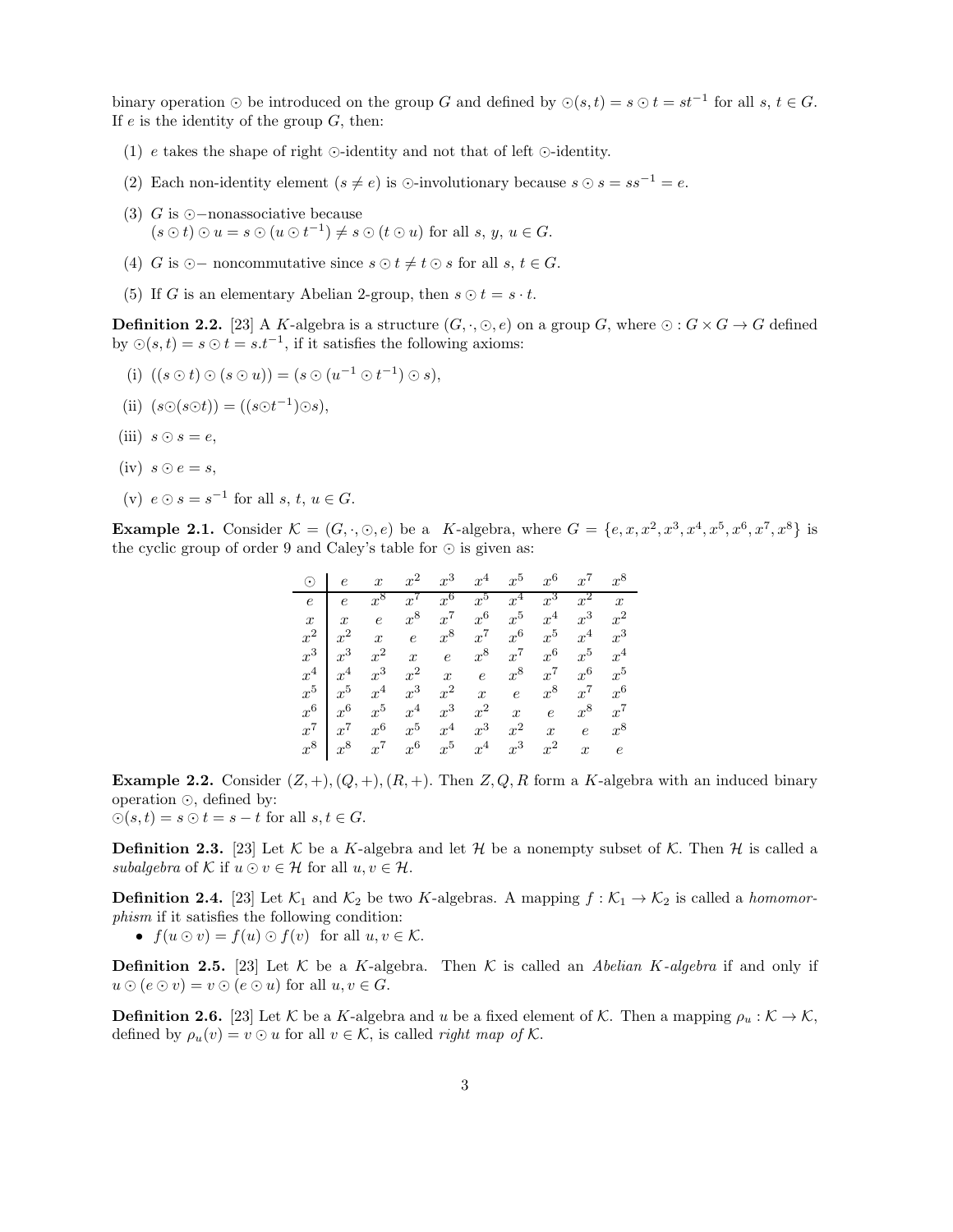binary operation $\odot$ be introduced on the group $G$ and defined by $\odot(s,t) = s \odot t = st^{-1}$ for all $s, t \in G$. If $e$ is the identity of the group $G$, then:

(1) $e$ takes the shape of right $\odot$-identity and not that of left $\odot$-identity.

(2) Each non-identity element ($s \neq e$) is $\odot$-involutionary because $s \odot s = ss^{-1} = e$.

(3) $G$ is $\odot-$nonassociative because
$(s \odot t) \odot u = s \odot (u \odot t^{-1}) \neq s \odot (t \odot u)$ for all $s,\, y,\, u \in G$.

(4) $G$ is $\odot-$ noncommutative since $s \odot t \neq t \odot s$ for all $s,\, t \in G$.

(5) If $G$ is an elementary Abelian 2-group, then $s \odot t = s \cdot t$.

**Definition 2.2.** [23] A $K$-algebra is a structure $(G, \cdot, \odot, e)$ on a group $G$, where $\odot : G \times G \to G$ defined by $\odot(s,t) = s \odot t = s.t^{-1}$, if it satisfies the following axioms:

(i) $((s \odot t) \odot (s \odot u)) = (s \odot (u^{-1} \odot t^{-1}) \odot s)$,

(ii) $(s \odot (s \odot t)) = ((s \odot t^{-1}) \odot s)$,

(iii) $s \odot s = e$,

(iv) $s \odot e = s$,

(v) $e \odot s = s^{-1}$ for all $s,\, t,\, u \in G$.

**Example 2.1.** Consider $\mathcal{K} = (G, \cdot, \odot, e)$ be a $K$-algebra, where $G = \{e, x, x^2, x^3, x^4, x^5, x^6, x^7, x^8\}$ is the cyclic group of order 9 and Caley's table for $\odot$ is given as:

| $\odot$ | $e$ | $x$ | $x^2$ | $x^3$ | $x^4$ | $x^5$ | $x^6$ | $x^7$ | $x^8$ |
|---|---|---|---|---|---|---|---|---|---|
| $e$ | $e$ | $x^8$ | $x^7$ | $x^6$ | $x^5$ | $x^4$ | $x^3$ | $x^2$ | $x$ |
| $x$ | $x$ | $e$ | $x^8$ | $x^7$ | $x^6$ | $x^5$ | $x^4$ | $x^3$ | $x^2$ |
| $x^2$ | $x^2$ | $x$ | $e$ | $x^8$ | $x^7$ | $x^6$ | $x^5$ | $x^4$ | $x^3$ |
| $x^3$ | $x^3$ | $x^2$ | $x$ | $e$ | $x^8$ | $x^7$ | $x^6$ | $x^5$ | $x^4$ |
| $x^4$ | $x^4$ | $x^3$ | $x^2$ | $x$ | $e$ | $x^8$ | $x^7$ | $x^6$ | $x^5$ |
| $x^5$ | $x^5$ | $x^4$ | $x^3$ | $x^2$ | $x$ | $e$ | $x^8$ | $x^7$ | $x^6$ |
| $x^6$ | $x^6$ | $x^5$ | $x^4$ | $x^3$ | $x^2$ | $x$ | $e$ | $x^8$ | $x^7$ |
| $x^7$ | $x^7$ | $x^6$ | $x^5$ | $x^4$ | $x^3$ | $x^2$ | $x$ | $e$ | $x^8$ |
| $x^8$ | $x^8$ | $x^7$ | $x^6$ | $x^5$ | $x^4$ | $x^3$ | $x^2$ | $x$ | $e$ |

**Example 2.2.** Consider $(Z, +), (Q, +), (R, +)$. Then $Z, Q, R$ form a $K$-algebra with an induced binary operation $\odot$, defined by:
$\odot(s,t) = s \odot t = s - t$ for all $s, t \in G$.

**Definition 2.3.** [23] Let $\mathcal{K}$ be a $K$-algebra and let $\mathcal{H}$ be a nonempty subset of $\mathcal{K}$. Then $\mathcal{H}$ is called a *subalgebra* of $\mathcal{K}$ if $u \odot v \in \mathcal{H}$ for all $u, v \in \mathcal{H}$.

**Definition 2.4.** [23] Let $\mathcal{K}_1$ and $\mathcal{K}_2$ be two $K$-algebras. A mapping $f : \mathcal{K}_1 \to \mathcal{K}_2$ is called a *homomorphism* if it satisfies the following condition:

- $f(u \odot v) = f(u) \odot f(v)$ for all $u, v \in \mathcal{K}$.

**Definition 2.5.** [23] Let $\mathcal{K}$ be a $K$-algebra. Then $\mathcal{K}$ is called an *Abelian $K$-algebra* if and only if $u \odot (e \odot v) = v \odot (e \odot u)$ for all $u, v \in G$.

**Definition 2.6.** [23] Let $\mathcal{K}$ be a $K$-algebra and $u$ be a fixed element of $\mathcal{K}$. Then a mapping $\rho_u : \mathcal{K} \to \mathcal{K}$, defined by $\rho_u(v) = v \odot u$ for all $v \in \mathcal{K}$, is called *right map of* $\mathcal{K}$.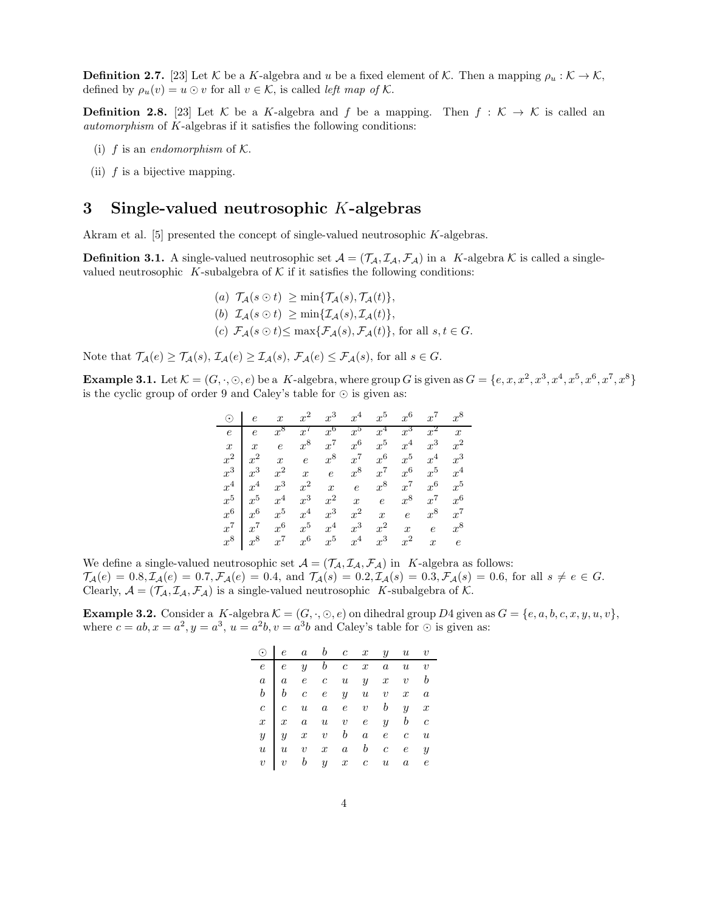**Definition 2.7.** [23] Let $\mathcal{K}$ be a $K$-algebra and $u$ be a fixed element of $\mathcal{K}$. Then a mapping $\rho_u : \mathcal{K} \to \mathcal{K}$, defined by $\rho_u(v) = u \odot v$ for all $v \in \mathcal{K}$, is called *left map of* $\mathcal{K}$.

**Definition 2.8.** [23] Let $\mathcal{K}$ be a $K$-algebra and $f$ be a mapping. Then $f : \mathcal{K} \to \mathcal{K}$ is called an *automorphism* of $K$-algebras if it satisfies the following conditions:

(i) $f$ is an *endomorphism* of $\mathcal{K}$.

(ii) $f$ is a bijective mapping.

# 3 Single-valued neutrosophic $K$-algebras

Akram et al. [5] presented the concept of single-valued neutrosophic $K$-algebras.

**Definition 3.1.** A single-valued neutrosophic set $\mathcal{A} = (\mathcal{T}_{\mathcal{A}}, \mathcal{I}_{\mathcal{A}}, \mathcal{F}_{\mathcal{A}})$ in a $K$-algebra $\mathcal{K}$ is called a single-valued neutrosophic $K$-subalgebra of $\mathcal{K}$ if it satisfies the following conditions:

$$(a)\ \mathcal{T}_{\mathcal{A}}(s \odot t) \geq \min\{\mathcal{T}_{\mathcal{A}}(s), \mathcal{T}_{\mathcal{A}}(t)\},$$
$$(b)\ \mathcal{I}_{\mathcal{A}}(s \odot t) \geq \min\{\mathcal{I}_{\mathcal{A}}(s), \mathcal{I}_{\mathcal{A}}(t)\},$$
$$(c)\ \mathcal{F}_{\mathcal{A}}(s \odot t) \leq \max\{\mathcal{F}_{\mathcal{A}}(s), \mathcal{F}_{\mathcal{A}}(t)\}, \text{ for all } s, t \in G.$$

Note that $\mathcal{T}_{\mathcal{A}}(e) \geq \mathcal{T}_{\mathcal{A}}(s)$, $\mathcal{I}_{\mathcal{A}}(e) \geq \mathcal{I}_{\mathcal{A}}(s)$, $\mathcal{F}_{\mathcal{A}}(e) \leq \mathcal{F}_{\mathcal{A}}(s)$, for all $s \in G$.

**Example 3.1.** Let $\mathcal{K} = (G, \cdot, \odot, e)$ be a $K$-algebra, where group $G$ is given as $G = \{e, x, x^2, x^3, x^4, x^5, x^6, x^7, x^8\}$ is the cyclic group of order 9 and Caley's table for $\odot$ is given as:

| $\odot$ | $e$ | $x$ | $x^2$ | $x^3$ | $x^4$ | $x^5$ | $x^6$ | $x^7$ | $x^8$ |
|---|---|---|---|---|---|---|---|---|---|
| $e$ | $e$ | $x^8$ | $x^7$ | $x^6$ | $x^5$ | $x^4$ | $x^3$ | $x^2$ | $x$ |
| $x$ | $x$ | $e$ | $x^8$ | $x^7$ | $x^6$ | $x^5$ | $x^4$ | $x^3$ | $x^2$ |
| $x^2$ | $x^2$ | $x$ | $e$ | $x^8$ | $x^7$ | $x^6$ | $x^5$ | $x^4$ | $x^3$ |
| $x^3$ | $x^3$ | $x^2$ | $x$ | $e$ | $x^8$ | $x^7$ | $x^6$ | $x^5$ | $x^4$ |
| $x^4$ | $x^4$ | $x^3$ | $x^2$ | $x$ | $e$ | $x^8$ | $x^7$ | $x^6$ | $x^5$ |
| $x^5$ | $x^5$ | $x^4$ | $x^3$ | $x^2$ | $x$ | $e$ | $x^8$ | $x^7$ | $x^6$ |
| $x^6$ | $x^6$ | $x^5$ | $x^4$ | $x^3$ | $x^2$ | $x$ | $e$ | $x^8$ | $x^7$ |
| $x^7$ | $x^7$ | $x^6$ | $x^5$ | $x^4$ | $x^3$ | $x^2$ | $x$ | $e$ | $x^8$ |
| $x^8$ | $x^8$ | $x^7$ | $x^6$ | $x^5$ | $x^4$ | $x^3$ | $x^2$ | $x$ | $e$ |

We define a single-valued neutrosophic set $\mathcal{A} = (\mathcal{T}_{\mathcal{A}}, \mathcal{I}_{\mathcal{A}}, \mathcal{F}_{\mathcal{A}})$ in $K$-algebra as follows: $\mathcal{T}_{\mathcal{A}}(e) = 0.8, \mathcal{I}_{\mathcal{A}}(e) = 0.7, \mathcal{F}_{\mathcal{A}}(e) = 0.4$, and $\mathcal{T}_{\mathcal{A}}(s) = 0.2, \mathcal{I}_{\mathcal{A}}(s) = 0.3, \mathcal{F}_{\mathcal{A}}(s) = 0.6$, for all $s \neq e \in G$. Clearly, $\mathcal{A} = (\mathcal{T}_{\mathcal{A}}, \mathcal{I}_{\mathcal{A}}, \mathcal{F}_{\mathcal{A}})$ is a single-valued neutrosophic $K$-subalgebra of $\mathcal{K}$.

**Example 3.2.** Consider a $K$-algebra $\mathcal{K} = (G, \cdot, \odot, e)$ on dihedral group $D4$ given as $G = \{e, a, b, c, x, y, u, v\}$, where $c = ab, x = a^2, y = a^3$, $u = a^2b, v = a^3b$ and Caley's table for $\odot$ is given as:

| $\odot$ | $e$ | $a$ | $b$ | $c$ | $x$ | $y$ | $u$ | $v$ |
|---|---|---|---|---|---|---|---|---|
| $e$ | $e$ | $y$ | $b$ | $c$ | $x$ | $a$ | $u$ | $v$ |
| $a$ | $a$ | $e$ | $c$ | $u$ | $y$ | $x$ | $v$ | $b$ |
| $b$ | $b$ | $c$ | $e$ | $y$ | $u$ | $v$ | $x$ | $a$ |
| $c$ | $c$ | $u$ | $a$ | $e$ | $v$ | $b$ | $y$ | $x$ |
| $x$ | $x$ | $a$ | $u$ | $v$ | $e$ | $y$ | $b$ | $c$ |
| $y$ | $y$ | $x$ | $v$ | $b$ | $a$ | $e$ | $c$ | $u$ |
| $u$ | $u$ | $v$ | $x$ | $a$ | $b$ | $c$ | $e$ | $y$ |
| $v$ | $v$ | $b$ | $y$ | $x$ | $c$ | $u$ | $a$ | $e$ |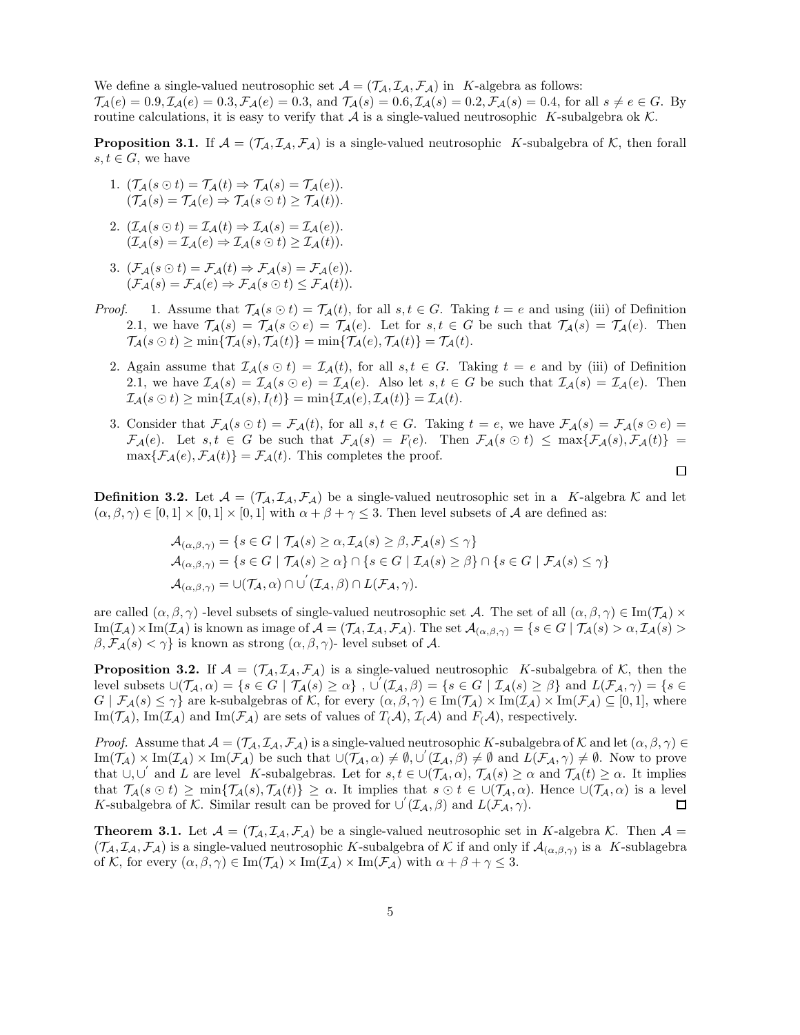We define a single-valued neutrosophic set $\mathcal{A} = (\mathcal{T}_\mathcal{A}, \mathcal{I}_\mathcal{A}, \mathcal{F}_\mathcal{A})$ in $K$-algebra as follows:
$\mathcal{T}_\mathcal{A}(e) = 0.9, \mathcal{I}_\mathcal{A}(e) = 0.3, \mathcal{F}_\mathcal{A}(e) = 0.3$, and $\mathcal{T}_\mathcal{A}(s) = 0.6, \mathcal{I}_\mathcal{A}(s) = 0.2, \mathcal{F}_\mathcal{A}(s) = 0.4$, for all $s \neq e \in G$. By routine calculations, it is easy to verify that $\mathcal{A}$ is a single-valued neutrosophic $K$-subalgebra ok $\mathcal{K}$.

**Proposition 3.1.** If $\mathcal{A} = (\mathcal{T}_\mathcal{A}, \mathcal{I}_\mathcal{A}, \mathcal{F}_\mathcal{A})$ is a single-valued neutrosophic $K$-subalgebra of $\mathcal{K}$, then forall $s, t \in G$, we have

1. $(\mathcal{T}_\mathcal{A}(s \odot t) = \mathcal{T}_\mathcal{A}(t) \Rightarrow \mathcal{T}_\mathcal{A}(s) = \mathcal{T}_\mathcal{A}(e))$.
   $(\mathcal{T}_\mathcal{A}(s) = \mathcal{T}_\mathcal{A}(e) \Rightarrow \mathcal{T}_\mathcal{A}(s \odot t) \geq \mathcal{T}_\mathcal{A}(t))$.
2. $(\mathcal{I}_\mathcal{A}(s \odot t) = \mathcal{I}_\mathcal{A}(t) \Rightarrow \mathcal{I}_\mathcal{A}(s) = \mathcal{I}_\mathcal{A}(e))$.
   $(\mathcal{I}_\mathcal{A}(s) = \mathcal{I}_\mathcal{A}(e) \Rightarrow \mathcal{I}_\mathcal{A}(s \odot t) \geq \mathcal{I}_\mathcal{A}(t))$.
3. $(\mathcal{F}_\mathcal{A}(s \odot t) = \mathcal{F}_\mathcal{A}(t) \Rightarrow \mathcal{F}_\mathcal{A}(s) = \mathcal{F}_\mathcal{A}(e))$.
   $(\mathcal{F}_\mathcal{A}(s) = \mathcal{F}_\mathcal{A}(e) \Rightarrow \mathcal{F}_\mathcal{A}(s \odot t) \leq \mathcal{F}_\mathcal{A}(t))$.

*Proof.*

1. Assume that $\mathcal{T}_\mathcal{A}(s \odot t) = \mathcal{T}_\mathcal{A}(t)$, for all $s, t \in G$. Taking $t = e$ and using (iii) of Definition 2.1, we have $\mathcal{T}_\mathcal{A}(s) = \mathcal{T}_\mathcal{A}(s \odot e) = \mathcal{T}_\mathcal{A}(e)$. Let for $s, t \in G$ be such that $\mathcal{T}_\mathcal{A}(s) = \mathcal{T}_\mathcal{A}(e)$. Then $\mathcal{T}_\mathcal{A}(s \odot t) \geq \min\{\mathcal{T}_\mathcal{A}(s), \mathcal{T}_\mathcal{A}(t)\} = \min\{\mathcal{T}_\mathcal{A}(e), \mathcal{T}_\mathcal{A}(t)\} = \mathcal{T}_\mathcal{A}(t)$.
2. Again assume that $\mathcal{I}_\mathcal{A}(s \odot t) = \mathcal{I}_\mathcal{A}(t)$, for all $s, t \in G$. Taking $t = e$ and by (iii) of Definition 2.1, we have $\mathcal{I}_\mathcal{A}(s) = \mathcal{I}_\mathcal{A}(s \odot e) = \mathcal{I}_\mathcal{A}(e)$. Also let $s, t \in G$ be such that $\mathcal{I}_\mathcal{A}(s) = \mathcal{I}_\mathcal{A}(e)$. Then $\mathcal{I}_\mathcal{A}(s \odot t) \geq \min\{\mathcal{I}_\mathcal{A}(s), I_(t)\} = \min\{\mathcal{I}_\mathcal{A}(e), \mathcal{I}_\mathcal{A}(t)\} = \mathcal{I}_\mathcal{A}(t)$.
3. Consider that $\mathcal{F}_\mathcal{A}(s \odot t) = \mathcal{F}_\mathcal{A}(t)$, for all $s, t \in G$. Taking $t = e$, we have $\mathcal{F}_\mathcal{A}(s) = \mathcal{F}_\mathcal{A}(s \odot e) = \mathcal{F}_\mathcal{A}(e)$. Let $s, t \in G$ be such that $\mathcal{F}_\mathcal{A}(s) = F_(e)$. Then $\mathcal{F}_\mathcal{A}(s \odot t) \leq \max\{\mathcal{F}_\mathcal{A}(s), \mathcal{F}_\mathcal{A}(t)\} = \max\{\mathcal{F}_\mathcal{A}(e), \mathcal{F}_\mathcal{A}(t)\} = \mathcal{F}_\mathcal{A}(t)$. This completes the proof. □

**Definition 3.2.** Let $\mathcal{A} = (\mathcal{T}_\mathcal{A}, \mathcal{I}_\mathcal{A}, \mathcal{F}_\mathcal{A})$ be a single-valued neutrosophic set in a $K$-algebra $\mathcal{K}$ and let $(\alpha, \beta, \gamma) \in [0,1] \times [0,1] \times [0,1]$ with $\alpha + \beta + \gamma \leq 3$. Then level subsets of $\mathcal{A}$ are defined as:

$$\mathcal{A}_{(\alpha,\beta,\gamma)} = \{s \in G \mid \mathcal{T}_\mathcal{A}(s) \geq \alpha, \mathcal{I}_\mathcal{A}(s) \geq \beta, \mathcal{F}_\mathcal{A}(s) \leq \gamma\}$$
$$\mathcal{A}_{(\alpha,\beta,\gamma)} = \{s \in G \mid \mathcal{T}_\mathcal{A}(s) \geq \alpha\} \cap \{s \in G \mid \mathcal{I}_\mathcal{A}(s) \geq \beta\} \cap \{s \in G \mid \mathcal{F}_\mathcal{A}(s) \leq \gamma\}$$
$$\mathcal{A}_{(\alpha,\beta,\gamma)} = \cup(\mathcal{T}_\mathcal{A}, \alpha) \cap \cup^{'}(\mathcal{I}_\mathcal{A}, \beta) \cap L(\mathcal{F}_\mathcal{A}, \gamma).$$

are called $(\alpha, \beta, \gamma)$ -level subsets of single-valued neutrosophic set $\mathcal{A}$. The set of all $(\alpha, \beta, \gamma) \in \mathrm{Im}(\mathcal{T}_\mathcal{A}) \times \mathrm{Im}(\mathcal{I}_\mathcal{A}) \times \mathrm{Im}(\mathcal{I}_\mathcal{A})$ is known as image of $\mathcal{A} = (\mathcal{T}_\mathcal{A}, \mathcal{I}_\mathcal{A}, \mathcal{F}_\mathcal{A})$. The set $\mathcal{A}_{(\alpha,\beta,\gamma)} = \{s \in G \mid \mathcal{T}_\mathcal{A}(s) > \alpha, \mathcal{I}_\mathcal{A}(s) > \beta, \mathcal{F}_\mathcal{A}(s) < \gamma\}$ is known as strong $(\alpha, \beta, \gamma)$- level subset of $\mathcal{A}$.

**Proposition 3.2.** If $\mathcal{A} = (\mathcal{T}_\mathcal{A}, \mathcal{I}_\mathcal{A}, \mathcal{F}_\mathcal{A})$ is a single-valued neutrosophic $K$-subalgebra of $\mathcal{K}$, then the level subsets $\cup(\mathcal{T}_\mathcal{A}, \alpha) = \{s \in G \mid \mathcal{T}_\mathcal{A}(s) \geq \alpha\}$ , $\cup^{'}(\mathcal{I}_\mathcal{A}, \beta) = \{s \in G \mid \mathcal{I}_\mathcal{A}(s) \geq \beta\}$ and $L(\mathcal{F}_\mathcal{A}, \gamma) = \{s \in G \mid \mathcal{F}_\mathcal{A}(s) \leq \gamma\}$ are k-subalgebras of $\mathcal{K}$, for every $(\alpha, \beta, \gamma) \in \mathrm{Im}(\mathcal{T}_\mathcal{A}) \times \mathrm{Im}(\mathcal{I}_\mathcal{A}) \times \mathrm{Im}(\mathcal{F}_\mathcal{A}) \subseteq [0,1]$, where $\mathrm{Im}(\mathcal{T}_\mathcal{A})$, $\mathrm{Im}(\mathcal{I}_\mathcal{A})$ and $\mathrm{Im}(\mathcal{F}_\mathcal{A})$ are sets of values of $T_(\mathcal{A})$, $\mathcal{I}_(\mathcal{A})$ and $F_(\mathcal{A})$, respectively.

*Proof.* Assume that $\mathcal{A} = (\mathcal{T}_\mathcal{A}, \mathcal{I}_\mathcal{A}, \mathcal{F}_\mathcal{A})$ is a single-valued neutrosophic $K$-subalgebra of $\mathcal{K}$ and let $(\alpha, \beta, \gamma) \in \mathrm{Im}(\mathcal{T}_\mathcal{A}) \times \mathrm{Im}(\mathcal{I}_\mathcal{A}) \times \mathrm{Im}(\mathcal{F}_\mathcal{A})$ be such that $\cup(\mathcal{T}_\mathcal{A}, \alpha) \neq \emptyset, \cup^{'}(\mathcal{I}_\mathcal{A}, \beta) \neq \emptyset$ and $L(\mathcal{F}_\mathcal{A}, \gamma) \neq \emptyset$. Now to prove that $\cup, \cup^{'}$ and $L$ are level $K$-subalgebras. Let for $s, t \in \cup(\mathcal{T}_\mathcal{A}, \alpha)$, $\mathcal{T}_\mathcal{A}(s) \geq \alpha$ and $\mathcal{T}_\mathcal{A}(t) \geq \alpha$. It implies that $\mathcal{T}_\mathcal{A}(s \odot t) \geq \min\{\mathcal{T}_\mathcal{A}(s), \mathcal{T}_\mathcal{A}(t)\} \geq \alpha$. It implies that $s \odot t \in \cup(\mathcal{T}_\mathcal{A}, \alpha)$. Hence $\cup(\mathcal{T}_\mathcal{A}, \alpha)$ is a level $K$-subalgebra of $\mathcal{K}$. Similar result can be proved for $\cup^{'}(\mathcal{I}_\mathcal{A}, \beta)$ and $L(\mathcal{F}_\mathcal{A}, \gamma)$. □

**Theorem 3.1.** Let $\mathcal{A} = (\mathcal{T}_\mathcal{A}, \mathcal{I}_\mathcal{A}, \mathcal{F}_\mathcal{A})$ be a single-valued neutrosophic set in $K$-algebra $\mathcal{K}$. Then $\mathcal{A} = (\mathcal{T}_\mathcal{A}, \mathcal{I}_\mathcal{A}, \mathcal{F}_\mathcal{A})$ is a single-valued neutrosophic $K$-subalgebra of $\mathcal{K}$ if and only if $\mathcal{A}_{(\alpha,\beta,\gamma)}$ is a $K$-sublagebra of $\mathcal{K}$, for every $(\alpha, \beta, \gamma) \in \mathrm{Im}(\mathcal{T}_\mathcal{A}) \times \mathrm{Im}(\mathcal{I}_\mathcal{A}) \times \mathrm{Im}(\mathcal{F}_\mathcal{A})$ with $\alpha + \beta + \gamma \leq 3$.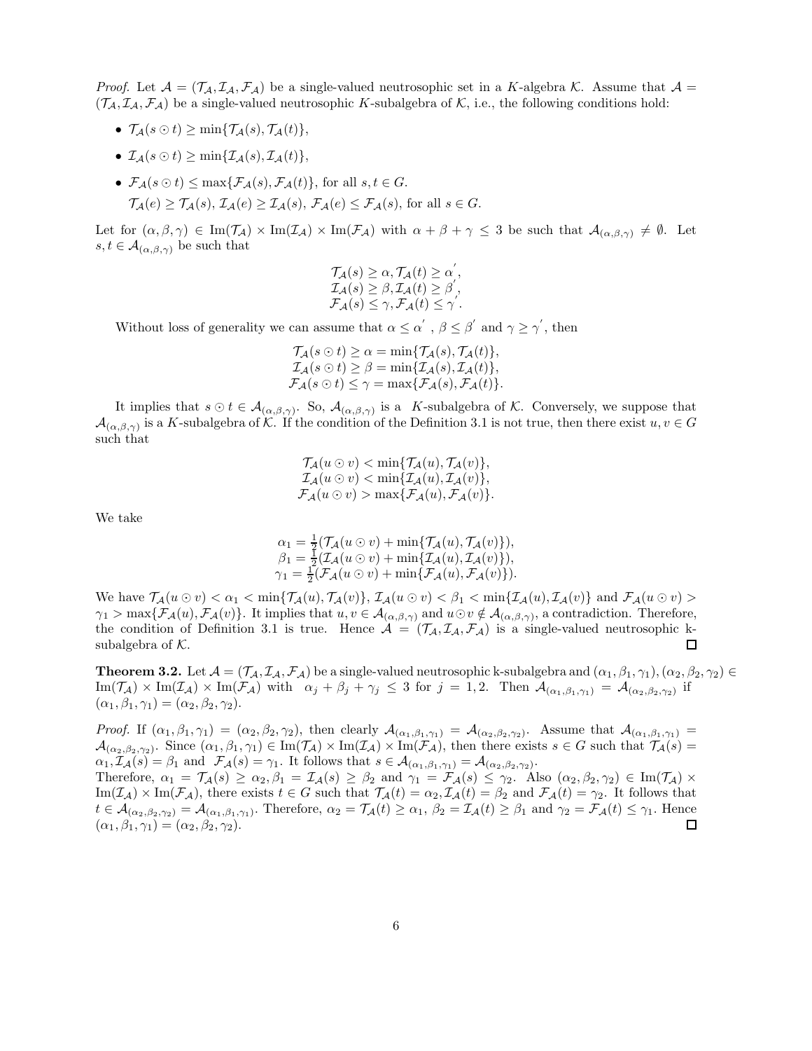*Proof.* Let $\mathcal{A} = (\mathcal{T}_{\mathcal{A}}, \mathcal{I}_{\mathcal{A}}, \mathcal{F}_{\mathcal{A}})$ be a single-valued neutrosophic set in a $K$-algebra $\mathcal{K}$. Assume that $\mathcal{A} = (\mathcal{T}_{\mathcal{A}}, \mathcal{I}_{\mathcal{A}}, \mathcal{F}_{\mathcal{A}})$ be a single-valued neutrosophic $K$-subalgebra of $\mathcal{K}$, i.e., the following conditions hold:

- $\mathcal{T}_{\mathcal{A}}(s \odot t) \geq \min\{\mathcal{T}_{\mathcal{A}}(s), \mathcal{T}_{\mathcal{A}}(t)\}$,
- $\mathcal{I}_{\mathcal{A}}(s \odot t) \geq \min\{\mathcal{I}_{\mathcal{A}}(s), \mathcal{I}_{\mathcal{A}}(t)\}$,
- $\mathcal{F}_{\mathcal{A}}(s \odot t) \leq \max\{\mathcal{F}_{\mathcal{A}}(s), \mathcal{F}_{\mathcal{A}}(t)\}$, for all $s, t \in G$.

  $\mathcal{T}_{\mathcal{A}}(e) \geq \mathcal{T}_{\mathcal{A}}(s)$, $\mathcal{I}_{\mathcal{A}}(e) \geq \mathcal{I}_{\mathcal{A}}(s)$, $\mathcal{F}_{\mathcal{A}}(e) \leq \mathcal{F}_{\mathcal{A}}(s)$, for all $s \in G$.

Let for $(\alpha, \beta, \gamma) \in \mathrm{Im}(\mathcal{T}_{\mathcal{A}}) \times \mathrm{Im}(\mathcal{I}_{\mathcal{A}}) \times \mathrm{Im}(\mathcal{F}_{\mathcal{A}})$ with $\alpha + \beta + \gamma \leq 3$ be such that $\mathcal{A}_{(\alpha,\beta,\gamma)} \neq \emptyset$. Let $s, t \in \mathcal{A}_{(\alpha,\beta,\gamma)}$ be such that

$$\begin{gathered}
\mathcal{T}_{\mathcal{A}}(s) \geq \alpha, \mathcal{T}_{\mathcal{A}}(t) \geq \alpha', \\
\mathcal{I}_{\mathcal{A}}(s) \geq \beta, \mathcal{I}_{\mathcal{A}}(t) \geq \beta', \\
\mathcal{F}_{\mathcal{A}}(s) \leq \gamma, \mathcal{F}_{\mathcal{A}}(t) \leq \gamma'.
\end{gathered}$$

Without loss of generality we can assume that $\alpha \leq \alpha'$ , $\beta \leq \beta'$ and $\gamma \geq \gamma'$, then

$$\begin{gathered}
\mathcal{T}_{\mathcal{A}}(s \odot t) \geq \alpha = \min\{\mathcal{T}_{\mathcal{A}}(s), \mathcal{T}_{\mathcal{A}}(t)\}, \\
\mathcal{I}_{\mathcal{A}}(s \odot t) \geq \beta = \min\{\mathcal{I}_{\mathcal{A}}(s), \mathcal{I}_{\mathcal{A}}(t)\}, \\
\mathcal{F}_{\mathcal{A}}(s \odot t) \leq \gamma = \max\{\mathcal{F}_{\mathcal{A}}(s), \mathcal{F}_{\mathcal{A}}(t)\}.
\end{gathered}$$

It implies that $s \odot t \in \mathcal{A}_{(\alpha,\beta,\gamma)}$. So, $\mathcal{A}_{(\alpha,\beta,\gamma)}$ is a $K$-subalgebra of $\mathcal{K}$. Conversely, we suppose that $\mathcal{A}_{(\alpha,\beta,\gamma)}$ is a $K$-subalgebra of $\mathcal{K}$. If the condition of the Definition 3.1 is not true, then there exist $u, v \in G$ such that

$$\begin{gathered}
\mathcal{T}_{\mathcal{A}}(u \odot v) < \min\{\mathcal{T}_{\mathcal{A}}(u), \mathcal{T}_{\mathcal{A}}(v)\}, \\
\mathcal{I}_{\mathcal{A}}(u \odot v) < \min\{\mathcal{I}_{\mathcal{A}}(u), \mathcal{I}_{\mathcal{A}}(v)\}, \\
\mathcal{F}_{\mathcal{A}}(u \odot v) > \max\{\mathcal{F}_{\mathcal{A}}(u), \mathcal{F}_{\mathcal{A}}(v)\}.
\end{gathered}$$

We take

$$\begin{gathered}
\alpha_1 = \tfrac{1}{2}(\mathcal{T}_{\mathcal{A}}(u \odot v) + \min\{\mathcal{T}_{\mathcal{A}}(u), \mathcal{T}_{\mathcal{A}}(v)\}), \\
\beta_1 = \tfrac{1}{2}(\mathcal{I}_{\mathcal{A}}(u \odot v) + \min\{\mathcal{I}_{\mathcal{A}}(u), \mathcal{I}_{\mathcal{A}}(v)\}), \\
\gamma_1 = \tfrac{1}{2}(\mathcal{F}_{\mathcal{A}}(u \odot v) + \min\{\mathcal{F}_{\mathcal{A}}(u), \mathcal{F}_{\mathcal{A}}(v)\}).
\end{gathered}$$

We have $\mathcal{T}_{\mathcal{A}}(u \odot v) < \alpha_1 < \min\{\mathcal{T}_{\mathcal{A}}(u), \mathcal{T}_{\mathcal{A}}(v)\}$, $\mathcal{I}_{\mathcal{A}}(u \odot v) < \beta_1 < \min\{\mathcal{I}_{\mathcal{A}}(u), \mathcal{I}_{\mathcal{A}}(v)\}$ and $\mathcal{F}_{\mathcal{A}}(u \odot v) > \gamma_1 > \max\{\mathcal{F}_{\mathcal{A}}(u), \mathcal{F}_{\mathcal{A}}(v)\}$. It implies that $u, v \in \mathcal{A}_{(\alpha,\beta,\gamma)}$ and $u \odot v \notin \mathcal{A}_{(\alpha,\beta,\gamma)}$, a contradiction. Therefore, the condition of Definition 3.1 is true. Hence $\mathcal{A} = (\mathcal{T}_{\mathcal{A}}, \mathcal{I}_{\mathcal{A}}, \mathcal{F}_{\mathcal{A}})$ is a single-valued neutrosophic k-subalgebra of $\mathcal{K}$. □

**Theorem 3.2.** Let $\mathcal{A} = (\mathcal{T}_{\mathcal{A}}, \mathcal{I}_{\mathcal{A}}, \mathcal{F}_{\mathcal{A}})$ be a single-valued neutrosophic k-subalgebra and $(\alpha_1, \beta_1, \gamma_1), (\alpha_2, \beta_2, \gamma_2) \in \mathrm{Im}(\mathcal{T}_{\mathcal{A}}) \times \mathrm{Im}(\mathcal{I}_{\mathcal{A}}) \times \mathrm{Im}(\mathcal{F}_{\mathcal{A}})$ with $\alpha_j + \beta_j + \gamma_j \leq 3$ for $j = 1, 2$. Then $\mathcal{A}_{(\alpha_1,\beta_1,\gamma_1)} = \mathcal{A}_{(\alpha_2,\beta_2,\gamma_2)}$ if $(\alpha_1, \beta_1, \gamma_1) = (\alpha_2, \beta_2, \gamma_2)$.

*Proof.* If $(\alpha_1, \beta_1, \gamma_1) = (\alpha_2, \beta_2, \gamma_2)$, then clearly $\mathcal{A}_{(\alpha_1,\beta_1,\gamma_1)} = \mathcal{A}_{(\alpha_2,\beta_2,\gamma_2)}$. Assume that $\mathcal{A}_{(\alpha_1,\beta_1,\gamma_1)} = \mathcal{A}_{(\alpha_2,\beta_2,\gamma_2)}$. Since $(\alpha_1, \beta_1, \gamma_1) \in \mathrm{Im}(\mathcal{T}_{\mathcal{A}}) \times \mathrm{Im}(\mathcal{I}_{\mathcal{A}}) \times \mathrm{Im}(\mathcal{F}_{\mathcal{A}})$, then there exists $s \in G$ such that $\mathcal{T}_{\mathcal{A}}(s) = \alpha_1, \mathcal{I}_{\mathcal{A}}(s) = \beta_1$ and $\mathcal{F}_{\mathcal{A}}(s) = \gamma_1$. It follows that $s \in \mathcal{A}_{(\alpha_1,\beta_1,\gamma_1)} = \mathcal{A}_{(\alpha_2,\beta_2,\gamma_2)}$.
Therefore, $\alpha_1 = \mathcal{T}_{\mathcal{A}}(s) \geq \alpha_2, \beta_1 = \mathcal{I}_{\mathcal{A}}(s) \geq \beta_2$ and $\gamma_1 = \mathcal{F}_{\mathcal{A}}(s) \leq \gamma_2$. Also $(\alpha_2, \beta_2, \gamma_2) \in \mathrm{Im}(\mathcal{T}_{\mathcal{A}}) \times \mathrm{Im}(\mathcal{I}_{\mathcal{A}}) \times \mathrm{Im}(\mathcal{F}_{\mathcal{A}})$, there exists $t \in G$ such that $\mathcal{T}_{\mathcal{A}}(t) = \alpha_2, \mathcal{I}_{\mathcal{A}}(t) = \beta_2$ and $\mathcal{F}_{\mathcal{A}}(t) = \gamma_2$. It follows that $t \in \mathcal{A}_{(\alpha_2,\beta_2,\gamma_2)} = \mathcal{A}_{(\alpha_1,\beta_1,\gamma_1)}$. Therefore, $\alpha_2 = \mathcal{T}_{\mathcal{A}}(t) \geq \alpha_1$, $\beta_2 = \mathcal{I}_{\mathcal{A}}(t) \geq \beta_1$ and $\gamma_2 = \mathcal{F}_{\mathcal{A}}(t) \leq \gamma_1$. Hence $(\alpha_1, \beta_1, \gamma_1) = (\alpha_2, \beta_2, \gamma_2)$. □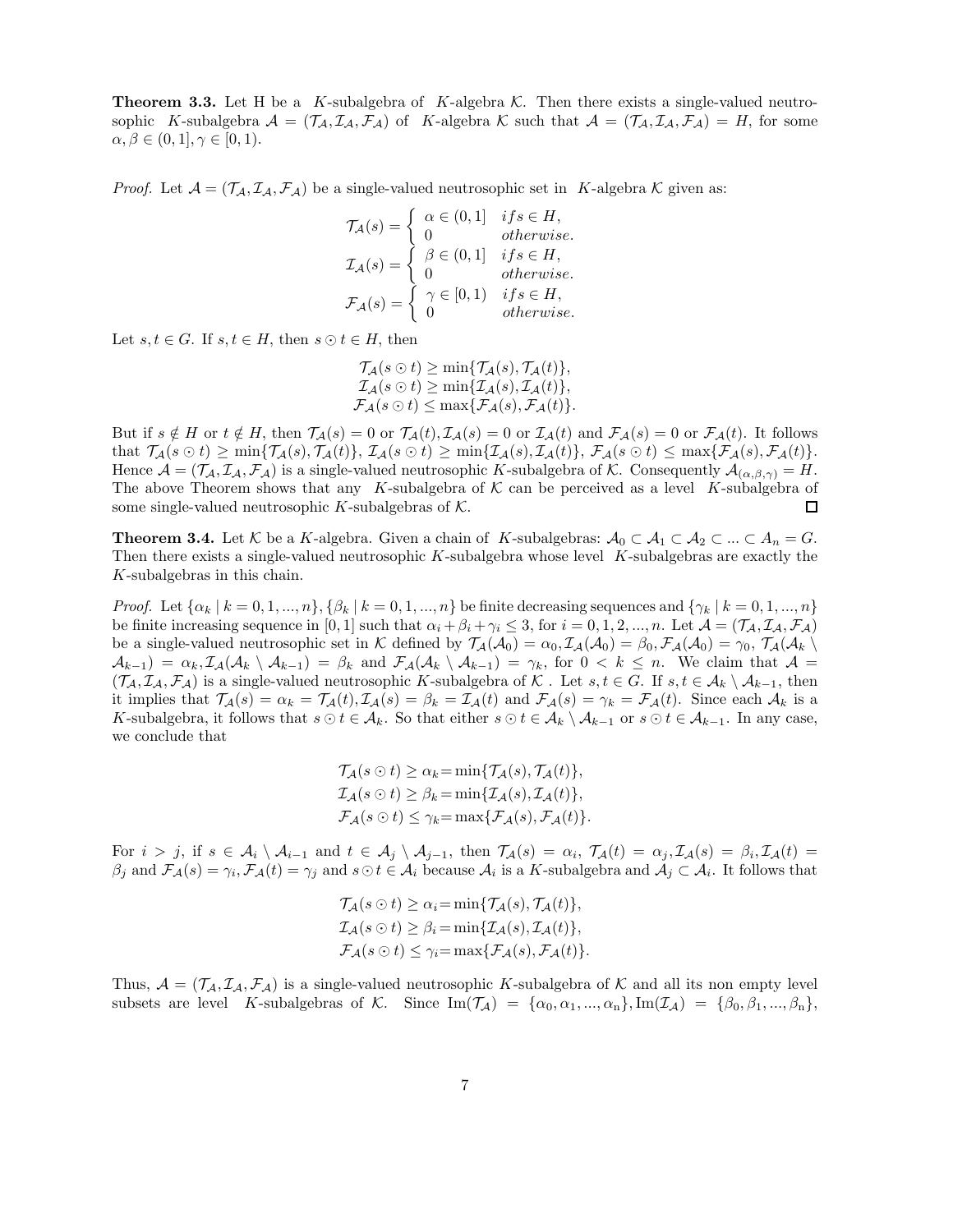**Theorem 3.3.** Let H be a $K$-subalgebra of $K$-algebra $\mathcal{K}$. Then there exists a single-valued neutrosophic $K$-subalgebra $\mathcal{A} = (\mathcal{T}_\mathcal{A}, \mathcal{I}_\mathcal{A}, \mathcal{F}_\mathcal{A})$ of $K$-algebra $\mathcal{K}$ such that $\mathcal{A} = (\mathcal{T}_\mathcal{A}, \mathcal{I}_\mathcal{A}, \mathcal{F}_\mathcal{A}) = H$, for some $\alpha, \beta \in (0,1], \gamma \in [0,1)$.

*Proof.* Let $\mathcal{A} = (\mathcal{T}_\mathcal{A}, \mathcal{I}_\mathcal{A}, \mathcal{F}_\mathcal{A})$ be a single-valued neutrosophic set in $K$-algebra $\mathcal{K}$ given as:

$$\mathcal{T}_\mathcal{A}(s) = \begin{cases} \alpha \in (0,1] & if s \in H, \\ 0 & otherwise. \end{cases}$$
$$\mathcal{I}_\mathcal{A}(s) = \begin{cases} \beta \in (0,1] & if s \in H, \\ 0 & otherwise. \end{cases}$$
$$\mathcal{F}_\mathcal{A}(s) = \begin{cases} \gamma \in [0,1) & if s \in H, \\ 0 & otherwise. \end{cases}$$

Let $s, t \in G$. If $s, t \in H$, then $s \odot t \in H$, then

$$\mathcal{T}_\mathcal{A}(s \odot t) \geq \min\{\mathcal{T}_\mathcal{A}(s), \mathcal{T}_\mathcal{A}(t)\},$$
$$\mathcal{I}_\mathcal{A}(s \odot t) \geq \min\{\mathcal{I}_\mathcal{A}(s), \mathcal{I}_\mathcal{A}(t)\},$$
$$\mathcal{F}_\mathcal{A}(s \odot t) \leq \max\{\mathcal{F}_\mathcal{A}(s), \mathcal{F}_\mathcal{A}(t)\}.$$

But if $s \notin H$ or $t \notin H$, then $\mathcal{T}_\mathcal{A}(s) = 0$ or $\mathcal{T}_\mathcal{A}(t), \mathcal{I}_\mathcal{A}(s) = 0$ or $\mathcal{I}_\mathcal{A}(t)$ and $\mathcal{F}_\mathcal{A}(s) = 0$ or $\mathcal{F}_\mathcal{A}(t)$. It follows that $\mathcal{T}_\mathcal{A}(s \odot t) \geq \min\{\mathcal{T}_\mathcal{A}(s), \mathcal{T}_\mathcal{A}(t)\}$, $\mathcal{I}_\mathcal{A}(s \odot t) \geq \min\{\mathcal{I}_\mathcal{A}(s), \mathcal{I}_\mathcal{A}(t)\}$, $\mathcal{F}_\mathcal{A}(s \odot t) \leq \max\{\mathcal{F}_\mathcal{A}(s), \mathcal{F}_\mathcal{A}(t)\}$. Hence $\mathcal{A} = (\mathcal{T}_\mathcal{A}, \mathcal{I}_\mathcal{A}, \mathcal{F}_\mathcal{A})$ is a single-valued neutrosophic $K$-subalgebra of $\mathcal{K}$. Consequently $\mathcal{A}_{(\alpha,\beta,\gamma)} = H$. The above Theorem shows that any $K$-subalgebra of $\mathcal{K}$ can be perceived as a level $K$-subalgebra of some single-valued neutrosophic $K$-subalgebras of $\mathcal{K}$. $\square$

**Theorem 3.4.** Let $\mathcal{K}$ be a $K$-algebra. Given a chain of $K$-subalgebras: $\mathcal{A}_0 \subset \mathcal{A}_1 \subset \mathcal{A}_2 \subset ... \subset A_n = G$. Then there exists a single-valued neutrosophic $K$-subalgebra whose level $K$-subalgebras are exactly the $K$-subalgebras in this chain.

*Proof.* Let $\{\alpha_k \mid k = 0, 1, ..., n\}$, $\{\beta_k \mid k = 0, 1, ..., n\}$ be finite decreasing sequences and $\{\gamma_k \mid k = 0, 1, ..., n\}$ be finite increasing sequence in $[0, 1]$ such that $\alpha_i + \beta_i + \gamma_i \leq 3$, for $i = 0, 1, 2, ..., n$. Let $\mathcal{A} = (\mathcal{T}_\mathcal{A}, \mathcal{I}_\mathcal{A}, \mathcal{F}_\mathcal{A})$ be a single-valued neutrosophic set in $\mathcal{K}$ defined by $\mathcal{T}_\mathcal{A}(\mathcal{A}_0) = \alpha_0, \mathcal{I}_\mathcal{A}(\mathcal{A}_0) = \beta_0, \mathcal{F}_\mathcal{A}(\mathcal{A}_0) = \gamma_0$, $\mathcal{T}_\mathcal{A}(\mathcal{A}_k \setminus \mathcal{A}_{k-1}) = \alpha_k, \mathcal{I}_\mathcal{A}(\mathcal{A}_k \setminus \mathcal{A}_{k-1}) = \beta_k$ and $\mathcal{F}_\mathcal{A}(\mathcal{A}_k \setminus \mathcal{A}_{k-1}) = \gamma_k$, for $0 < k \leq n$. We claim that $\mathcal{A} = (\mathcal{T}_\mathcal{A}, \mathcal{I}_\mathcal{A}, \mathcal{F}_\mathcal{A})$ is a single-valued neutrosophic $K$-subalgebra of $\mathcal{K}$ . Let $s, t \in G$. If $s, t \in \mathcal{A}_k \setminus \mathcal{A}_{k-1}$, then it implies that $\mathcal{T}_\mathcal{A}(s) = \alpha_k = \mathcal{T}_\mathcal{A}(t), \mathcal{I}_\mathcal{A}(s) = \beta_k = \mathcal{I}_\mathcal{A}(t)$ and $\mathcal{F}_\mathcal{A}(s) = \gamma_k = \mathcal{F}_\mathcal{A}(t)$. Since each $\mathcal{A}_k$ is a $K$-subalgebra, it follows that $s \odot t \in \mathcal{A}_k$. So that either $s \odot t \in \mathcal{A}_k \setminus \mathcal{A}_{k-1}$ or $s \odot t \in \mathcal{A}_{k-1}$. In any case, we conclude that

$$\mathcal{T}_\mathcal{A}(s \odot t) \geq \alpha_k = \min\{\mathcal{T}_\mathcal{A}(s), \mathcal{T}_\mathcal{A}(t)\},$$
$$\mathcal{I}_\mathcal{A}(s \odot t) \geq \beta_k = \min\{\mathcal{I}_\mathcal{A}(s), \mathcal{I}_\mathcal{A}(t)\},$$
$$\mathcal{F}_\mathcal{A}(s \odot t) \leq \gamma_k = \max\{\mathcal{F}_\mathcal{A}(s), \mathcal{F}_\mathcal{A}(t)\}.$$

For $i > j$, if $s \in \mathcal{A}_i \setminus \mathcal{A}_{i-1}$ and $t \in \mathcal{A}_j \setminus \mathcal{A}_{j-1}$, then $\mathcal{T}_\mathcal{A}(s) = \alpha_i$, $\mathcal{T}_\mathcal{A}(t) = \alpha_j, \mathcal{I}_\mathcal{A}(s) = \beta_i, \mathcal{I}_\mathcal{A}(t) = \beta_j$ and $\mathcal{F}_\mathcal{A}(s) = \gamma_i, \mathcal{F}_\mathcal{A}(t) = \gamma_j$ and $s \odot t \in \mathcal{A}_i$ because $\mathcal{A}_i$ is a $K$-subalgebra and $\mathcal{A}_j \subset \mathcal{A}_i$. It follows that

$$\mathcal{T}_\mathcal{A}(s \odot t) \geq \alpha_i = \min\{\mathcal{T}_\mathcal{A}(s), \mathcal{T}_\mathcal{A}(t)\},$$
$$\mathcal{I}_\mathcal{A}(s \odot t) \geq \beta_i = \min\{\mathcal{I}_\mathcal{A}(s), \mathcal{I}_\mathcal{A}(t)\},$$
$$\mathcal{F}_\mathcal{A}(s \odot t) \leq \gamma_i = \max\{\mathcal{F}_\mathcal{A}(s), \mathcal{F}_\mathcal{A}(t)\}.$$

Thus, $\mathcal{A} = (\mathcal{T}_\mathcal{A}, \mathcal{I}_\mathcal{A}, \mathcal{F}_\mathcal{A})$ is a single-valued neutrosophic $K$-subalgebra of $\mathcal{K}$ and all its non empty level subsets are level $K$-subalgebras of $\mathcal{K}$. Since $\mathrm{Im}(\mathcal{T}_\mathcal{A}) = \{\alpha_0, \alpha_1, ..., \alpha_\mathrm{n}\}, \mathrm{Im}(\mathcal{I}_\mathcal{A}) = \{\beta_0, \beta_1, ..., \beta_\mathrm{n}\}$,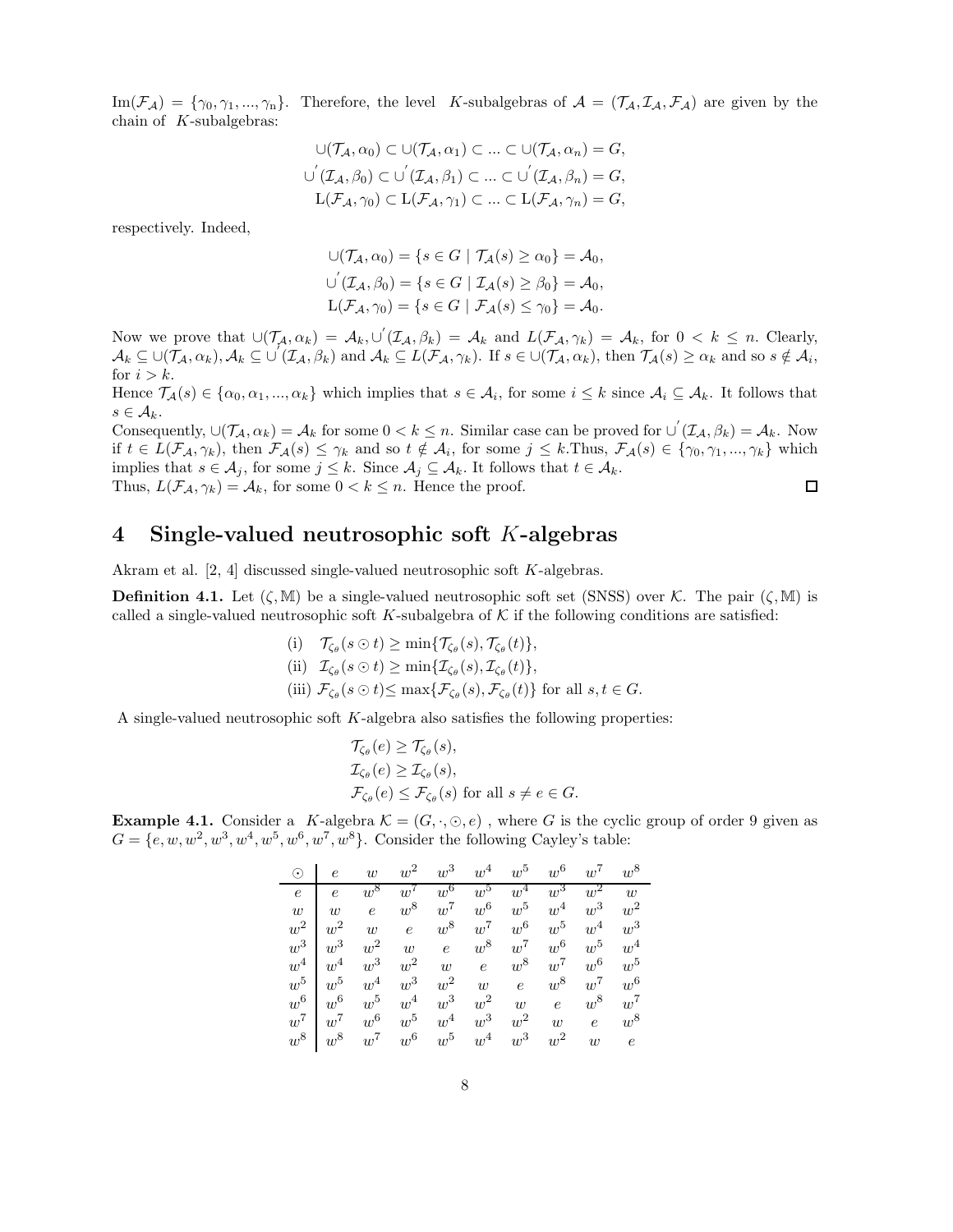$\mathrm{Im}(\mathcal{F}_{\mathcal{A}}) = \{\gamma_0, \gamma_1, ..., \gamma_n\}$. Therefore, the level $K$-subalgebras of $\mathcal{A} = (\mathcal{T}_{\mathcal{A}}, \mathcal{I}_{\mathcal{A}}, \mathcal{F}_{\mathcal{A}})$ are given by the chain of $K$-subalgebras:

$$\cup(\mathcal{T}_{\mathcal{A}}, \alpha_0) \subset \cup(\mathcal{T}_{\mathcal{A}}, \alpha_1) \subset ... \subset \cup(\mathcal{T}_{\mathcal{A}}, \alpha_n) = G,$$
$$\cup^{'}(\mathcal{I}_{\mathcal{A}}, \beta_0) \subset \cup^{'}(\mathcal{I}_{\mathcal{A}}, \beta_1) \subset ... \subset \cup^{'}(\mathcal{I}_{\mathcal{A}}, \beta_n) = G,$$
$$\mathrm{L}(\mathcal{F}_{\mathcal{A}}, \gamma_0) \subset \mathrm{L}(\mathcal{F}_{\mathcal{A}}, \gamma_1) \subset ... \subset \mathrm{L}(\mathcal{F}_{\mathcal{A}}, \gamma_n) = G,$$

respectively. Indeed,

$$\cup(\mathcal{T}_{\mathcal{A}}, \alpha_0) = \{s \in G \mid \mathcal{T}_{\mathcal{A}}(s) \geq \alpha_0\} = \mathcal{A}_0,$$
$$\cup^{'}(\mathcal{I}_{\mathcal{A}}, \beta_0) = \{s \in G \mid \mathcal{I}_{\mathcal{A}}(s) \geq \beta_0\} = \mathcal{A}_0,$$
$$\mathrm{L}(\mathcal{F}_{\mathcal{A}}, \gamma_0) = \{s \in G \mid \mathcal{F}_{\mathcal{A}}(s) \leq \gamma_0\} = \mathcal{A}_0.$$

Now we prove that $\cup(\mathcal{T}_{\mathcal{A}}, \alpha_k) = \mathcal{A}_k, \cup^{'}(\mathcal{I}_{\mathcal{A}}, \beta_k) = \mathcal{A}_k$ and $L(\mathcal{F}_{\mathcal{A}}, \gamma_k) = \mathcal{A}_k$, for $0 < k \leq n$. Clearly, $\mathcal{A}_k \subseteq \cup(\mathcal{T}_{\mathcal{A}}, \alpha_k), \mathcal{A}_k \subseteq \cup^{'}(\mathcal{I}_{\mathcal{A}}, \beta_k)$ and $\mathcal{A}_k \subseteq L(\mathcal{F}_{\mathcal{A}}, \gamma_k)$. If $s \in \cup(\mathcal{T}_{\mathcal{A}}, \alpha_k)$, then $\mathcal{T}_{\mathcal{A}}(s) \geq \alpha_k$ and so $s \notin \mathcal{A}_i$, for $i > k$.
Hence $\mathcal{T}_{\mathcal{A}}(s) \in \{\alpha_0, \alpha_1, ..., \alpha_k\}$ which implies that $s \in \mathcal{A}_i$, for some $i \leq k$ since $\mathcal{A}_i \subseteq \mathcal{A}_k$. It follows that $s \in \mathcal{A}_k$.
Consequently, $\cup(\mathcal{T}_{\mathcal{A}}, \alpha_k) = \mathcal{A}_k$ for some $0 < k \leq n$. Similar case can be proved for $\cup^{'}(\mathcal{I}_{\mathcal{A}}, \beta_k) = \mathcal{A}_k$. Now if $t \in L(\mathcal{F}_{\mathcal{A}}, \gamma_k)$, then $\mathcal{F}_{\mathcal{A}}(s) \leq \gamma_k$ and so $t \notin \mathcal{A}_i$, for some $j \leq k$.Thus, $\mathcal{F}_{\mathcal{A}}(s) \in \{\gamma_0, \gamma_1, ..., \gamma_k\}$ which implies that $s \in \mathcal{A}_j$, for some $j \leq k$. Since $\mathcal{A}_j \subseteq \mathcal{A}_k$. It follows that $t \in \mathcal{A}_k$.
Thus, $L(\mathcal{F}_{\mathcal{A}}, \gamma_k) = \mathcal{A}_k$, for some $0 < k \leq n$. Hence the proof. □

# 4 Single-valued neutrosophic soft $K$-algebras

Akram et al. [2, 4] discussed single-valued neutrosophic soft $K$-algebras.

**Definition 4.1.** Let $(\zeta, \mathbb{M})$ be a single-valued neutrosophic soft set (SNSS) over $\mathcal{K}$. The pair $(\zeta, \mathbb{M})$ is called a single-valued neutrosophic soft $K$-subalgebra of $\mathcal{K}$ if the following conditions are satisfied:

$$\text{(i)} \quad \mathcal{T}_{\zeta_\theta}(s \odot t) \geq \min\{\mathcal{T}_{\zeta_\theta}(s), \mathcal{T}_{\zeta_\theta}(t)\},$$
$$\text{(ii)} \quad \mathcal{I}_{\zeta_\theta}(s \odot t) \geq \min\{\mathcal{I}_{\zeta_\theta}(s), \mathcal{I}_{\zeta_\theta}(t)\},$$
$$\text{(iii)} \quad \mathcal{F}_{\zeta_\theta}(s \odot t) \leq \max\{\mathcal{F}_{\zeta_\theta}(s), \mathcal{F}_{\zeta_\theta}(t)\} \text{ for all } s, t \in G.$$

A single-valued neutrosophic soft $K$-algebra also satisfies the following properties:

$$\mathcal{T}_{\zeta_\theta}(e) \geq \mathcal{T}_{\zeta_\theta}(s),$$
$$\mathcal{I}_{\zeta_\theta}(e) \geq \mathcal{I}_{\zeta_\theta}(s),$$
$$\mathcal{F}_{\zeta_\theta}(e) \leq \mathcal{F}_{\zeta_\theta}(s) \text{ for all } s \neq e \in G.$$

**Example 4.1.** Consider a $K$-algebra $\mathcal{K} = (G, \cdot, \odot, e)$ , where $G$ is the cyclic group of order 9 given as $G = \{e, w, w^2, w^3, w^4, w^5, w^6, w^7, w^8\}$. Consider the following Cayley's table:

| $\odot$ | $e$ | $w$ | $w^2$ | $w^3$ | $w^4$ | $w^5$ | $w^6$ | $w^7$ | $w^8$ |
|---|---|---|---|---|---|---|---|---|---|
| $e$ | $e$ | $w^8$ | $w^7$ | $w^6$ | $w^5$ | $w^4$ | $w^3$ | $w^2$ | $w$ |
| $w$ | $w$ | $e$ | $w^8$ | $w^7$ | $w^6$ | $w^5$ | $w^4$ | $w^3$ | $w^2$ |
| $w^2$ | $w^2$ | $w$ | $e$ | $w^8$ | $w^7$ | $w^6$ | $w^5$ | $w^4$ | $w^3$ |
| $w^3$ | $w^3$ | $w^2$ | $w$ | $e$ | $w^8$ | $w^7$ | $w^6$ | $w^5$ | $w^4$ |
| $w^4$ | $w^4$ | $w^3$ | $w^2$ | $w$ | $e$ | $w^8$ | $w^7$ | $w^6$ | $w^5$ |
| $w^5$ | $w^5$ | $w^4$ | $w^3$ | $w^2$ | $w$ | $e$ | $w^8$ | $w^7$ | $w^6$ |
| $w^6$ | $w^6$ | $w^5$ | $w^4$ | $w^3$ | $w^2$ | $w$ | $e$ | $w^8$ | $w^7$ |
| $w^7$ | $w^7$ | $w^6$ | $w^5$ | $w^4$ | $w^3$ | $w^2$ | $w$ | $e$ | $w^8$ |
| $w^8$ | $w^8$ | $w^7$ | $w^6$ | $w^5$ | $w^4$ | $w^3$ | $w^2$ | $w$ | $e$ |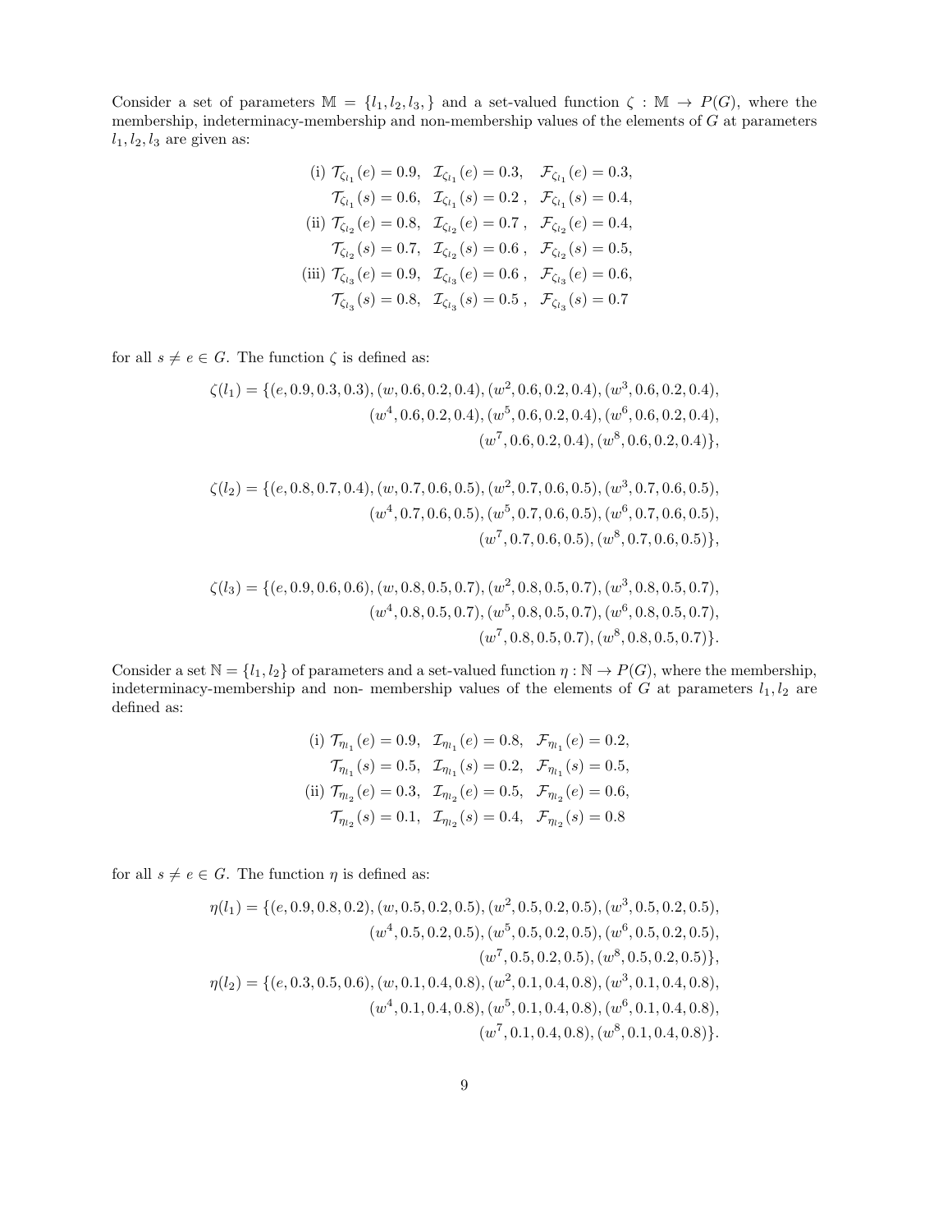Consider a set of parameters $\mathbb{M} = \{l_1, l_2, l_3, \}$ and a set-valued function $\zeta : \mathbb{M} \to P(G)$, where the membership, indeterminacy-membership and non-membership values of the elements of $G$ at parameters $l_1, l_2, l_3$ are given as:

$$
\begin{aligned}
&\text{(i) } \mathcal{T}_{\zeta_{l_1}}(e) = 0.9, \quad \mathcal{I}_{\zeta_{l_1}}(e) = 0.3, \quad \mathcal{F}_{\zeta_{l_1}}(e) = 0.3,\\
&\quad\ \mathcal{T}_{\zeta_{l_1}}(s) = 0.6, \quad \mathcal{I}_{\zeta_{l_1}}(s) = 0.2\ , \quad \mathcal{F}_{\zeta_{l_1}}(s) = 0.4,\\
&\text{(ii) } \mathcal{T}_{\zeta_{l_2}}(e) = 0.8, \quad \mathcal{I}_{\zeta_{l_2}}(e) = 0.7\ , \quad \mathcal{F}_{\zeta_{l_2}}(e) = 0.4,\\
&\quad\ \mathcal{T}_{\zeta_{l_2}}(s) = 0.7, \quad \mathcal{I}_{\zeta_{l_2}}(s) = 0.6\ , \quad \mathcal{F}_{\zeta_{l_2}}(s) = 0.5,\\
&\text{(iii) } \mathcal{T}_{\zeta_{l_3}}(e) = 0.9, \quad \mathcal{I}_{\zeta_{l_3}}(e) = 0.6\ , \quad \mathcal{F}_{\zeta_{l_3}}(e) = 0.6,\\
&\quad\ \mathcal{T}_{\zeta_{l_3}}(s) = 0.8, \quad \mathcal{I}_{\zeta_{l_3}}(s) = 0.5\ , \quad \mathcal{F}_{\zeta_{l_3}}(s) = 0.7
\end{aligned}
$$

for all $s \neq e \in G$. The function $\zeta$ is defined as:

$$
\begin{aligned}
\zeta(l_1) = \{&(e, 0.9, 0.3, 0.3), (w, 0.6, 0.2, 0.4), (w^2, 0.6, 0.2, 0.4), (w^3, 0.6, 0.2, 0.4),\\
&(w^4, 0.6, 0.2, 0.4), (w^5, 0.6, 0.2, 0.4), (w^6, 0.6, 0.2, 0.4),\\
&(w^7, 0.6, 0.2, 0.4), (w^8, 0.6, 0.2, 0.4)\},
\end{aligned}
$$

$$
\begin{aligned}
\zeta(l_2) = \{&(e, 0.8, 0.7, 0.4), (w, 0.7, 0.6, 0.5), (w^2, 0.7, 0.6, 0.5), (w^3, 0.7, 0.6, 0.5),\\
&(w^4, 0.7, 0.6, 0.5), (w^5, 0.7, 0.6, 0.5), (w^6, 0.7, 0.6, 0.5),\\
&(w^7, 0.7, 0.6, 0.5), (w^8, 0.7, 0.6, 0.5)\},
\end{aligned}
$$

$$
\begin{aligned}
\zeta(l_3) = \{&(e, 0.9, 0.6, 0.6), (w, 0.8, 0.5, 0.7), (w^2, 0.8, 0.5, 0.7), (w^3, 0.8, 0.5, 0.7),\\
&(w^4, 0.8, 0.5, 0.7), (w^5, 0.8, 0.5, 0.7), (w^6, 0.8, 0.5, 0.7),\\
&(w^7, 0.8, 0.5, 0.7), (w^8, 0.8, 0.5, 0.7)\}.
\end{aligned}
$$

Consider a set $\mathbb{N} = \{l_1, l_2\}$ of parameters and a set-valued function $\eta : \mathbb{N} \to P(G)$, where the membership, indeterminacy-membership and non- membership values of the elements of $G$ at parameters $l_1, l_2$ are defined as:

$$
\begin{aligned}
&\text{(i) } \mathcal{T}_{\eta_{l_1}}(e) = 0.9, \quad \mathcal{I}_{\eta_{l_1}}(e) = 0.8, \quad \mathcal{F}_{\eta_{l_1}}(e) = 0.2,\\
&\quad\ \mathcal{T}_{\eta_{l_1}}(s) = 0.5, \quad \mathcal{I}_{\eta_{l_1}}(s) = 0.2, \quad \mathcal{F}_{\eta_{l_1}}(s) = 0.5,\\
&\text{(ii) } \mathcal{T}_{\eta_{l_2}}(e) = 0.3, \quad \mathcal{I}_{\eta_{l_2}}(e) = 0.5, \quad \mathcal{F}_{\eta_{l_2}}(e) = 0.6,\\
&\quad\ \mathcal{T}_{\eta_{l_2}}(s) = 0.1, \quad \mathcal{I}_{\eta_{l_2}}(s) = 0.4, \quad \mathcal{F}_{\eta_{l_2}}(s) = 0.8
\end{aligned}
$$

for all $s \neq e \in G$. The function $\eta$ is defined as:

$$
\begin{aligned}
\eta(l_1) = \{&(e, 0.9, 0.8, 0.2), (w, 0.5, 0.2, 0.5), (w^2, 0.5, 0.2, 0.5), (w^3, 0.5, 0.2, 0.5),\\
&(w^4, 0.5, 0.2, 0.5), (w^5, 0.5, 0.2, 0.5), (w^6, 0.5, 0.2, 0.5),\\
&(w^7, 0.5, 0.2, 0.5), (w^8, 0.5, 0.2, 0.5)\},\\
\eta(l_2) = \{&(e, 0.3, 0.5, 0.6), (w, 0.1, 0.4, 0.8), (w^2, 0.1, 0.4, 0.8), (w^3, 0.1, 0.4, 0.8),\\
&(w^4, 0.1, 0.4, 0.8), (w^5, 0.1, 0.4, 0.8), (w^6, 0.1, 0.4, 0.8),\\
&(w^7, 0.1, 0.4, 0.8), (w^8, 0.1, 0.4, 0.8)\}.
\end{aligned}
$$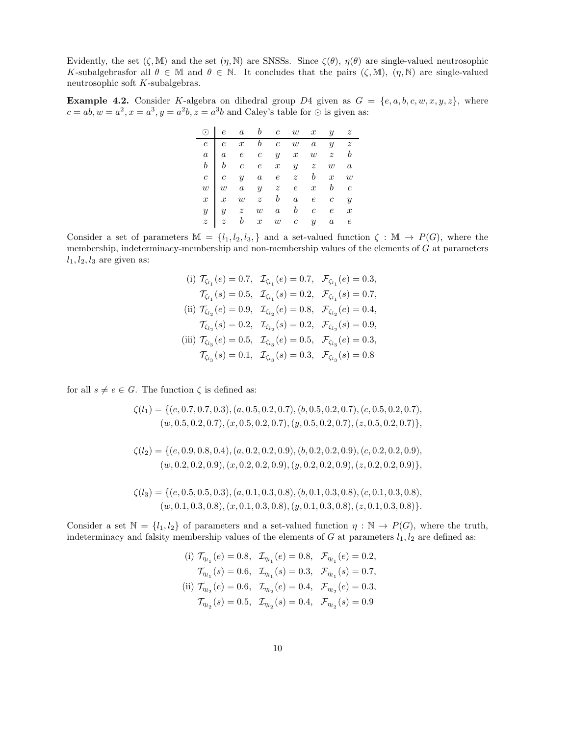Evidently, the set $(\zeta, \mathbb{M})$ and the set $(\eta, \mathbb{N})$ are SNSSs. Since $\zeta(\theta)$, $\eta(\theta)$ are single-valued neutrosophic $K$-subalgebrasfor all $\theta \in \mathbb{M}$ and $\theta \in \mathbb{N}$. It concludes that the pairs $(\zeta, \mathbb{M})$, $(\eta, \mathbb{N})$ are single-valued neutrosophic soft $K$-subalgebras.

**Example 4.2.** Consider $K$-algebra on dihedral group $D4$ given as $G = \{e, a, b, c, w, x, y, z\}$, where $c = ab, w = a^2, x = a^3, y = a^2b, z = a^3b$ and Caley's table for $\odot$ is given as:

| $\odot$ | $e$ | $a$ | $b$ | $c$ | $w$ | $x$ | $y$ | $z$ |
|---|---|---|---|---|---|---|---|---|
| $e$ | $e$ | $x$ | $b$ | $c$ | $w$ | $a$ | $y$ | $z$ |
| $a$ | $a$ | $e$ | $c$ | $y$ | $x$ | $w$ | $z$ | $b$ |
| $b$ | $b$ | $c$ | $e$ | $x$ | $y$ | $z$ | $w$ | $a$ |
| $c$ | $c$ | $y$ | $a$ | $e$ | $z$ | $b$ | $x$ | $w$ |
| $w$ | $w$ | $a$ | $y$ | $z$ | $e$ | $x$ | $b$ | $c$ |
| $x$ | $x$ | $w$ | $z$ | $b$ | $a$ | $e$ | $c$ | $y$ |
| $y$ | $y$ | $z$ | $w$ | $a$ | $b$ | $c$ | $e$ | $x$ |
| $z$ | $z$ | $b$ | $x$ | $w$ | $c$ | $y$ | $a$ | $e$ |

Consider a set of parameters $\mathbb{M} = \{l_1, l_2, l_3, \}$ and a set-valued function $\zeta : \mathbb{M} \to P(G)$, where the membership, indeterminacy-membership and non-membership values of the elements of $G$ at parameters $l_1, l_2, l_3$ are given as:

$$
\begin{aligned}
\text{(i) } & \mathcal{T}_{\zeta_{l_1}}(e) = 0.7, \;\; \mathcal{I}_{\zeta_{l_1}}(e) = 0.7, \;\; \mathcal{F}_{\zeta_{l_1}}(e) = 0.3, \\
& \mathcal{T}_{\zeta_{l_1}}(s) = 0.5, \;\; \mathcal{I}_{\zeta_{l_1}}(s) = 0.2, \;\; \mathcal{F}_{\zeta_{l_1}}(s) = 0.7, \\
\text{(ii) } & \mathcal{T}_{\zeta_{l_2}}(e) = 0.9, \;\; \mathcal{I}_{\zeta_{l_2}}(e) = 0.8, \;\; \mathcal{F}_{\zeta_{l_2}}(e) = 0.4, \\
& \mathcal{T}_{\zeta_{l_2}}(s) = 0.2, \;\; \mathcal{I}_{\zeta_{l_2}}(s) = 0.2, \;\; \mathcal{F}_{\zeta_{l_2}}(s) = 0.9, \\
\text{(iii) } & \mathcal{T}_{\zeta_{l_3}}(e) = 0.5, \;\; \mathcal{I}_{\zeta_{l_3}}(e) = 0.5, \;\; \mathcal{F}_{\zeta_{l_3}}(e) = 0.3, \\
& \mathcal{T}_{\zeta_{l_3}}(s) = 0.1, \;\; \mathcal{I}_{\zeta_{l_3}}(s) = 0.3, \;\; \mathcal{F}_{\zeta_{l_3}}(s) = 0.8
\end{aligned}
$$

for all $s \neq e \in G$. The function $\zeta$ is defined as:

$$
\begin{aligned}
\zeta(l_1) = \{ & (e, 0.7, 0.7, 0.3), (a, 0.5, 0.2, 0.7), (b, 0.5, 0.2, 0.7), (c, 0.5, 0.2, 0.7), \\
& (w, 0.5, 0.2, 0.7), (x, 0.5, 0.2, 0.7), (y, 0.5, 0.2, 0.7), (z, 0.5, 0.2, 0.7)\},
\end{aligned}
$$

$$
\begin{aligned}
\zeta(l_2) = \{ & (e, 0.9, 0.8, 0.4), (a, 0.2, 0.2, 0.9), (b, 0.2, 0.2, 0.9), (c, 0.2, 0.2, 0.9), \\
& (w, 0.2, 0.2, 0.9), (x, 0.2, 0.2, 0.9), (y, 0.2, 0.2, 0.9), (z, 0.2, 0.2, 0.9)\},
\end{aligned}
$$

$$
\begin{aligned}
\zeta(l_3) = \{ & (e, 0.5, 0.5, 0.3), (a, 0.1, 0.3, 0.8), (b, 0.1, 0.3, 0.8), (c, 0.1, 0.3, 0.8), \\
& (w, 0.1, 0.3, 0.8), (x, 0.1, 0.3, 0.8), (y, 0.1, 0.3, 0.8), (z, 0.1, 0.3, 0.8)\}.
\end{aligned}
$$

Consider a set $\mathbb{N} = \{l_1, l_2\}$ of parameters and a set-valued function $\eta : \mathbb{N} \to P(G)$, where the truth, indeterminacy and falsity membership values of the elements of $G$ at parameters $l_1, l_2$ are defined as:

$$
\begin{aligned}
\text{(i) } & \mathcal{T}_{\eta_{l_1}}(e) = 0.8, \;\; \mathcal{I}_{\eta_{l_1}}(e) = 0.8, \;\; \mathcal{F}_{\eta_{l_1}}(e) = 0.2, \\
& \mathcal{T}_{\eta_{l_1}}(s) = 0.6, \;\; \mathcal{I}_{\eta_{l_1}}(s) = 0.3, \;\; \mathcal{F}_{\eta_{l_1}}(s) = 0.7, \\
\text{(ii) } & \mathcal{T}_{\eta_{l_2}}(e) = 0.6, \;\; \mathcal{I}_{\eta_{l_2}}(e) = 0.4, \;\; \mathcal{F}_{\eta_{l_2}}(e) = 0.3, \\
& \mathcal{T}_{\eta_{l_2}}(s) = 0.5, \;\; \mathcal{I}_{\eta_{l_2}}(s) = 0.4, \;\; \mathcal{F}_{\eta_{l_2}}(s) = 0.9
\end{aligned}
$$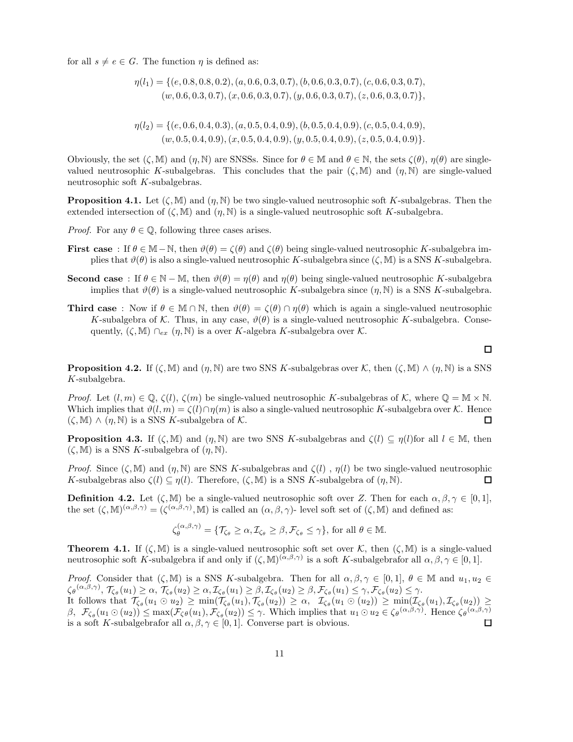for all $s \neq e \in G$. The function $\eta$ is defined as:

$$\eta(l_1) = \{(e, 0.8, 0.8, 0.2), (a, 0.6, 0.3, 0.7), (b, 0.6, 0.3, 0.7), (c, 0.6, 0.3, 0.7), \\ (w, 0.6, 0.3, 0.7), (x, 0.6, 0.3, 0.7), (y, 0.6, 0.3, 0.7), (z, 0.6, 0.3, 0.7)\},$$

$$\eta(l_2) = \{(e, 0.6, 0.4, 0.3), (a, 0.5, 0.4, 0.9), (b, 0.5, 0.4, 0.9), (c, 0.5, 0.4, 0.9), \\ (w, 0.5, 0.4, 0.9), (x, 0.5, 0.4, 0.9), (y, 0.5, 0.4, 0.9), (z, 0.5, 0.4, 0.9)\}.$$

Obviously, the set $(\zeta, \mathbb{M})$ and $(\eta, \mathbb{N})$ are SNSSs. Since for $\theta \in \mathbb{M}$ and $\theta \in \mathbb{N}$, the sets $\zeta(\theta)$, $\eta(\theta)$ are single-valued neutrosophic $K$-subalgebras. This concludes that the pair $(\zeta, \mathbb{M})$ and $(\eta, \mathbb{N})$ are single-valued neutrosophic soft $K$-subalgebras.

**Proposition 4.1.** Let $(\zeta, \mathbb{M})$ and $(\eta, \mathbb{N})$ be two single-valued neutrosophic soft $K$-subalgebras. Then the extended intersection of $(\zeta, \mathbb{M})$ and $(\eta, \mathbb{N})$ is a single-valued neutrosophic soft $K$-subalgebra.

*Proof.* For any $\theta \in \mathbb{Q}$, following three cases arises.

**First case** : If $\theta \in \mathbb{M} - \mathbb{N}$, then $\vartheta(\theta) = \zeta(\theta)$ and $\zeta(\theta)$ being single-valued neutrosophic $K$-subalgebra implies that $\vartheta(\theta)$ is also a single-valued neutrosophic $K$-subalgebra since $(\zeta, \mathbb{M})$ is a SNS $K$-subalgebra.

**Second case** : If $\theta \in \mathbb{N} - \mathbb{M}$, then $\vartheta(\theta) = \eta(\theta)$ and $\eta(\theta)$ being single-valued neutrosophic $K$-subalgebra implies that $\vartheta(\theta)$ is a single-valued neutrosophic $K$-subalgebra since $(\eta, \mathbb{N})$ is a SNS $K$-subalgebra.

**Third case** : Now if $\theta \in \mathbb{M} \cap \mathbb{N}$, then $\vartheta(\theta) = \zeta(\theta) \cap \eta(\theta)$ which is again a single-valued neutrosophic $K$-subalgebra of $\mathcal{K}$. Thus, in any case, $\vartheta(\theta)$ is a single-valued neutrosophic $K$-subalgebra. Consequently, $(\zeta, \mathbb{M}) \cap_{ex} (\eta, \mathbb{N})$ is a over $K$-algebra $K$-subalgebra over $\mathcal{K}$.

□

**Proposition 4.2.** If $(\zeta, \mathbb{M})$ and $(\eta, \mathbb{N})$ are two SNS $K$-subalgebras over $\mathcal{K}$, then $(\zeta, \mathbb{M}) \wedge (\eta, \mathbb{N})$ is a SNS $K$-subalgebra.

*Proof.* Let $(l, m) \in \mathbb{Q}$, $\zeta(l)$, $\zeta(m)$ be single-valued neutrosophic $K$-subalgebras of $\mathcal{K}$, where $\mathbb{Q} = \mathbb{M} \times \mathbb{N}$. Which implies that $\vartheta(l, m) = \zeta(l) \cap \eta(m)$ is also a single-valued neutrosophic $K$-subalgebra over $\mathcal{K}$. Hence $(\zeta, \mathbb{M}) \wedge (\eta, \mathbb{N})$ is a SNS $K$-subalgebra of $\mathcal{K}$. □

**Proposition 4.3.** If $(\zeta, \mathbb{M})$ and $(\eta, \mathbb{N})$ are two SNS $K$-subalgebras and $\zeta(l) \subseteq \eta(l)$for all $l \in \mathbb{M}$, then $(\zeta, \mathbb{M})$ is a SNS $K$-subalgebra of $(\eta, \mathbb{N})$.

*Proof.* Since $(\zeta, \mathbb{M})$ and $(\eta, \mathbb{N})$ are SNS $K$-subalgebras and $\zeta(l)$ , $\eta(l)$ be two single-valued neutrosophic $K$-subalgebras also $\zeta(l) \subseteq \eta(l)$. Therefore, $(\zeta, \mathbb{M})$ is a SNS $K$-subalgebra of $(\eta, \mathbb{N})$. □

**Definition 4.2.** Let $(\zeta, \mathbb{M})$ be a single-valued neutrosophic soft over $Z$. Then for each $\alpha, \beta, \gamma \in [0, 1]$, the set $(\zeta, \mathbb{M})^{(\alpha,\beta,\gamma)} = (\zeta^{(\alpha,\beta,\gamma)}, \mathbb{M})$ is called an $(\alpha, \beta, \gamma)$- level soft set of $(\zeta, \mathbb{M})$ and defined as:

$$\zeta_\theta^{(\alpha,\beta,\gamma)} = \{\mathcal{T}_{\zeta_\theta} \geq \alpha, \mathcal{I}_{\zeta_\theta} \geq \beta, \mathcal{F}_{\zeta_\theta} \leq \gamma\}, \text{ for all } \theta \in \mathbb{M}.$$

**Theorem 4.1.** If $(\zeta, \mathbb{M})$ is a single-valued neutrosophic soft set over $\mathcal{K}$, then $(\zeta, \mathbb{M})$ is a single-valued neutrosophic soft $K$-subalgebra if and only if $(\zeta, \mathbb{M})^{(\alpha,\beta,\gamma)}$ is a soft $K$-subalgebrafor all $\alpha, \beta, \gamma \in [0, 1]$.

*Proof.* Consider that $(\zeta, \mathbb{M})$ is a SNS $K$-subalgebra. Then for all $\alpha, \beta, \gamma \in [0, 1]$, $\theta \in \mathbb{M}$ and $u_1, u_2 \in {\zeta_\theta}^{(\alpha,\beta,\gamma)}$, $\mathcal{T}_{\zeta_\theta}(u_1) \geq \alpha$, $\mathcal{T}_{\zeta_\theta}(u_2) \geq \alpha, \mathcal{I}_{\zeta_\theta}(u_1) \geq \beta, \mathcal{I}_{\zeta_\theta}(u_2) \geq \beta, \mathcal{F}_{\zeta_\theta}(u_1) \leq \gamma, \mathcal{F}_{\zeta_\theta}(u_2) \leq \gamma$.
It follows that $\mathcal{T}_{\zeta_\theta}(u_1 \odot u_2) \geq \min(\mathcal{T}_{\zeta_\theta}(u_1), \mathcal{T}_{\zeta_\theta}(u_2)) \geq \alpha$, $\mathcal{I}_{\zeta_\theta}(u_1 \odot (u_2)) \geq \min(\mathcal{I}_{\zeta_\theta}(u_1), \mathcal{I}_{\zeta_\theta}(u_2)) \geq \beta$, $\mathcal{F}_{\zeta_\theta}(u_1 \odot (u_2)) \leq \max(\mathcal{F}_{\zeta\theta}(u_1), \mathcal{F}_{\zeta_\theta}(u_2)) \leq \gamma$. Which implies that $u_1 \odot u_2 \in {\zeta_\theta}^{(\alpha,\beta,\gamma)}$. Hence ${\zeta_\theta}^{(\alpha,\beta,\gamma)}$ is a soft $K$-subalgebrafor all $\alpha, \beta, \gamma \in [0, 1]$. Converse part is obvious. □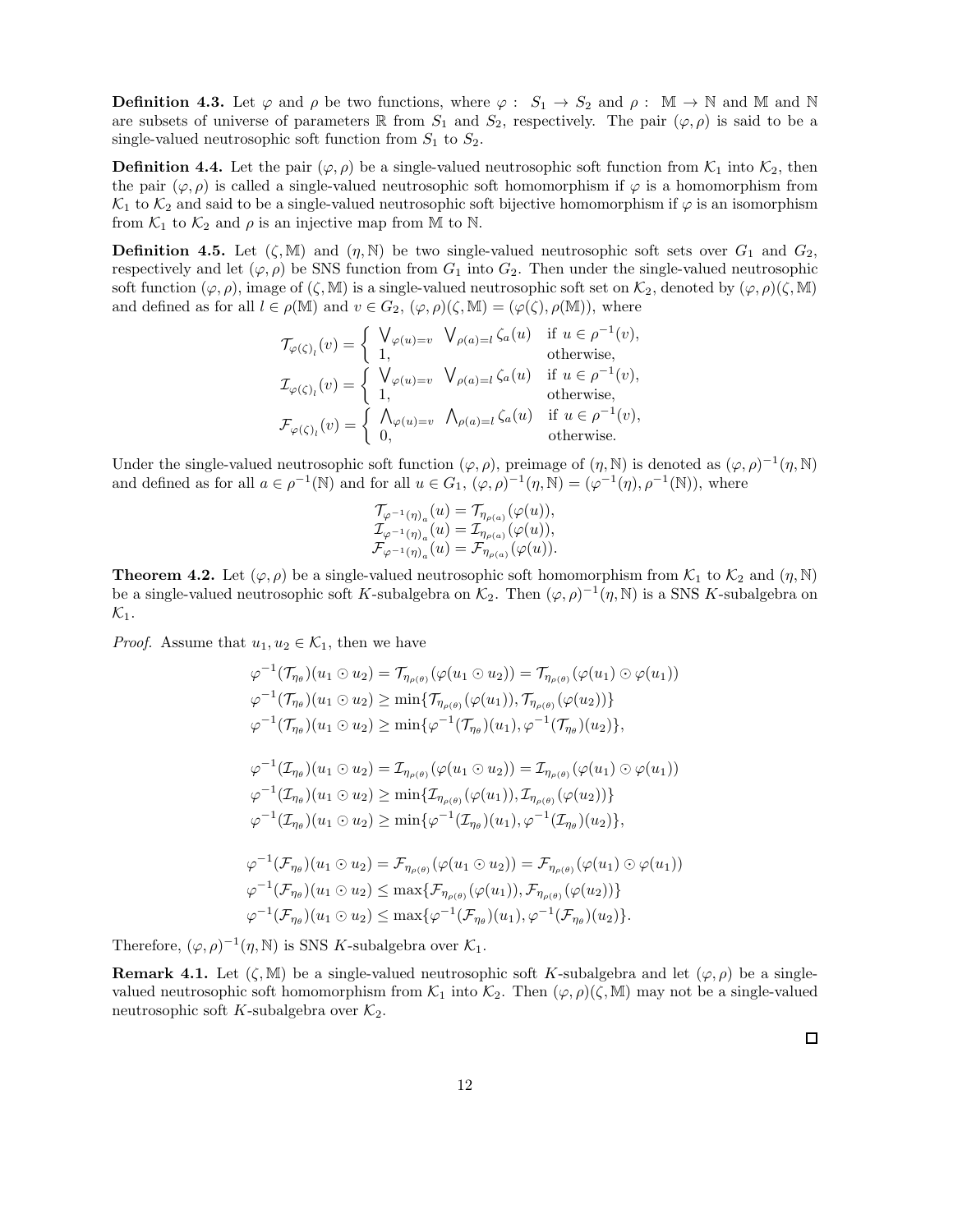**Definition 4.3.** Let $\varphi$ and $\rho$ be two functions, where $\varphi: S_1 \to S_2$ and $\rho: \mathbb{M} \to \mathbb{N}$ and $\mathbb{M}$ and $\mathbb{N}$ are subsets of universe of parameters $\mathbb{R}$ from $S_1$ and $S_2$, respectively. The pair $(\varphi, \rho)$ is said to be a single-valued neutrosophic soft function from $S_1$ to $S_2$.

**Definition 4.4.** Let the pair $(\varphi, \rho)$ be a single-valued neutrosophic soft function from $\mathcal{K}_1$ into $\mathcal{K}_2$, then the pair $(\varphi, \rho)$ is called a single-valued neutrosophic soft homomorphism if $\varphi$ is a homomorphism from $\mathcal{K}_1$ to $\mathcal{K}_2$ and said to be a single-valued neutrosophic soft bijective homomorphism if $\varphi$ is an isomorphism from $\mathcal{K}_1$ to $\mathcal{K}_2$ and $\rho$ is an injective map from $\mathbb{M}$ to $\mathbb{N}$.

**Definition 4.5.** Let $(\zeta, \mathbb{M})$ and $(\eta, \mathbb{N})$ be two single-valued neutrosophic soft sets over $G_1$ and $G_2$, respectively and let $(\varphi, \rho)$ be SNS function from $G_1$ into $G_2$. Then under the single-valued neutrosophic soft function $(\varphi, \rho)$, image of $(\zeta, \mathbb{M})$ is a single-valued neutrosophic soft set on $\mathcal{K}_2$, denoted by $(\varphi, \rho)(\zeta, \mathbb{M})$ and defined as for all $l \in \rho(\mathbb{M})$ and $v \in G_2$, $(\varphi, \rho)(\zeta, \mathbb{M}) = (\varphi(\zeta), \rho(\mathbb{M}))$, where

$$\mathcal{T}_{\varphi(\zeta)_l}(v) = \begin{cases} \bigvee_{\varphi(u)=v} \ \bigvee_{\rho(a)=l} \zeta_a(u) & \text{if } u \in \rho^{-1}(v), \\ 1, & \text{otherwise,} \end{cases}$$

$$\mathcal{I}_{\varphi(\zeta)_l}(v) = \begin{cases} \bigvee_{\varphi(u)=v} \ \bigvee_{\rho(a)=l} \zeta_a(u) & \text{if } u \in \rho^{-1}(v), \\ 1, & \text{otherwise,} \end{cases}$$

$$\mathcal{F}_{\varphi(\zeta)_l}(v) = \begin{cases} \bigwedge_{\varphi(u)=v} \ \bigwedge_{\rho(a)=l} \zeta_a(u) & \text{if } u \in \rho^{-1}(v), \\ 0, & \text{otherwise.} \end{cases}$$

Under the single-valued neutrosophic soft function $(\varphi, \rho)$, preimage of $(\eta, \mathbb{N})$ is denoted as $(\varphi, \rho)^{-1}(\eta, \mathbb{N})$ and defined as for all $a \in \rho^{-1}(\mathbb{N})$ and for all $u \in G_1$, $(\varphi, \rho)^{-1}(\eta, \mathbb{N}) = (\varphi^{-1}(\eta), \rho^{-1}(\mathbb{N}))$, where

$$\mathcal{T}_{\varphi^{-1}(\eta)_a}(u) = \mathcal{T}_{\eta_{\rho(a)}}(\varphi(u)),$$
$$\mathcal{I}_{\varphi^{-1}(\eta)_a}(u) = \mathcal{I}_{\eta_{\rho(a)}}(\varphi(u)),$$
$$\mathcal{F}_{\varphi^{-1}(\eta)_a}(u) = \mathcal{F}_{\eta_{\rho(a)}}(\varphi(u)).$$

**Theorem 4.2.** Let $(\varphi, \rho)$ be a single-valued neutrosophic soft homomorphism from $\mathcal{K}_1$ to $\mathcal{K}_2$ and $(\eta, \mathbb{N})$ be a single-valued neutrosophic soft $K$-subalgebra on $\mathcal{K}_2$. Then $(\varphi, \rho)^{-1}(\eta, \mathbb{N})$ is a SNS $K$-subalgebra on $\mathcal{K}_1$.

*Proof.* Assume that $u_1, u_2 \in \mathcal{K}_1$, then we have

$$\varphi^{-1}(\mathcal{T}_{\eta_\theta})(u_1 \odot u_2) = \mathcal{T}_{\eta_{\rho(\theta)}}(\varphi(u_1 \odot u_2)) = \mathcal{T}_{\eta_{\rho(\theta)}}(\varphi(u_1) \odot \varphi(u_1))$$
$$\varphi^{-1}(\mathcal{T}_{\eta_\theta})(u_1 \odot u_2) \geq \min\{\mathcal{T}_{\eta_{\rho(\theta)}}(\varphi(u_1)), \mathcal{T}_{\eta_{\rho(\theta)}}(\varphi(u_2))\}$$
$$\varphi^{-1}(\mathcal{T}_{\eta_\theta})(u_1 \odot u_2) \geq \min\{\varphi^{-1}(\mathcal{T}_{\eta_\theta})(u_1), \varphi^{-1}(\mathcal{T}_{\eta_\theta})(u_2)\},$$

$$\varphi^{-1}(\mathcal{I}_{\eta_\theta})(u_1 \odot u_2) = \mathcal{I}_{\eta_{\rho(\theta)}}(\varphi(u_1 \odot u_2)) = \mathcal{I}_{\eta_{\rho(\theta)}}(\varphi(u_1) \odot \varphi(u_1))$$
$$\varphi^{-1}(\mathcal{I}_{\eta_\theta})(u_1 \odot u_2) \geq \min\{\mathcal{I}_{\eta_{\rho(\theta)}}(\varphi(u_1)), \mathcal{I}_{\eta_{\rho(\theta)}}(\varphi(u_2))\}$$
$$\varphi^{-1}(\mathcal{I}_{\eta_\theta})(u_1 \odot u_2) \geq \min\{\varphi^{-1}(\mathcal{I}_{\eta_\theta})(u_1), \varphi^{-1}(\mathcal{I}_{\eta_\theta})(u_2)\},$$

$$\varphi^{-1}(\mathcal{F}_{\eta_\theta})(u_1 \odot u_2) = \mathcal{F}_{\eta_{\rho(\theta)}}(\varphi(u_1 \odot u_2)) = \mathcal{F}_{\eta_{\rho(\theta)}}(\varphi(u_1) \odot \varphi(u_1))$$
$$\varphi^{-1}(\mathcal{F}_{\eta_\theta})(u_1 \odot u_2) \leq \max\{\mathcal{F}_{\eta_{\rho(\theta)}}(\varphi(u_1)), \mathcal{F}_{\eta_{\rho(\theta)}}(\varphi(u_2))\}$$
$$\varphi^{-1}(\mathcal{F}_{\eta_\theta})(u_1 \odot u_2) \leq \max\{\varphi^{-1}(\mathcal{F}_{\eta_\theta})(u_1), \varphi^{-1}(\mathcal{F}_{\eta_\theta})(u_2)\}.$$

Therefore, $(\varphi, \rho)^{-1}(\eta, \mathbb{N})$ is SNS $K$-subalgebra over $\mathcal{K}_1$.

**Remark 4.1.** Let $(\zeta, \mathbb{M})$ be a single-valued neutrosophic soft $K$-subalgebra and let $(\varphi, \rho)$ be a single-valued neutrosophic soft homomorphism from $\mathcal{K}_1$ into $\mathcal{K}_2$. Then $(\varphi, \rho)(\zeta, \mathbb{M})$ may not be a single-valued neutrosophic soft $K$-subalgebra over $\mathcal{K}_2$.

□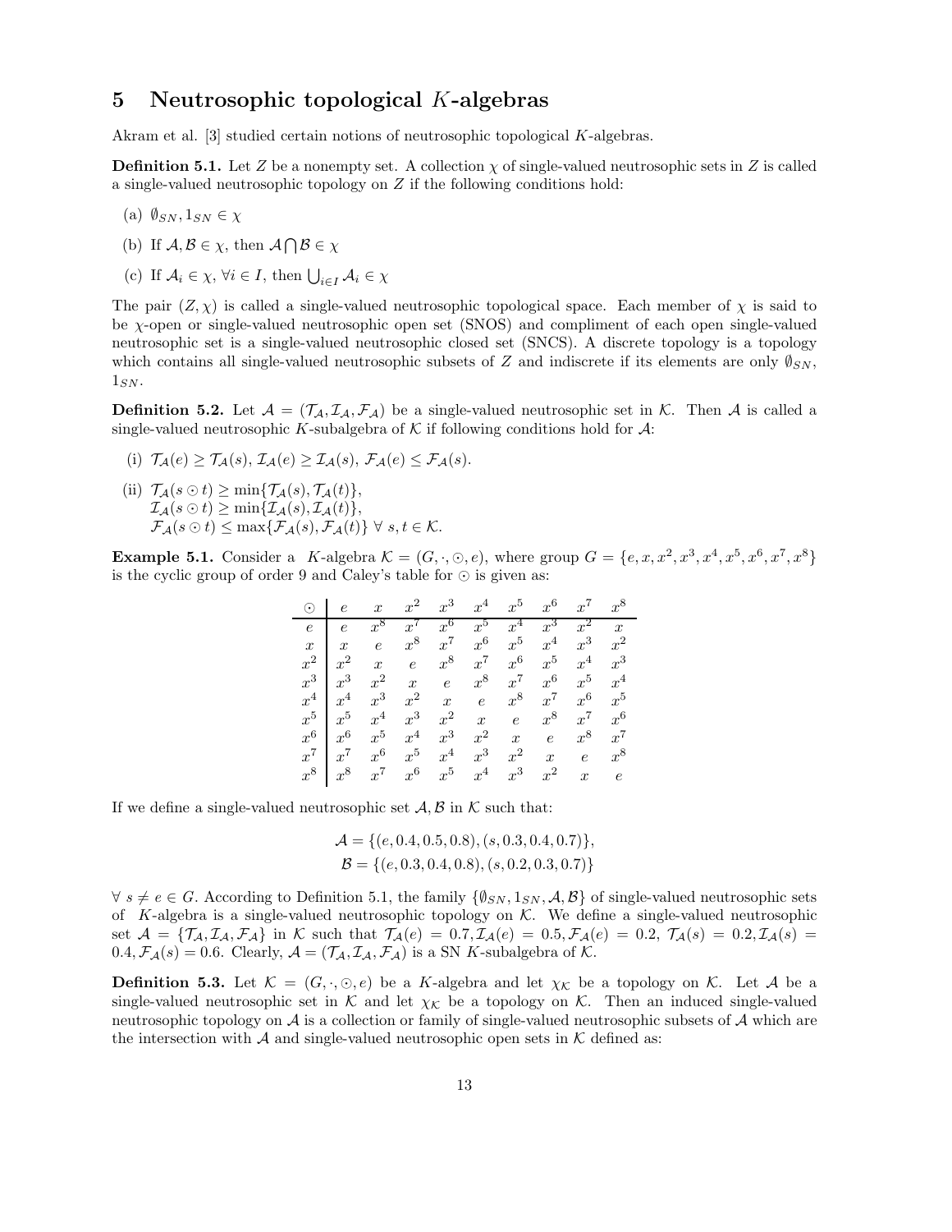## 5 Neutrosophic topological $K$-algebras

Akram et al. [3] studied certain notions of neutrosophic topological $K$-algebras.

**Definition 5.1.** Let $Z$ be a nonempty set. A collection $\chi$ of single-valued neutrosophic sets in $Z$ is called a single-valued neutrosophic topology on $Z$ if the following conditions hold:

(a) $\emptyset_{SN}, 1_{SN} \in \chi$

(b) If $\mathcal{A}, \mathcal{B} \in \chi$, then $\mathcal{A} \bigcap \mathcal{B} \in \chi$

(c) If $\mathcal{A}_i \in \chi$, $\forall i \in I$, then $\bigcup_{i \in I} \mathcal{A}_i \in \chi$

The pair $(Z, \chi)$ is called a single-valued neutrosophic topological space. Each member of $\chi$ is said to be $\chi$-open or single-valued neutrosophic open set (SNOS) and compliment of each open single-valued neutrosophic set is a single-valued neutrosophic closed set (SNCS). A discrete topology is a topology which contains all single-valued neutrosophic subsets of $Z$ and indiscrete if its elements are only $\emptyset_{SN}$, $1_{SN}$.

**Definition 5.2.** Let $\mathcal{A} = (\mathcal{T}_{\mathcal{A}}, \mathcal{I}_{\mathcal{A}}, \mathcal{F}_{\mathcal{A}})$ be a single-valued neutrosophic set in $\mathcal{K}$. Then $\mathcal{A}$ is called a single-valued neutrosophic $K$-subalgebra of $\mathcal{K}$ if following conditions hold for $\mathcal{A}$:

(i) $\mathcal{T}_{\mathcal{A}}(e) \geq \mathcal{T}_{\mathcal{A}}(s)$, $\mathcal{I}_{\mathcal{A}}(e) \geq \mathcal{I}_{\mathcal{A}}(s)$, $\mathcal{F}_{\mathcal{A}}(e) \leq \mathcal{F}_{\mathcal{A}}(s)$.

(ii) $\mathcal{T}_{\mathcal{A}}(s \odot t) \geq \min\{\mathcal{T}_{\mathcal{A}}(s), \mathcal{T}_{\mathcal{A}}(t)\}$,
$\mathcal{I}_{\mathcal{A}}(s \odot t) \geq \min\{\mathcal{I}_{\mathcal{A}}(s), \mathcal{I}_{\mathcal{A}}(t)\}$,
$\mathcal{F}_{\mathcal{A}}(s \odot t) \leq \max\{\mathcal{F}_{\mathcal{A}}(s), \mathcal{F}_{\mathcal{A}}(t)\}$ $\forall\ s, t \in \mathcal{K}$.

**Example 5.1.** Consider a $K$-algebra $\mathcal{K} = (G, \cdot, \odot, e)$, where group $G = \{e, x, x^2, x^3, x^4, x^5, x^6, x^7, x^8\}$ is the cyclic group of order 9 and Caley's table for $\odot$ is given as:

| $\odot$ | $e$ | $x$ | $x^2$ | $x^3$ | $x^4$ | $x^5$ | $x^6$ | $x^7$ | $x^8$ |
|---|---|---|---|---|---|---|---|---|---|
| $e$ | $e$ | $x^8$ | $x^7$ | $x^6$ | $x^5$ | $x^4$ | $x^3$ | $x^2$ | $x$ |
| $x$ | $x$ | $e$ | $x^8$ | $x^7$ | $x^6$ | $x^5$ | $x^4$ | $x^3$ | $x^2$ |
| $x^2$ | $x^2$ | $x$ | $e$ | $x^8$ | $x^7$ | $x^6$ | $x^5$ | $x^4$ | $x^3$ |
| $x^3$ | $x^3$ | $x^2$ | $x$ | $e$ | $x^8$ | $x^7$ | $x^6$ | $x^5$ | $x^4$ |
| $x^4$ | $x^4$ | $x^3$ | $x^2$ | $x$ | $e$ | $x^8$ | $x^7$ | $x^6$ | $x^5$ |
| $x^5$ | $x^5$ | $x^4$ | $x^3$ | $x^2$ | $x$ | $e$ | $x^8$ | $x^7$ | $x^6$ |
| $x^6$ | $x^6$ | $x^5$ | $x^4$ | $x^3$ | $x^2$ | $x$ | $e$ | $x^8$ | $x^7$ |
| $x^7$ | $x^7$ | $x^6$ | $x^5$ | $x^4$ | $x^3$ | $x^2$ | $x$ | $e$ | $x^8$ |
| $x^8$ | $x^8$ | $x^7$ | $x^6$ | $x^5$ | $x^4$ | $x^3$ | $x^2$ | $x$ | $e$ |

If we define a single-valued neutrosophic set $\mathcal{A}, \mathcal{B}$ in $\mathcal{K}$ such that:

$$\mathcal{A} = \{(e, 0.4, 0.5, 0.8), (s, 0.3, 0.4, 0.7)\},$$
$$\mathcal{B} = \{(e, 0.3, 0.4, 0.8), (s, 0.2, 0.3, 0.7)\}$$

$\forall\ s \neq e \in G$. According to Definition 5.1, the family $\{\emptyset_{SN}, 1_{SN}, \mathcal{A}, \mathcal{B}\}$ of single-valued neutrosophic sets of $K$-algebra is a single-valued neutrosophic topology on $\mathcal{K}$. We define a single-valued neutrosophic set $\mathcal{A} = \{\mathcal{T}_{\mathcal{A}}, \mathcal{I}_{\mathcal{A}}, \mathcal{F}_{\mathcal{A}}\}$ in $\mathcal{K}$ such that $\mathcal{T}_{\mathcal{A}}(e) = 0.7, \mathcal{I}_{\mathcal{A}}(e) = 0.5, \mathcal{F}_{\mathcal{A}}(e) = 0.2$, $\mathcal{T}_{\mathcal{A}}(s) = 0.2, \mathcal{I}_{\mathcal{A}}(s) = 0.4, \mathcal{F}_{\mathcal{A}}(s) = 0.6$. Clearly, $\mathcal{A} = (\mathcal{T}_{\mathcal{A}}, \mathcal{I}_{\mathcal{A}}, \mathcal{F}_{\mathcal{A}})$ is a SN $K$-subalgebra of $\mathcal{K}$.

**Definition 5.3.** Let $\mathcal{K} = (G, \cdot, \odot, e)$ be a $K$-algebra and let $\chi_{\mathcal{K}}$ be a topology on $\mathcal{K}$. Let $\mathcal{A}$ be a single-valued neutrosophic set in $\mathcal{K}$ and let $\chi_{\mathcal{K}}$ be a topology on $\mathcal{K}$. Then an induced single-valued neutrosophic topology on $\mathcal{A}$ is a collection or family of single-valued neutrosophic subsets of $\mathcal{A}$ which are the intersection with $\mathcal{A}$ and single-valued neutrosophic open sets in $\mathcal{K}$ defined as: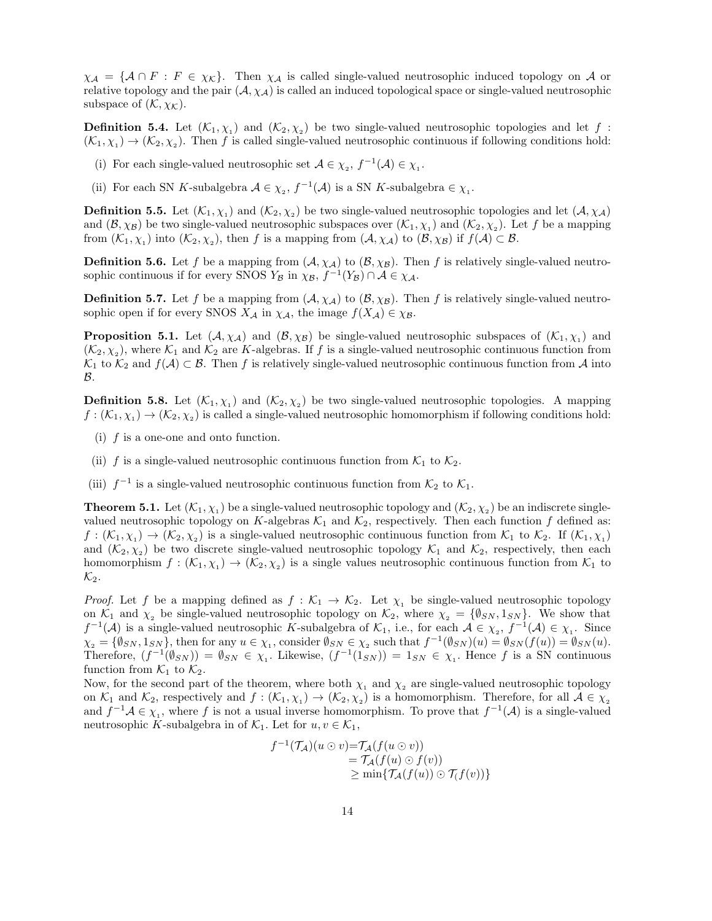$\chi_{\mathcal{A}} = \{\mathcal{A} \cap F : F \in \chi_{\mathcal{K}}\}$. Then $\chi_{\mathcal{A}}$ is called single-valued neutrosophic induced topology on $\mathcal{A}$ or relative topology and the pair $(\mathcal{A}, \chi_{\mathcal{A}})$ is called an induced topological space or single-valued neutrosophic subspace of $(\mathcal{K}, \chi_{\mathcal{K}})$.

**Definition 5.4.** Let $(\mathcal{K}_1, \chi_{_1})$ and $(\mathcal{K}_2, \chi_{_2})$ be two single-valued neutrosophic topologies and let $f : (\mathcal{K}_1, \chi_{_1}) \to (\mathcal{K}_2, \chi_{_2})$. Then $f$ is called single-valued neutrosophic continuous if following conditions hold:

- (i) For each single-valued neutrosophic set $\mathcal{A} \in \chi_{_2}$, $f^{-1}(\mathcal{A}) \in \chi_{_1}$.
- (ii) For each SN $K$-subalgebra $\mathcal{A} \in \chi_{_2}$, $f^{-1}(\mathcal{A})$ is a SN $K$-subalgebra $\in \chi_{_1}$.

**Definition 5.5.** Let $(\mathcal{K}_1, \chi_{_1})$ and $(\mathcal{K}_2, \chi_{_2})$ be two single-valued neutrosophic topologies and let $(\mathcal{A}, \chi_{\mathcal{A}})$ and $(\mathcal{B}, \chi_{\mathcal{B}})$ be two single-valued neutrosophic subspaces over $(\mathcal{K}_1, \chi_{_1})$ and $(\mathcal{K}_2, \chi_{_2})$. Let $f$ be a mapping from $(\mathcal{K}_1, \chi_{_1})$ into $(\mathcal{K}_2, \chi_{_2})$, then $f$ is a mapping from $(\mathcal{A}, \chi_{\mathcal{A}})$ to $(\mathcal{B}, \chi_{\mathcal{B}})$ if $f(\mathcal{A}) \subset \mathcal{B}$.

**Definition 5.6.** Let $f$ be a mapping from $(\mathcal{A}, \chi_{\mathcal{A}})$ to $(\mathcal{B}, \chi_{\mathcal{B}})$. Then $f$ is relatively single-valued neutrosophic continuous if for every SNOS $Y_{\mathcal{B}}$ in $\chi_{\mathcal{B}}$, $f^{-1}(Y_{\mathcal{B}}) \cap \mathcal{A} \in \chi_{\mathcal{A}}$.

**Definition 5.7.** Let $f$ be a mapping from $(\mathcal{A}, \chi_{\mathcal{A}})$ to $(\mathcal{B}, \chi_{\mathcal{B}})$. Then $f$ is relatively single-valued neutrosophic open if for every SNOS $X_{\mathcal{A}}$ in $\chi_{\mathcal{A}}$, the image $f(X_{\mathcal{A}}) \in \chi_{\mathcal{B}}$.

**Proposition 5.1.** Let $(\mathcal{A}, \chi_{\mathcal{A}})$ and $(\mathcal{B}, \chi_{\mathcal{B}})$ be single-valued neutrosophic subspaces of $(\mathcal{K}_1, \chi_{_1})$ and $(\mathcal{K}_2, \chi_{_2})$, where $\mathcal{K}_1$ and $\mathcal{K}_2$ are $K$-algebras. If $f$ is a single-valued neutrosophic continuous function from $\mathcal{K}_1$ to $\mathcal{K}_2$ and $f(\mathcal{A}) \subset \mathcal{B}$. Then $f$ is relatively single-valued neutrosophic continuous function from $\mathcal{A}$ into $\mathcal{B}$.

**Definition 5.8.** Let $(\mathcal{K}_1, \chi_{_1})$ and $(\mathcal{K}_2, \chi_{_2})$ be two single-valued neutrosophic topologies. A mapping $f : (\mathcal{K}_1, \chi_{_1}) \to (\mathcal{K}_2, \chi_{_2})$ is called a single-valued neutrosophic homomorphism if following conditions hold:

- (i) $f$ is a one-one and onto function.
- (ii) $f$ is a single-valued neutrosophic continuous function from $\mathcal{K}_1$ to $\mathcal{K}_2$.
- (iii) $f^{-1}$ is a single-valued neutrosophic continuous function from $\mathcal{K}_2$ to $\mathcal{K}_1$.

**Theorem 5.1.** Let $(\mathcal{K}_1, \chi_{_1})$ be a single-valued neutrosophic topology and $(\mathcal{K}_2, \chi_{_2})$ be an indiscrete single-valued neutrosophic topology on $K$-algebras $\mathcal{K}_1$ and $\mathcal{K}_2$, respectively. Then each function $f$ defined as: $f : (\mathcal{K}_1, \chi_{_1}) \to (\mathcal{K}_2, \chi_{_2})$ is a single-valued neutrosophic continuous function from $\mathcal{K}_1$ to $\mathcal{K}_2$. If $(\mathcal{K}_1, \chi_{_1})$ and $(\mathcal{K}_2, \chi_{_2})$ be two discrete single-valued neutrosophic topology $\mathcal{K}_1$ and $\mathcal{K}_2$, respectively, then each homomorphism $f : (\mathcal{K}_1, \chi_{_1}) \to (\mathcal{K}_2, \chi_{_2})$ is a single values neutrosophic continuous function from $\mathcal{K}_1$ to $\mathcal{K}_2$.

*Proof.* Let $f$ be a mapping defined as $f : \mathcal{K}_1 \to \mathcal{K}_2$. Let $\chi_{_1}$ be single-valued neutrosophic topology on $\mathcal{K}_1$ and $\chi_{_2}$ be single-valued neutrosophic topology on $\mathcal{K}_2$, where $\chi_{_2} = \{\emptyset_{SN}, 1_{SN}\}$. We show that $f^{-1}(\mathcal{A})$ is a single-valued neutrosophic $K$-subalgebra of $\mathcal{K}_1$, i.e., for each $\mathcal{A} \in \chi_{_2}$, $f^{-1}(\mathcal{A}) \in \chi_{_1}$. Since $\chi_{_2} = \{\emptyset_{SN}, 1_{SN}\}$, then for any $u \in \chi_{_1}$, consider $\emptyset_{SN} \in \chi_{_2}$ such that $f^{-1}(\emptyset_{SN})(u) = \emptyset_{SN}(f(u)) = \emptyset_{SN}(u)$. Therefore, $(f^{-1}(\emptyset_{SN})) = \emptyset_{SN} \in \chi_{_1}$. Likewise, $(f^{-1}(1_{SN})) = 1_{SN} \in \chi_{_1}$. Hence $f$ is a SN continuous function from $\mathcal{K}_1$ to $\mathcal{K}_2$.

Now, for the second part of the theorem, where both $\chi_{_1}$ and $\chi_{_2}$ are single-valued neutrosophic topology on $\mathcal{K}_1$ and $\mathcal{K}_2$, respectively and $f : (\mathcal{K}_1, \chi_{_1}) \to (\mathcal{K}_2, \chi_{_2})$ is a homomorphism. Therefore, for all $\mathcal{A} \in \chi_{_2}$ and $f^{-1}\mathcal{A} \in \chi_{_1}$, where $f$ is not a usual inverse homomorphism. To prove that $f^{-1}(\mathcal{A})$ is a single-valued neutrosophic $K$-subalgebra in of $\mathcal{K}_1$. Let for $u, v \in \mathcal{K}_1$,

$$
\begin{aligned}
f^{-1}(\mathcal{T}_{\mathcal{A}})(u \odot v) &= \mathcal{T}_{\mathcal{A}}(f(u \odot v)) \\
&= \mathcal{T}_{\mathcal{A}}(f(u) \odot f(v)) \\
&\geq \min\{\mathcal{T}_{\mathcal{A}}(f(u)) \odot \mathcal{T}_(f(v))\}
\end{aligned}
$$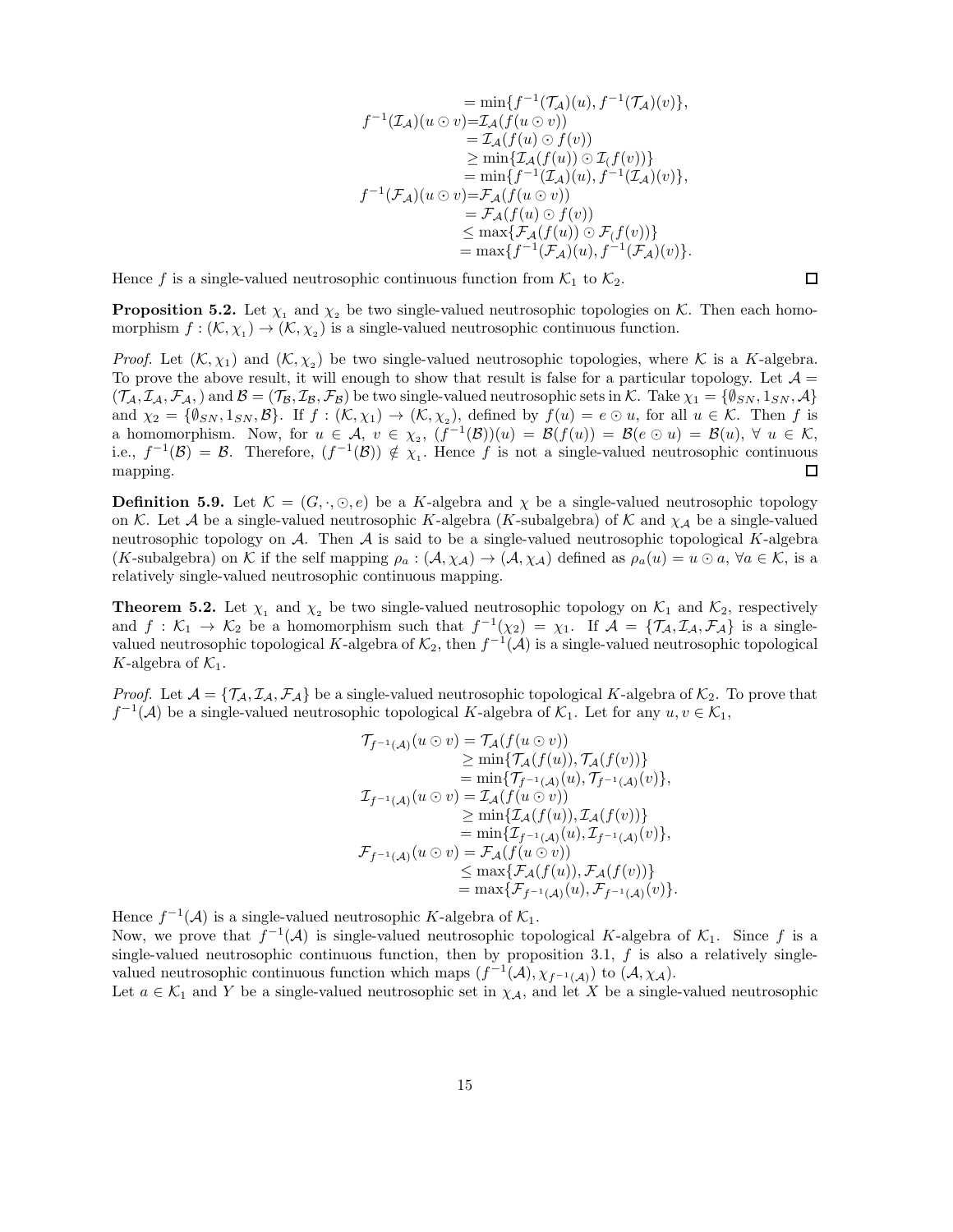$$
\begin{aligned}
&= \min\{f^{-1}(\mathcal{T}_\mathcal{A})(u), f^{-1}(\mathcal{T}_\mathcal{A})(v)\},\\
f^{-1}(\mathcal{I}_\mathcal{A})(u \odot v) &= \mathcal{I}_\mathcal{A}(f(u \odot v))\\
&= \mathcal{I}_\mathcal{A}(f(u) \odot f(v))\\
&\geq \min\{\mathcal{I}_\mathcal{A}(f(u)) \odot \mathcal{I}_(f(v))\}\\
&= \min\{f^{-1}(\mathcal{I}_\mathcal{A})(u), f^{-1}(\mathcal{I}_\mathcal{A})(v)\},\\
f^{-1}(\mathcal{F}_\mathcal{A})(u \odot v) &= \mathcal{F}_\mathcal{A}(f(u \odot v))\\
&= \mathcal{F}_\mathcal{A}(f(u) \odot f(v))\\
&\leq \max\{\mathcal{F}_\mathcal{A}(f(u)) \odot \mathcal{F}_(f(v))\}\\
&= \max\{f^{-1}(\mathcal{F}_\mathcal{A})(u), f^{-1}(\mathcal{F}_\mathcal{A})(v)\}.
\end{aligned}
$$

Hence $f$ is a single-valued neutrosophic continuous function from $\mathcal{K}_1$ to $\mathcal{K}_2$. □

**Proposition 5.2.** Let $\chi_1$ and $\chi_2$ be two single-valued neutrosophic topologies on $\mathcal{K}$. Then each homomorphism $f : (\mathcal{K}, \chi_1) \to (\mathcal{K}, \chi_2)$ is a single-valued neutrosophic continuous function.

*Proof.* Let $(\mathcal{K}, \chi_1)$ and $(\mathcal{K}, \chi_2)$ be two single-valued neutrosophic topologies, where $\mathcal{K}$ is a $K$-algebra. To prove the above result, it will enough to show that result is false for a particular topology. Let $\mathcal{A} = (\mathcal{T}_\mathcal{A}, \mathcal{I}_\mathcal{A}, \mathcal{F}_\mathcal{A}, )$ and $\mathcal{B} = (\mathcal{T}_\mathcal{B}, \mathcal{I}_\mathcal{B}, \mathcal{F}_\mathcal{B})$ be two single-valued neutrosophic sets in $\mathcal{K}$. Take $\chi_1 = \{\emptyset_{SN}, 1_{SN}, \mathcal{A}\}$ and $\chi_2 = \{\emptyset_{SN}, 1_{SN}, \mathcal{B}\}$. If $f : (\mathcal{K}, \chi_1) \to (\mathcal{K}, \chi_2)$, defined by $f(u) = e \odot u$, for all $u \in \mathcal{K}$. Then $f$ is a homomorphism. Now, for $u \in \mathcal{A}$, $v \in \chi_2$, $(f^{-1}(\mathcal{B}))(u) = \mathcal{B}(f(u)) = \mathcal{B}(e \odot u) = \mathcal{B}(u)$, $\forall\ u \in \mathcal{K}$, i.e., $f^{-1}(\mathcal{B}) = \mathcal{B}$. Therefore, $(f^{-1}(\mathcal{B})) \notin \chi_1$. Hence $f$ is not a single-valued neutrosophic continuous mapping. □

**Definition 5.9.** Let $\mathcal{K} = (G, \cdot, \odot, e)$ be a $K$-algebra and $\chi$ be a single-valued neutrosophic topology on $\mathcal{K}$. Let $\mathcal{A}$ be a single-valued neutrosophic $K$-algebra ($K$-subalgebra) of $\mathcal{K}$ and $\chi_\mathcal{A}$ be a single-valued neutrosophic topology on $\mathcal{A}$. Then $\mathcal{A}$ is said to be a single-valued neutrosophic topological $K$-algebra ($K$-subalgebra) on $\mathcal{K}$ if the self mapping $\rho_a : (\mathcal{A}, \chi_\mathcal{A}) \to (\mathcal{A}, \chi_\mathcal{A})$ defined as $\rho_a(u) = u \odot a$, $\forall a \in \mathcal{K}$, is a relatively single-valued neutrosophic continuous mapping.

**Theorem 5.2.** Let $\chi_1$ and $\chi_2$ be two single-valued neutrosophic topology on $\mathcal{K}_1$ and $\mathcal{K}_2$, respectively and $f : \mathcal{K}_1 \to \mathcal{K}_2$ be a homomorphism such that $f^{-1}(\chi_2) = \chi_1$. If $\mathcal{A} = \{\mathcal{T}_\mathcal{A}, \mathcal{I}_\mathcal{A}, \mathcal{F}_\mathcal{A}\}$ is a single-valued neutrosophic topological $K$-algebra of $\mathcal{K}_2$, then $f^{-1}(\mathcal{A})$ is a single-valued neutrosophic topological $K$-algebra of $\mathcal{K}_1$.

*Proof.* Let $\mathcal{A} = \{\mathcal{T}_\mathcal{A}, \mathcal{I}_\mathcal{A}, \mathcal{F}_\mathcal{A}\}$ be a single-valued neutrosophic topological $K$-algebra of $\mathcal{K}_2$. To prove that $f^{-1}(\mathcal{A})$ be a single-valued neutrosophic topological $K$-algebra of $\mathcal{K}_1$. Let for any $u, v \in \mathcal{K}_1$,

$$
\begin{aligned}
\mathcal{T}_{f^{-1}(\mathcal{A})}(u \odot v) &= \mathcal{T}_\mathcal{A}(f(u \odot v))\\
&\geq \min\{\mathcal{T}_\mathcal{A}(f(u)), \mathcal{T}_\mathcal{A}(f(v))\}\\
&= \min\{\mathcal{T}_{f^{-1}(\mathcal{A})}(u), \mathcal{T}_{f^{-1}(\mathcal{A})}(v)\},\\
\mathcal{I}_{f^{-1}(\mathcal{A})}(u \odot v) &= \mathcal{I}_\mathcal{A}(f(u \odot v))\\
&\geq \min\{\mathcal{I}_\mathcal{A}(f(u)), \mathcal{I}_\mathcal{A}(f(v))\}\\
&= \min\{\mathcal{I}_{f^{-1}(\mathcal{A})}(u), \mathcal{I}_{f^{-1}(\mathcal{A})}(v)\},\\
\mathcal{F}_{f^{-1}(\mathcal{A})}(u \odot v) &= \mathcal{F}_\mathcal{A}(f(u \odot v))\\
&\leq \max\{\mathcal{F}_\mathcal{A}(f(u)), \mathcal{F}_\mathcal{A}(f(v))\}\\
&= \max\{\mathcal{F}_{f^{-1}(\mathcal{A})}(u), \mathcal{F}_{f^{-1}(\mathcal{A})}(v)\}.
\end{aligned}
$$

Hence $f^{-1}(\mathcal{A})$ is a single-valued neutrosophic $K$-algebra of $\mathcal{K}_1$.
Now, we prove that $f^{-1}(\mathcal{A})$ is single-valued neutrosophic topological $K$-algebra of $\mathcal{K}_1$. Since $f$ is a single-valued neutrosophic continuous function, then by proposition 3.1, $f$ is also a relatively single-valued neutrosophic continuous function which maps $(f^{-1}(\mathcal{A}), \chi_{f^{-1}(\mathcal{A})})$ to $(\mathcal{A}, \chi_\mathcal{A})$.
Let $a \in \mathcal{K}_1$ and $Y$ be a single-valued neutrosophic set in $\chi_\mathcal{A}$, and let $X$ be a single-valued neutrosophic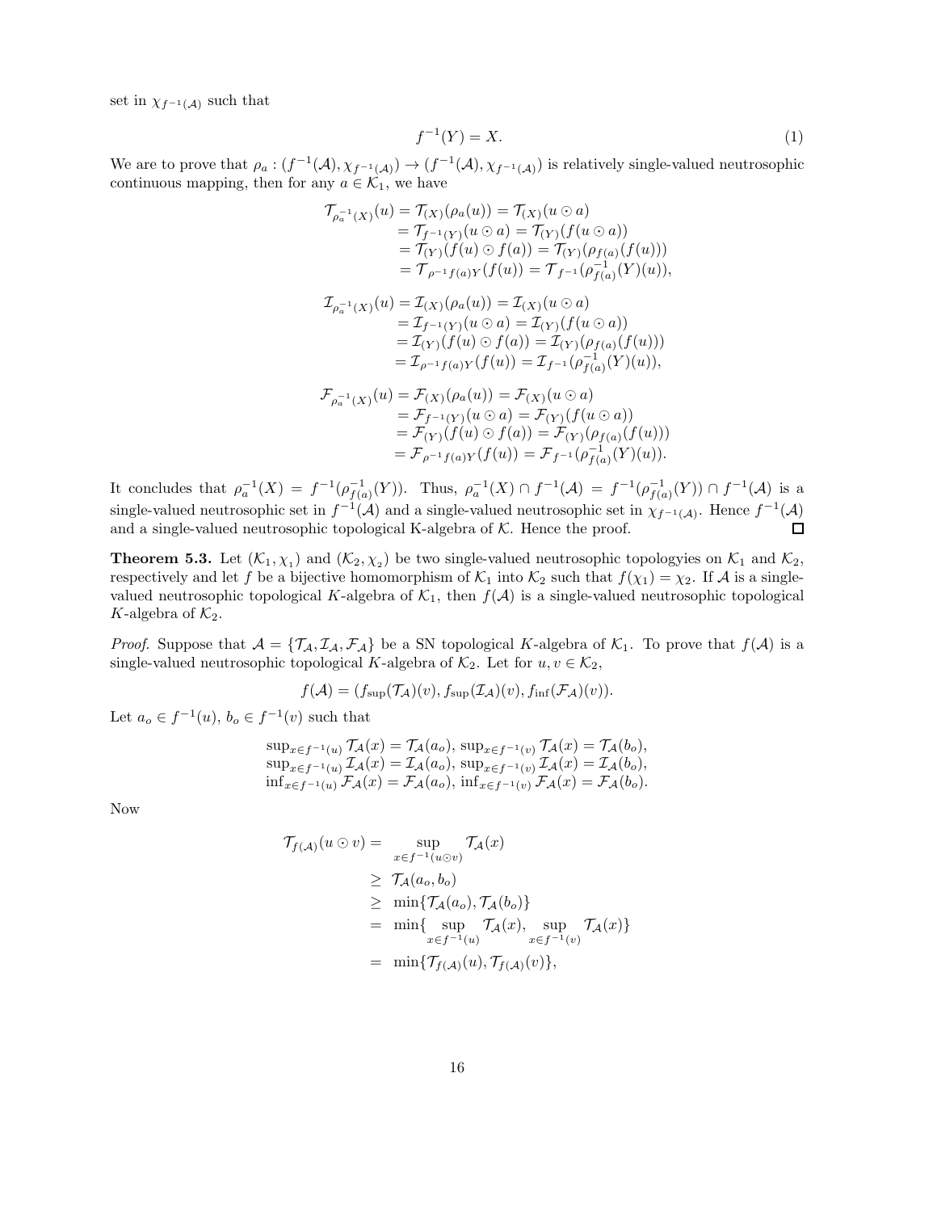set in $\chi_{f^{-1}(\mathcal{A})}$ such that

$$f^{-1}(Y) = X. \tag{1}$$

We are to prove that $\rho_a : (f^{-1}(\mathcal{A}), \chi_{f^{-1}(\mathcal{A})}) \to (f^{-1}(\mathcal{A}), \chi_{f^{-1}(\mathcal{A})})$ is relatively single-valued neutrosophic continuous mapping, then for any $a \in \mathcal{K}_1$, we have

$$\begin{aligned}
\mathcal{T}_{\rho_a^{-1}(X)}(u) &= \mathcal{T}_{(X)}(\rho_a(u)) = \mathcal{T}_{(X)}(u \odot a) \\
&= \mathcal{T}_{f^{-1}(Y)}(u \odot a) = \mathcal{T}_{(Y)}(f(u \odot a)) \\
&= \mathcal{T}_{(Y)}(f(u) \odot f(a)) = \mathcal{T}_{(Y)}(\rho_{f(a)}(f(u))) \\
&= \mathcal{T}_{\rho^{-1}f(a)Y}(f(u)) = \mathcal{T}_{f^{-1}}(\rho_{f(a)}^{-1}(Y)(u)),
\end{aligned}$$

$$\begin{aligned}
\mathcal{I}_{\rho_a^{-1}(X)}(u) &= \mathcal{I}_{(X)}(\rho_a(u)) = \mathcal{I}_{(X)}(u \odot a) \\
&= \mathcal{I}_{f^{-1}(Y)}(u \odot a) = \mathcal{I}_{(Y)}(f(u \odot a)) \\
&= \mathcal{I}_{(Y)}(f(u) \odot f(a)) = \mathcal{I}_{(Y)}(\rho_{f(a)}(f(u))) \\
&= \mathcal{I}_{\rho^{-1}f(a)Y}(f(u)) = \mathcal{I}_{f^{-1}}(\rho_{f(a)}^{-1}(Y)(u)),
\end{aligned}$$

$$\begin{aligned}
\mathcal{F}_{\rho_a^{-1}(X)}(u) &= \mathcal{F}_{(X)}(\rho_a(u)) = \mathcal{F}_{(X)}(u \odot a) \\
&= \mathcal{F}_{f^{-1}(Y)}(u \odot a) = \mathcal{F}_{(Y)}(f(u \odot a)) \\
&= \mathcal{F}_{(Y)}(f(u) \odot f(a)) = \mathcal{F}_{(Y)}(\rho_{f(a)}(f(u))) \\
&= \mathcal{F}_{\rho^{-1}f(a)Y}(f(u)) = \mathcal{F}_{f^{-1}}(\rho_{f(a)}^{-1}(Y)(u)).
\end{aligned}$$

It concludes that $\rho_a^{-1}(X) = f^{-1}(\rho_{f(a)}^{-1}(Y))$. Thus, $\rho_a^{-1}(X) \cap f^{-1}(\mathcal{A}) = f^{-1}(\rho_{f(a)}^{-1}(Y)) \cap f^{-1}(\mathcal{A})$ is a single-valued neutrosophic set in $f^{-1}(\mathcal{A})$ and a single-valued neutrosophic set in $\chi_{f^{-1}(\mathcal{A})}$. Hence $f^{-1}(\mathcal{A})$ and a single-valued neutrosophic topological K-algebra of $\mathcal{K}$. Hence the proof. □

**Theorem 5.3.** Let $(\mathcal{K}_1, \chi_1)$ and $(\mathcal{K}_2, \chi_2)$ be two single-valued neutrosophic topologyies on $\mathcal{K}_1$ and $\mathcal{K}_2$, respectively and let $f$ be a bijective homomorphism of $\mathcal{K}_1$ into $\mathcal{K}_2$ such that $f(\chi_1) = \chi_2$. If $\mathcal{A}$ is a single-valued neutrosophic topological $K$-algebra of $\mathcal{K}_1$, then $f(\mathcal{A})$ is a single-valued neutrosophic topological $K$-algebra of $\mathcal{K}_2$.

*Proof.* Suppose that $\mathcal{A} = \{\mathcal{T}_\mathcal{A}, \mathcal{I}_\mathcal{A}, \mathcal{F}_\mathcal{A}\}$ be a SN topological $K$-algebra of $\mathcal{K}_1$. To prove that $f(\mathcal{A})$ is a single-valued neutrosophic topological $K$-algebra of $\mathcal{K}_2$. Let for $u, v \in \mathcal{K}_2$,

$$f(\mathcal{A}) = (f_{\sup}(\mathcal{T}_\mathcal{A})(v), f_{\sup}(\mathcal{I}_\mathcal{A})(v), f_{\inf}(\mathcal{F}_\mathcal{A})(v)).$$

Let $a_o \in f^{-1}(u)$, $b_o \in f^{-1}(v)$ such that

$$\begin{aligned}
&\sup_{x \in f^{-1}(u)} \mathcal{T}_\mathcal{A}(x) = \mathcal{T}_\mathcal{A}(a_o),\ \sup_{x \in f^{-1}(v)} \mathcal{T}_\mathcal{A}(x) = \mathcal{T}_\mathcal{A}(b_o), \\
&\sup_{x \in f^{-1}(u)} \mathcal{I}_\mathcal{A}(x) = \mathcal{I}_\mathcal{A}(a_o),\ \sup_{x \in f^{-1}(v)} \mathcal{I}_\mathcal{A}(x) = \mathcal{I}_\mathcal{A}(b_o), \\
&\inf_{x \in f^{-1}(u)} \mathcal{F}_\mathcal{A}(x) = \mathcal{F}_\mathcal{A}(a_o),\ \inf_{x \in f^{-1}(v)} \mathcal{F}_\mathcal{A}(x) = \mathcal{F}_\mathcal{A}(b_o).
\end{aligned}$$

Now

$$\begin{aligned}
\mathcal{T}_{f(\mathcal{A})}(u \odot v) &= \sup_{x \in f^{-1}(u \odot v)} \mathcal{T}_\mathcal{A}(x) \\
&\geq \mathcal{T}_\mathcal{A}(a_o, b_o) \\
&\geq \min\{\mathcal{T}_\mathcal{A}(a_o), \mathcal{T}_\mathcal{A}(b_o)\} \\
&= \min\{\sup_{x \in f^{-1}(u)} \mathcal{T}_\mathcal{A}(x), \sup_{x \in f^{-1}(v)} \mathcal{T}_\mathcal{A}(x)\} \\
&= \min\{\mathcal{T}_{f(\mathcal{A})}(u), \mathcal{T}_{f(\mathcal{A})}(v)\},
\end{aligned}$$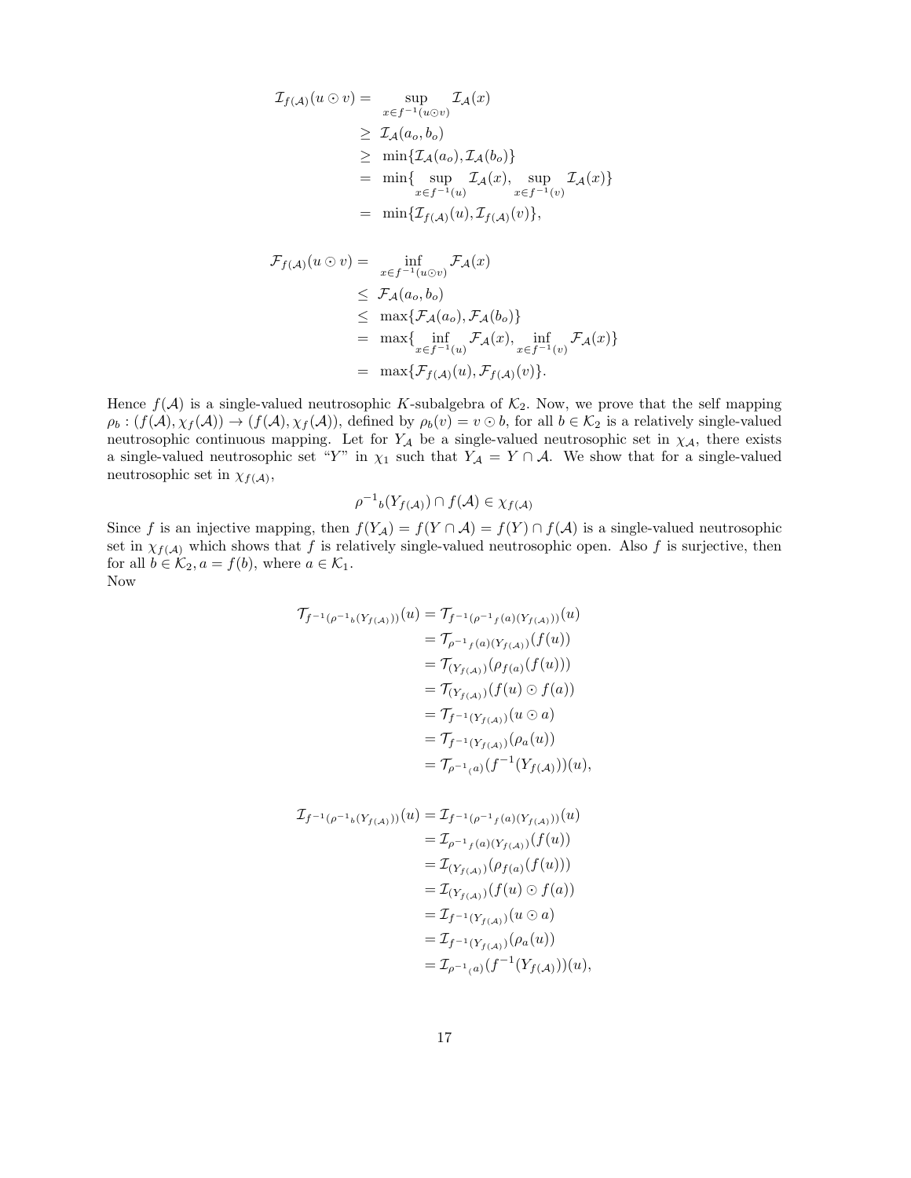$$
\begin{aligned}
\mathcal{I}_{f(\mathcal{A})}(u \odot v) = & \sup_{x \in f^{-1}(u \odot v)} \mathcal{I}_{\mathcal{A}}(x) \\
& \geq \mathcal{I}_{\mathcal{A}}(a_o, b_o) \\
& \geq \min\{\mathcal{I}_{\mathcal{A}}(a_o), \mathcal{I}_{\mathcal{A}}(b_o)\} \\
& = \min\{\sup_{x \in f^{-1}(u)} \mathcal{I}_{\mathcal{A}}(x), \sup_{x \in f^{-1}(v)} \mathcal{I}_{\mathcal{A}}(x)\} \\
& = \min\{\mathcal{I}_{f(\mathcal{A})}(u), \mathcal{I}_{f(\mathcal{A})}(v)\},
\end{aligned}
$$

$$
\begin{aligned}
\mathcal{F}_{f(\mathcal{A})}(u \odot v) = & \inf_{x \in f^{-1}(u \odot v)} \mathcal{F}_{\mathcal{A}}(x) \\
& \leq \mathcal{F}_{\mathcal{A}}(a_o, b_o) \\
& \leq \max\{\mathcal{F}_{\mathcal{A}}(a_o), \mathcal{F}_{\mathcal{A}}(b_o)\} \\
& = \max\{\inf_{x \in f^{-1}(u)} \mathcal{F}_{\mathcal{A}}(x), \inf_{x \in f^{-1}(v)} \mathcal{F}_{\mathcal{A}}(x)\} \\
& = \max\{\mathcal{F}_{f(\mathcal{A})}(u), \mathcal{F}_{f(\mathcal{A})}(v)\}.
\end{aligned}
$$

Hence $f(\mathcal{A})$ is a single-valued neutrosophic $K$-subalgebra of $\mathcal{K}_2$. Now, we prove that the self mapping $\rho_b : (f(\mathcal{A}), \chi_f(\mathcal{A})) \to (f(\mathcal{A}), \chi_f(\mathcal{A}))$, defined by $\rho_b(v) = v \odot b$, for all $b \in \mathcal{K}_2$ is a relatively single-valued neutrosophic continuous mapping. Let for $Y_{\mathcal{A}}$ be a single-valued neutrosophic set in $\chi_{\mathcal{A}}$, there exists a single-valued neutrosophic set "$Y$" in $\chi_1$ such that $Y_{\mathcal{A}} = Y \cap \mathcal{A}$. We show that for a single-valued neutrosophic set in $\chi_{f(\mathcal{A})}$,

$$
\rho^{-1}{}_b(Y_{f(\mathcal{A})}) \cap f(\mathcal{A}) \in \chi_{f(\mathcal{A})}
$$

Since $f$ is an injective mapping, then $f(Y_{\mathcal{A}}) = f(Y \cap \mathcal{A}) = f(Y) \cap f(\mathcal{A})$ is a single-valued neutrosophic set in $\chi_{f(\mathcal{A})}$ which shows that $f$ is relatively single-valued neutrosophic open. Also $f$ is surjective, then for all $b \in \mathcal{K}_2, a = f(b)$, where $a \in \mathcal{K}_1$.
Now

$$
\begin{aligned}
\mathcal{T}_{f^{-1}(\rho^{-1}{}_b(Y_{f(\mathcal{A})}))}(u) &= \mathcal{T}_{f^{-1}(\rho^{-1}{}_{f(a)}(Y_{f(\mathcal{A})}))}(u) \\
&= \mathcal{T}_{\rho^{-1}{}_{f(a)}(Y_{f(\mathcal{A})})}(f(u)) \\
&= \mathcal{T}_{(Y_{f(\mathcal{A})})}(\rho_{f(a)}(f(u))) \\
&= \mathcal{T}_{(Y_{f(\mathcal{A})})}(f(u) \odot f(a)) \\
&= \mathcal{T}_{f^{-1}(Y_{f(\mathcal{A})})}(u \odot a) \\
&= \mathcal{T}_{f^{-1}(Y_{f(\mathcal{A})})}(\rho_a(u)) \\
&= \mathcal{T}_{\rho^{-1}{}_(a)}(f^{-1}(Y_{f(\mathcal{A})}))(u),
\end{aligned}
$$

$$
\begin{aligned}
\mathcal{I}_{f^{-1}(\rho^{-1}{}_b(Y_{f(\mathcal{A})}))}(u) &= \mathcal{I}_{f^{-1}(\rho^{-1}{}_{f(a)}(Y_{f(\mathcal{A})}))}(u) \\
&= \mathcal{I}_{\rho^{-1}{}_{f(a)}(Y_{f(\mathcal{A})})}(f(u)) \\
&= \mathcal{I}_{(Y_{f(\mathcal{A})})}(\rho_{f(a)}(f(u))) \\
&= \mathcal{I}_{(Y_{f(\mathcal{A})})}(f(u) \odot f(a)) \\
&= \mathcal{I}_{f^{-1}(Y_{f(\mathcal{A})})}(u \odot a) \\
&= \mathcal{I}_{f^{-1}(Y_{f(\mathcal{A})})}(\rho_a(u)) \\
&= \mathcal{I}_{\rho^{-1}{}_(a)}(f^{-1}(Y_{f(\mathcal{A})}))(u),
\end{aligned}
$$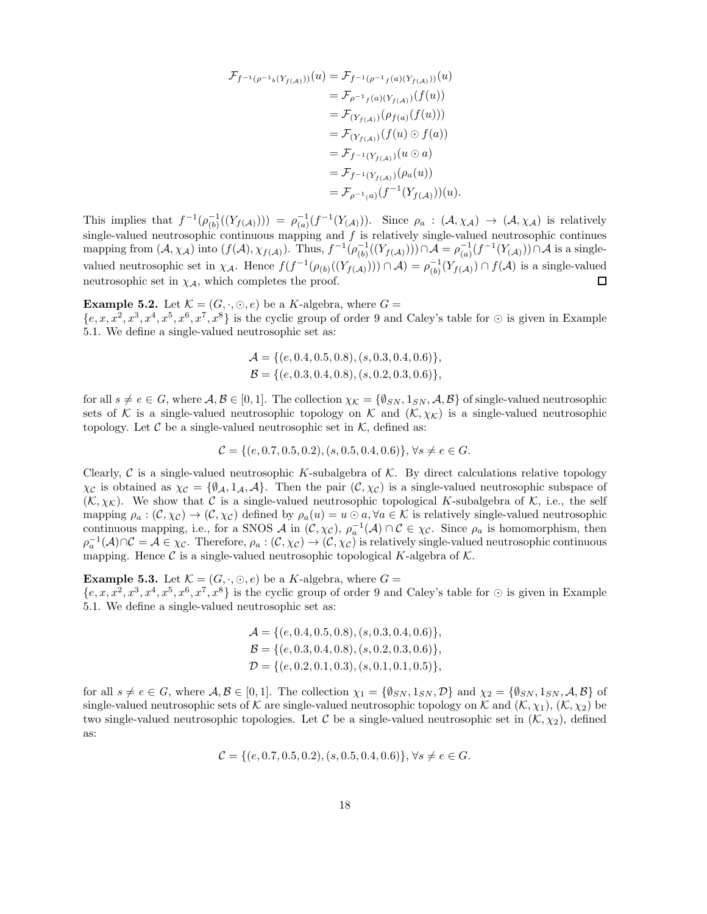$$
\begin{aligned}
\mathcal{F}_{f^{-1}(\rho^{-1}{}_b(Y_{f(\mathcal{A})}))}(u) &= \mathcal{F}_{f^{-1}(\rho^{-1}{}_{f(a)}(Y_{f(\mathcal{A})}))}(u) \\
&= \mathcal{F}_{\rho^{-1}{}_{f(a)}(Y_{f(\mathcal{A})})}(f(u)) \\
&= \mathcal{F}_{(Y_{f(\mathcal{A})})}(\rho_{f(a)}(f(u))) \\
&= \mathcal{F}_{(Y_{f(\mathcal{A})})}(f(u) \odot f(a)) \\
&= \mathcal{F}_{f^{-1}(Y_{f(\mathcal{A})})}(u \odot a) \\
&= \mathcal{F}_{f^{-1}(Y_{f(\mathcal{A})})}(\rho_a(u)) \\
&= \mathcal{F}_{\rho^{-1}{}_{(a)}}(f^{-1}(Y_{f(\mathcal{A})}))(u).
\end{aligned}
$$

This implies that $f^{-1}(\rho_{(b)}^{-1}((Y_{f(\mathcal{A})}))) = \rho_{(a)}^{-1}(f^{-1}(Y_{(\mathcal{A})}))$. Since $\rho_a : (\mathcal{A}, \chi_{\mathcal{A}}) \to (\mathcal{A}, \chi_{\mathcal{A}})$ is relatively single-valued neutrosophic continuous mapping and $f$ is relatively single-valued neutrosophic continues mapping from $(\mathcal{A}, \chi_{\mathcal{A}})$ into $(f(\mathcal{A}), \chi_{f(\mathcal{A})})$. Thus, $f^{-1}(\rho_{(b)}^{-1}((Y_{f(\mathcal{A})}))) \cap \mathcal{A} = \rho_{(a)}^{-1}(f^{-1}(Y_{(\mathcal{A})})) \cap \mathcal{A}$ is a single-valued neutrosophic set in $\chi_{\mathcal{A}}$. Hence $f(f^{-1}(\rho_{(b)}((Y_{f(\mathcal{A})}))) \cap \mathcal{A}) = \rho_{(b)}^{-1}(Y_{f(\mathcal{A})}) \cap f(\mathcal{A})$ is a single-valued neutrosophic set in $\chi_{\mathcal{A}}$, which completes the proof. □

**Example 5.2.** Let $\mathcal{K} = (G, \cdot, \odot, e)$ be a $K$-algebra, where $G = \{e, x, x^2, x^3, x^4, x^5, x^6, x^7, x^8\}$ is the cyclic group of order 9 and Caley's table for $\odot$ is given in Example 5.1. We define a single-valued neutrosophic set as:

$$
\mathcal{A} = \{(e, 0.4, 0.5, 0.8), (s, 0.3, 0.4, 0.6)\},
$$
$$
\mathcal{B} = \{(e, 0.3, 0.4, 0.8), (s, 0.2, 0.3, 0.6)\},
$$

for all $s \neq e \in G$, where $\mathcal{A}, \mathcal{B} \in [0, 1]$. The collection $\chi_{\mathcal{K}} = \{\emptyset_{SN}, 1_{SN}, \mathcal{A}, \mathcal{B}\}$ of single-valued neutrosophic sets of $\mathcal{K}$ is a single-valued neutrosophic topology on $\mathcal{K}$ and $(\mathcal{K}, \chi_{\mathcal{K}})$ is a single-valued neutrosophic topology. Let $\mathcal{C}$ be a single-valued neutrosophic set in $\mathcal{K}$, defined as:

$$
\mathcal{C} = \{(e, 0.7, 0.5, 0.2), (s, 0.5, 0.4, 0.6)\}, \forall s \neq e \in G.
$$

Clearly, $\mathcal{C}$ is a single-valued neutrosophic $K$-subalgebra of $\mathcal{K}$. By direct calculations relative topology $\chi_{\mathcal{C}}$ is obtained as $\chi_{\mathcal{C}} = \{\emptyset_{\mathcal{A}}, 1_{\mathcal{A}}, \mathcal{A}\}$. Then the pair $(\mathcal{C}, \chi_{\mathcal{C}})$ is a single-valued neutrosophic subspace of $(\mathcal{K}, \chi_{\mathcal{K}})$. We show that $\mathcal{C}$ is a single-valued neutrosophic topological $K$-subalgebra of $\mathcal{K}$, i.e., the self mapping $\rho_a : (\mathcal{C}, \chi_{\mathcal{C}}) \to (\mathcal{C}, \chi_{\mathcal{C}})$ defined by $\rho_a(u) = u \odot a, \forall a \in \mathcal{K}$ is relatively single-valued neutrosophic continuous mapping, i.e., for a SNOS $\mathcal{A}$ in $(\mathcal{C}, \chi_{\mathcal{C}})$, $\rho_a^{-1}(\mathcal{A}) \cap \mathcal{C} \in \chi_{\mathcal{C}}$. Since $\rho_a$ is homomorphism, then $\rho_a^{-1}(\mathcal{A}) \cap \mathcal{C} = \mathcal{A} \in \chi_{\mathcal{C}}$. Therefore, $\rho_a : (\mathcal{C}, \chi_{\mathcal{C}}) \to (\mathcal{C}, \chi_{\mathcal{C}})$ is relatively single-valued neutrosophic continuous mapping. Hence $\mathcal{C}$ is a single-valued neutrosophic topological $K$-algebra of $\mathcal{K}$.

**Example 5.3.** Let $\mathcal{K} = (G, \cdot, \odot, e)$ be a $K$-algebra, where $G = \{e, x, x^2, x^3, x^4, x^5, x^6, x^7, x^8\}$ is the cyclic group of order 9 and Caley's table for $\odot$ is given in Example 5.1. We define a single-valued neutrosophic set as:

$$
\mathcal{A} = \{(e, 0.4, 0.5, 0.8), (s, 0.3, 0.4, 0.6)\},
$$
$$
\mathcal{B} = \{(e, 0.3, 0.4, 0.8), (s, 0.2, 0.3, 0.6)\},
$$
$$
\mathcal{D} = \{(e, 0.2, 0.1, 0.3), (s, 0.1, 0.1, 0.5)\},
$$

for all $s \neq e \in G$, where $\mathcal{A}, \mathcal{B} \in [0, 1]$. The collection $\chi_1 = \{\emptyset_{SN}, 1_{SN}, \mathcal{D}\}$ and $\chi_2 = \{\emptyset_{SN}, 1_{SN}, \mathcal{A}, \mathcal{B}\}$ of single-valued neutrosophic sets of $\mathcal{K}$ are single-valued neutrosophic topology on $\mathcal{K}$ and $(\mathcal{K}, \chi_1)$, $(\mathcal{K}, \chi_2)$ be two single-valued neutrosophic topologies. Let $\mathcal{C}$ be a single-valued neutrosophic set in $(\mathcal{K}, \chi_2)$, defined as:

$$
\mathcal{C} = \{(e, 0.7, 0.5, 0.2), (s, 0.5, 0.4, 0.6)\}, \forall s \neq e \in G.
$$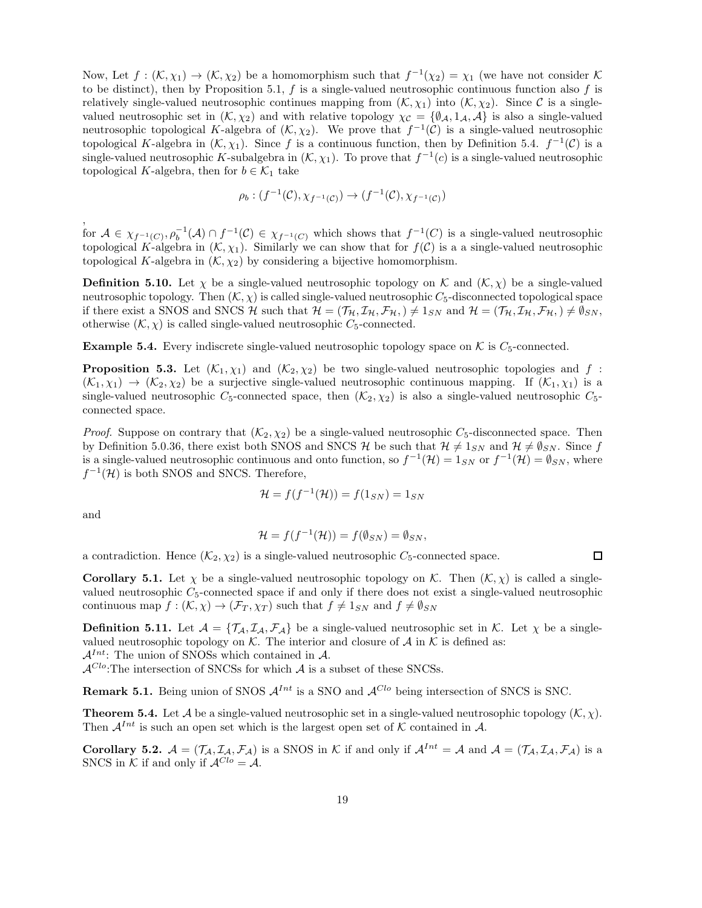Now, Let $f : (\mathcal{K}, \chi_1) \to (\mathcal{K}, \chi_2)$ be a homomorphism such that $f^{-1}(\chi_2) = \chi_1$ (we have not consider $\mathcal{K}$ to be distinct), then by Proposition 5.1, $f$ is a single-valued neutrosophic continuous function also $f$ is relatively single-valued neutrosophic continues mapping from $(\mathcal{K}, \chi_1)$ into $(\mathcal{K}, \chi_2)$. Since $\mathcal{C}$ is a single-valued neutrosophic set in $(\mathcal{K}, \chi_2)$ and with relative topology $\chi_{\mathcal{C}} = \{\emptyset_{\mathcal{A}}, 1_{\mathcal{A}}, \mathcal{A}\}$ is also a single-valued neutrosophic topological $K$-algebra of $(\mathcal{K}, \chi_2)$. We prove that $f^{-1}(\mathcal{C})$ is a single-valued neutrosophic topological $K$-algebra in $(\mathcal{K}, \chi_1)$. Since $f$ is a continuous function, then by Definition 5.4. $f^{-1}(\mathcal{C})$ is a single-valued neutrosophic $K$-subalgebra in $(\mathcal{K}, \chi_1)$. To prove that $f^{-1}(c)$ is a single-valued neutrosophic topological $K$-algebra, then for $b \in \mathcal{K}_1$ take

$$\rho_b : (f^{-1}(\mathcal{C}), \chi_{f^{-1}(\mathcal{C})}) \to (f^{-1}(\mathcal{C}), \chi_{f^{-1}(\mathcal{C})})$$

,
for $\mathcal{A} \in \chi_{f^{-1}(C)}, \rho_b^{-1}(\mathcal{A}) \cap f^{-1}(\mathcal{C}) \in \chi_{f^{-1}(C)}$ which shows that $f^{-1}(C)$ is a single-valued neutrosophic topological $K$-algebra in $(\mathcal{K}, \chi_1)$. Similarly we can show that for $f(\mathcal{C})$ is a a single-valued neutrosophic topological $K$-algebra in $(\mathcal{K}, \chi_2)$ by considering a bijective homomorphism.

**Definition 5.10.** Let $\chi$ be a single-valued neutrosophic topology on $\mathcal{K}$ and $(\mathcal{K}, \chi)$ be a single-valued neutrosophic topology. Then $(\mathcal{K}, \chi)$ is called single-valued neutrosophic $C_5$-disconnected topological space if there exist a SNOS and SNCS $\mathcal{H}$ such that $\mathcal{H} = (\mathcal{T}_{\mathcal{H}}, \mathcal{I}_{\mathcal{H}}, \mathcal{F}_{\mathcal{H}},) \neq 1_{SN}$ and $\mathcal{H} = (\mathcal{T}_{\mathcal{H}}, \mathcal{I}_{\mathcal{H}}, \mathcal{F}_{\mathcal{H}},) \neq \emptyset_{SN}$, otherwise $(\mathcal{K}, \chi)$ is called single-valued neutrosophic $C_5$-connected.

**Example 5.4.** Every indiscrete single-valued neutrosophic topology space on $\mathcal{K}$ is $C_5$-connected.

**Proposition 5.3.** Let $(\mathcal{K}_1, \chi_1)$ and $(\mathcal{K}_2, \chi_2)$ be two single-valued neutrosophic topologies and $f : (\mathcal{K}_1, \chi_1) \to (\mathcal{K}_2, \chi_2)$ be a surjective single-valued neutrosophic continuous mapping. If $(\mathcal{K}_1, \chi_1)$ is a single-valued neutrosophic $C_5$-connected space, then $(\mathcal{K}_2, \chi_2)$ is also a single-valued neutrosophic $C_5$-connected space.

*Proof.* Suppose on contrary that $(\mathcal{K}_2, \chi_2)$ be a single-valued neutrosophic $C_5$-disconnected space. Then by Definition 5.0.36, there exist both SNOS and SNCS $\mathcal{H}$ be such that $\mathcal{H} \neq 1_{SN}$ and $\mathcal{H} \neq \emptyset_{SN}$. Since $f$ is a single-valued neutrosophic continuous and onto function, so $f^{-1}(\mathcal{H}) = 1_{SN}$ or $f^{-1}(\mathcal{H}) = \emptyset_{SN}$, where $f^{-1}(\mathcal{H})$ is both SNOS and SNCS. Therefore,

$$\mathcal{H} = f(f^{-1}(\mathcal{H})) = f(1_{SN}) = 1_{SN}$$

and

$$\mathcal{H} = f(f^{-1}(\mathcal{H})) = f(\emptyset_{SN}) = \emptyset_{SN},$$

a contradiction. Hence $(\mathcal{K}_2, \chi_2)$ is a single-valued neutrosophic $C_5$-connected space. □

**Corollary 5.1.** Let $\chi$ be a single-valued neutrosophic topology on $\mathcal{K}$. Then $(\mathcal{K}, \chi)$ is called a single-valued neutrosophic $C_5$-connected space if and only if there does not exist a single-valued neutrosophic continuous map $f : (\mathcal{K}, \chi) \to (\mathcal{F}_T, \chi_T)$ such that $f \neq 1_{SN}$ and $f \neq \emptyset_{SN}$

**Definition 5.11.** Let $\mathcal{A} = \{\mathcal{T}_{\mathcal{A}}, \mathcal{I}_{\mathcal{A}}, \mathcal{F}_{\mathcal{A}}\}$ be a single-valued neutrosophic set in $\mathcal{K}$. Let $\chi$ be a single-valued neutrosophic topology on $\mathcal{K}$. The interior and closure of $\mathcal{A}$ in $\mathcal{K}$ is defined as:
$\mathcal{A}^{Int}$: The union of SNOSs which contained in $\mathcal{A}$.
$\mathcal{A}^{Clo}$:The intersection of SNCSs for which $\mathcal{A}$ is a subset of these SNCSs.

**Remark 5.1.** Being union of SNOS $\mathcal{A}^{Int}$ is a SNO and $\mathcal{A}^{Clo}$ being intersection of SNCS is SNC.

**Theorem 5.4.** Let $\mathcal{A}$ be a single-valued neutrosophic set in a single-valued neutrosophic topology $(\mathcal{K}, \chi)$. Then $\mathcal{A}^{Int}$ is such an open set which is the largest open set of $\mathcal{K}$ contained in $\mathcal{A}$.

**Corollary 5.2.** $\mathcal{A} = (\mathcal{T}_{\mathcal{A}}, \mathcal{I}_{\mathcal{A}}, \mathcal{F}_{\mathcal{A}})$ is a SNOS in $\mathcal{K}$ if and only if $\mathcal{A}^{Int} = \mathcal{A}$ and $\mathcal{A} = (\mathcal{T}_{\mathcal{A}}, \mathcal{I}_{\mathcal{A}}, \mathcal{F}_{\mathcal{A}})$ is a SNCS in $\mathcal{K}$ if and only if $\mathcal{A}^{Clo} = \mathcal{A}$.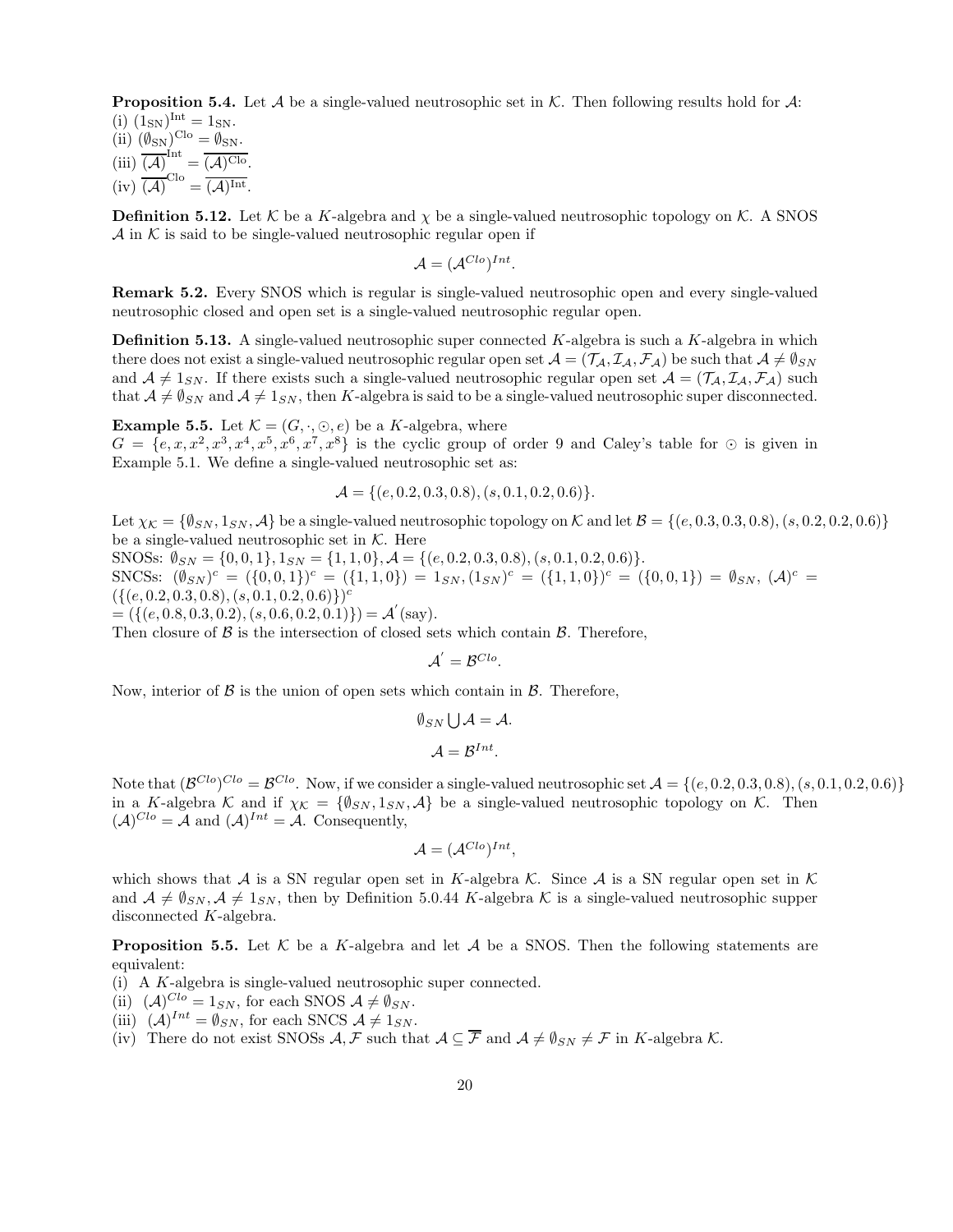**Proposition 5.4.** Let $\mathcal{A}$ be a single-valued neutrosophic set in $\mathcal{K}$. Then following results hold for $\mathcal{A}$:
(i) $(1_{\mathrm{SN}})^{\mathrm{Int}} = 1_{\mathrm{SN}}$.
(ii) $(\emptyset_{\mathrm{SN}})^{\mathrm{Clo}} = \emptyset_{\mathrm{SN}}$.
(iii) $\overline{(\mathcal{A})}^{\mathrm{Int}} = \overline{(\mathcal{A})^{\mathrm{Clo}}}$.
(iv) $\overline{(\mathcal{A})}^{\mathrm{Clo}} = \overline{(\mathcal{A})^{\mathrm{Int}}}$.

**Definition 5.12.** Let $\mathcal{K}$ be a $K$-algebra and $\chi$ be a single-valued neutrosophic topology on $\mathcal{K}$. A SNOS $\mathcal{A}$ in $\mathcal{K}$ is said to be single-valued neutrosophic regular open if

$$\mathcal{A} = (\mathcal{A}^{Clo})^{Int}.$$

**Remark 5.2.** Every SNOS which is regular is single-valued neutrosophic open and every single-valued neutrosophic closed and open set is a single-valued neutrosophic regular open.

**Definition 5.13.** A single-valued neutrosophic super connected $K$-algebra is such a $K$-algebra in which there does not exist a single-valued neutrosophic regular open set $\mathcal{A} = (\mathcal{T}_{\mathcal{A}}, \mathcal{I}_{\mathcal{A}}, \mathcal{F}_{\mathcal{A}})$ be such that $\mathcal{A} \neq \emptyset_{SN}$ and $\mathcal{A} \neq 1_{SN}$. If there exists such a single-valued neutrosophic regular open set $\mathcal{A} = (\mathcal{T}_{\mathcal{A}}, \mathcal{I}_{\mathcal{A}}, \mathcal{F}_{\mathcal{A}})$ such that $\mathcal{A} \neq \emptyset_{SN}$ and $\mathcal{A} \neq 1_{SN}$, then $K$-algebra is said to be a single-valued neutrosophic super disconnected.

**Example 5.5.** Let $\mathcal{K} = (G, \cdot, \odot, e)$ be a $K$-algebra, where $G = \{e, x, x^2, x^3, x^4, x^5, x^6, x^7, x^8\}$ is the cyclic group of order 9 and Caley's table for $\odot$ is given in Example 5.1. We define a single-valued neutrosophic set as:

$$\mathcal{A} = \{(e, 0.2, 0.3, 0.8), (s, 0.1, 0.2, 0.6)\}.$$

Let $\chi_{\mathcal{K}} = \{\emptyset_{SN}, 1_{SN}, \mathcal{A}\}$ be a single-valued neutrosophic topology on $\mathcal{K}$ and let $\mathcal{B} = \{(e, 0.3, 0.3, 0.8), (s, 0.2, 0.2, 0.6)\}$ be a single-valued neutrosophic set in $\mathcal{K}$. Here
SNOSs: $\emptyset_{SN} = \{0, 0, 1\}, 1_{SN} = \{1, 1, 0\}, \mathcal{A} = \{(e, 0.2, 0.3, 0.8), (s, 0.1, 0.2, 0.6)\}$.
SNCSs: $(\emptyset_{SN})^c = (\{0, 0, 1\})^c = (\{1, 1, 0\}) = 1_{SN}, (1_{SN})^c = (\{1, 1, 0\})^c = (\{0, 0, 1\}) = \emptyset_{SN}$, $(\mathcal{A})^c = (\{(e, 0.2, 0.3, 0.8), (s, 0.1, 0.2, 0.6)\})^c$
$= (\{(e, 0.8, 0.3, 0.2), (s, 0.6, 0.2, 0.1)\}) = \mathcal{A}'$ (say).
Then closure of $\mathcal{B}$ is the intersection of closed sets which contain $\mathcal{B}$. Therefore,

$$\mathcal{A}' = \mathcal{B}^{Clo}.$$

Now, interior of $\mathcal{B}$ is the union of open sets which contain in $\mathcal{B}$. Therefore,

$$\emptyset_{SN} \bigcup \mathcal{A} = \mathcal{A}.$$

$$\mathcal{A} = \mathcal{B}^{Int}.$$

Note that $(\mathcal{B}^{Clo})^{Clo} = \mathcal{B}^{Clo}$. Now, if we consider a single-valued neutrosophic set $\mathcal{A} = \{(e, 0.2, 0.3, 0.8), (s, 0.1, 0.2, 0.6)\}$ in a $K$-algebra $\mathcal{K}$ and if $\chi_{\mathcal{K}} = \{\emptyset_{SN}, 1_{SN}, \mathcal{A}\}$ be a single-valued neutrosophic topology on $\mathcal{K}$. Then $(\mathcal{A})^{Clo} = \mathcal{A}$ and $(\mathcal{A})^{Int} = \mathcal{A}$. Consequently,

$$\mathcal{A} = (\mathcal{A}^{Clo})^{Int},$$

which shows that $\mathcal{A}$ is a SN regular open set in $K$-algebra $\mathcal{K}$. Since $\mathcal{A}$ is a SN regular open set in $\mathcal{K}$ and $\mathcal{A} \neq \emptyset_{SN}, \mathcal{A} \neq 1_{SN}$, then by Definition 5.0.44 $K$-algebra $\mathcal{K}$ is a single-valued neutrosophic supper disconnected $K$-algebra.

**Proposition 5.5.** Let $\mathcal{K}$ be a $K$-algebra and let $\mathcal{A}$ be a SNOS. Then the following statements are equivalent:
(i) A $K$-algebra is single-valued neutrosophic super connected.
(ii) $(\mathcal{A})^{Clo} = 1_{SN}$, for each SNOS $\mathcal{A} \neq \emptyset_{SN}$.
(iii) $(\mathcal{A})^{Int} = \emptyset_{SN}$, for each SNCS $\mathcal{A} \neq 1_{SN}$.
(iv) There do not exist SNOSs $\mathcal{A}, \mathcal{F}$ such that $\mathcal{A} \subseteq \overline{\mathcal{F}}$ and $\mathcal{A} \neq \emptyset_{SN} \neq \mathcal{F}$ in $K$-algebra $\mathcal{K}$.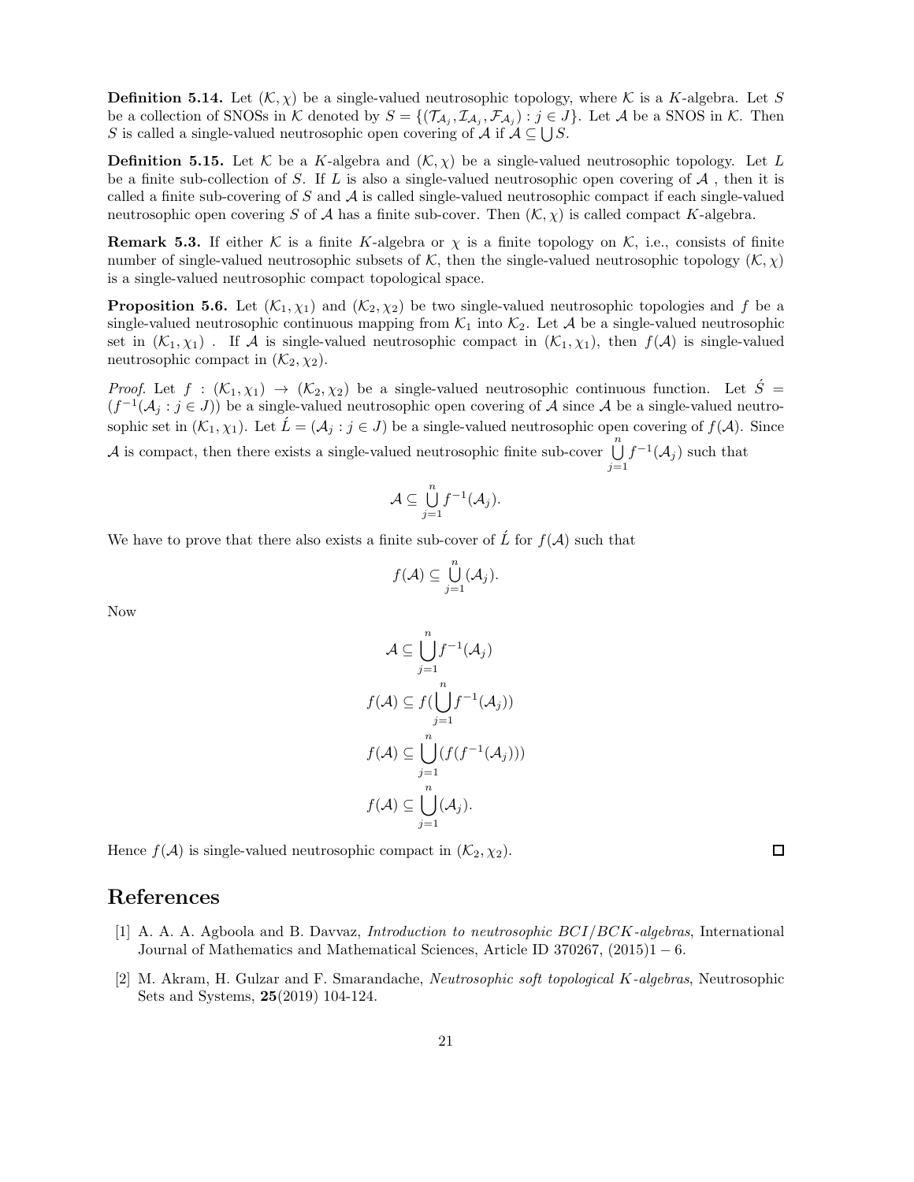**Definition 5.14.** Let $(\mathcal{K}, \chi)$ be a single-valued neutrosophic topology, where $\mathcal{K}$ is a $K$-algebra. Let $S$ be a collection of SNOSs in $\mathcal{K}$ denoted by $S = \{(\mathcal{T}_{\mathcal{A}_j}, \mathcal{I}_{\mathcal{A}_j}, \mathcal{F}_{\mathcal{A}_j}) : j \in J\}$. Let $\mathcal{A}$ be a SNOS in $\mathcal{K}$. Then $S$ is called a single-valued neutrosophic open covering of $\mathcal{A}$ if $\mathcal{A} \subseteq \bigcup S$.

**Definition 5.15.** Let $\mathcal{K}$ be a $K$-algebra and $(\mathcal{K}, \chi)$ be a single-valued neutrosophic topology. Let $L$ be a finite sub-collection of $S$. If $L$ is also a single-valued neutrosophic open covering of $\mathcal{A}$ , then it is called a finite sub-covering of $S$ and $\mathcal{A}$ is called single-valued neutrosophic compact if each single-valued neutrosophic open covering $S$ of $\mathcal{A}$ has a finite sub-cover. Then $(\mathcal{K}, \chi)$ is called compact $K$-algebra.

**Remark 5.3.** If either $\mathcal{K}$ is a finite $K$-algebra or $\chi$ is a finite topology on $\mathcal{K}$, i.e., consists of finite number of single-valued neutrosophic subsets of $\mathcal{K}$, then the single-valued neutrosophic topology $(\mathcal{K}, \chi)$ is a single-valued neutrosophic compact topological space.

**Proposition 5.6.** Let $(\mathcal{K}_1, \chi_1)$ and $(\mathcal{K}_2, \chi_2)$ be two single-valued neutrosophic topologies and $f$ be a single-valued neutrosophic continuous mapping from $\mathcal{K}_1$ into $\mathcal{K}_2$. Let $\mathcal{A}$ be a single-valued neutrosophic set in $(\mathcal{K}_1, \chi_1)$ . If $\mathcal{A}$ is single-valued neutrosophic compact in $(\mathcal{K}_1, \chi_1)$, then $f(\mathcal{A})$ is single-valued neutrosophic compact in $(\mathcal{K}_2, \chi_2)$.

*Proof.* Let $f : (\mathcal{K}_1, \chi_1) \to (\mathcal{K}_2, \chi_2)$ be a single-valued neutrosophic continuous function. Let $\acute{S} = (f^{-1}(\mathcal{A}_j : j \in J))$ be a single-valued neutrosophic open covering of $\mathcal{A}$ since $\mathcal{A}$ be a single-valued neutrosophic set in $(\mathcal{K}_1, \chi_1)$. Let $\acute{L} = (\mathcal{A}_j : j \in J)$ be a single-valued neutrosophic open covering of $f(\mathcal{A})$. Since $\mathcal{A}$ is compact, then there exists a single-valued neutrosophic finite sub-cover $\bigcup\limits_{j=1}^{n} f^{-1}(\mathcal{A}_j)$ such that

$$\mathcal{A} \subseteq \bigcup_{j=1}^{n} f^{-1}(\mathcal{A}_j).$$

We have to prove that there also exists a finite sub-cover of $\acute{L}$ for $f(\mathcal{A})$ such that

$$f(\mathcal{A}) \subseteq \bigcup_{j=1}^{n} (\mathcal{A}_j).$$

Now

$$\mathcal{A} \subseteq \bigcup_{j=1}^{n} f^{-1}(\mathcal{A}_j)$$

$$f(\mathcal{A}) \subseteq f(\bigcup_{j=1}^{n} f^{-1}(\mathcal{A}_j))$$

$$f(\mathcal{A}) \subseteq \bigcup_{j=1}^{n} (f(f^{-1}(\mathcal{A}_j)))$$

$$f(\mathcal{A}) \subseteq \bigcup_{j=1}^{n} (\mathcal{A}_j).$$

Hence $f(\mathcal{A})$ is single-valued neutrosophic compact in $(\mathcal{K}_2, \chi_2)$. □

# References

[1] A. A. A. Agboola and B. Davvaz, *Introduction to neutrosophic BCI/BCK-algebras*, International Journal of Mathematics and Mathematical Sciences, Article ID 370267, (2015)1 − 6.

[2] M. Akram, H. Gulzar and F. Smarandache, *Neutrosophic soft topological K-algebras*, Neutrosophic Sets and Systems, **25**(2019) 104-124.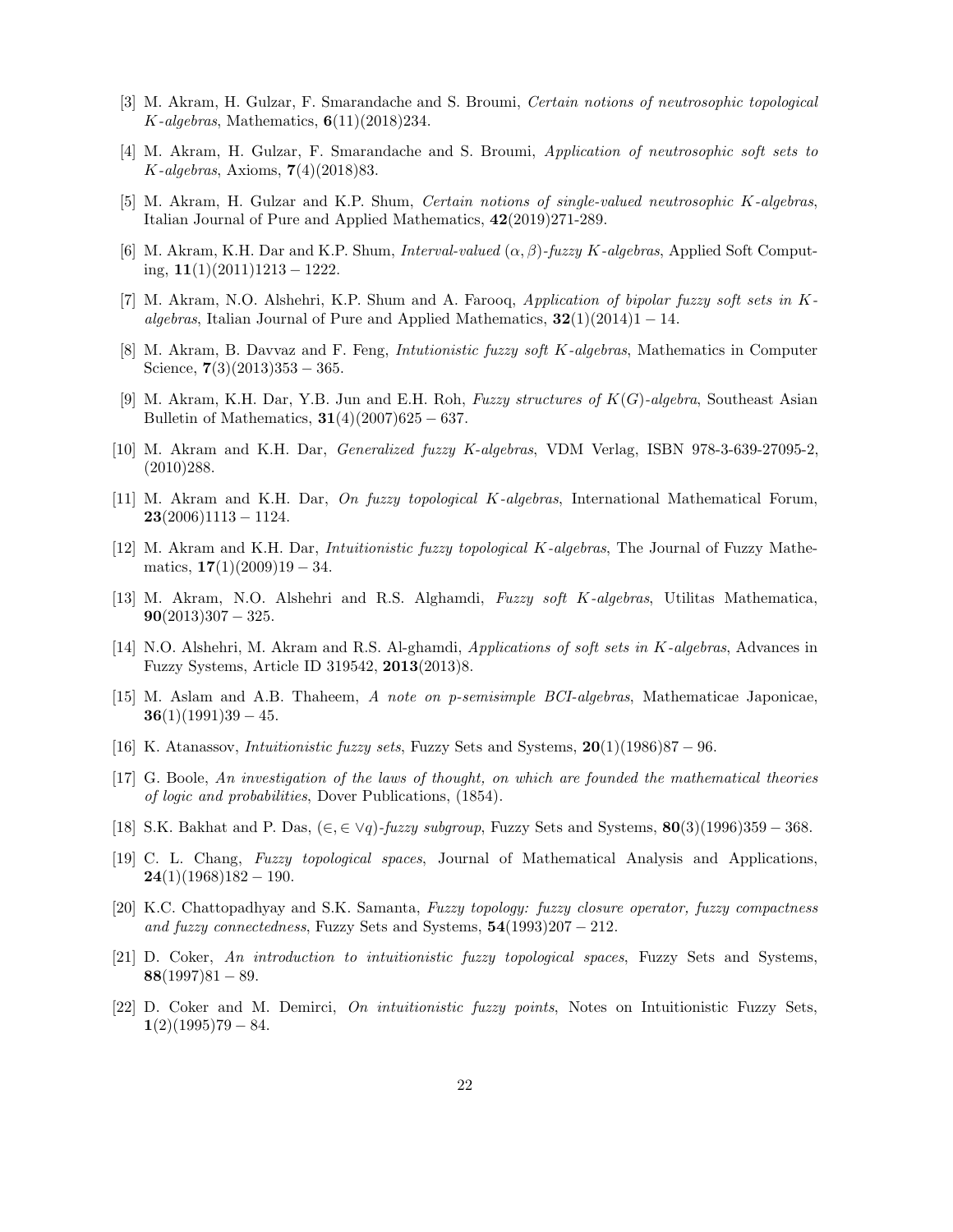[3] M. Akram, H. Gulzar, F. Smarandache and S. Broumi, *Certain notions of neutrosophic topological $K$-algebras*, Mathematics, **6**(11)(2018)234.

[4] M. Akram, H. Gulzar, F. Smarandache and S. Broumi, *Application of neutrosophic soft sets to $K$-algebras*, Axioms, **7**(4)(2018)83.

[5] M. Akram, H. Gulzar and K.P. Shum, *Certain notions of single-valued neutrosophic $K$-algebras*, Italian Journal of Pure and Applied Mathematics, **42**(2019)271-289.

[6] M. Akram, K.H. Dar and K.P. Shum, *Interval-valued $(\alpha, \beta)$-fuzzy $K$-algebras*, Applied Soft Computing, **11**(1)(2011)1213 − 1222.

[7] M. Akram, N.O. Alshehri, K.P. Shum and A. Farooq, *Application of bipolar fuzzy soft sets in $K$-algebras*, Italian Journal of Pure and Applied Mathematics, **32**(1)(2014)1 − 14.

[8] M. Akram, B. Davvaz and F. Feng, *Intutionistic fuzzy soft $K$-algebras*, Mathematics in Computer Science, **7**(3)(2013)353 − 365.

[9] M. Akram, K.H. Dar, Y.B. Jun and E.H. Roh, *Fuzzy structures of $K(G)$-algebra*, Southeast Asian Bulletin of Mathematics, **31**(4)(2007)625 − 637.

[10] M. Akram and K.H. Dar, *Generalized fuzzy K-algebras*, VDM Verlag, ISBN 978-3-639-27095-2, (2010)288.

[11] M. Akram and K.H. Dar, *On fuzzy topological $K$-algebras*, International Mathematical Forum, **23**(2006)1113 − 1124.

[12] M. Akram and K.H. Dar, *Intuitionistic fuzzy topological $K$-algebras*, The Journal of Fuzzy Mathematics, **17**(1)(2009)19 − 34.

[13] M. Akram, N.O. Alshehri and R.S. Alghamdi, *Fuzzy soft $K$-algebras*, Utilitas Mathematica, **90**(2013)307 − 325.

[14] N.O. Alshehri, M. Akram and R.S. Al-ghamdi, *Applications of soft sets in $K$-algebras*, Advances in Fuzzy Systems, Article ID 319542, **2013**(2013)8.

[15] M. Aslam and A.B. Thaheem, *A note on p-semisimple BCI-algebras*, Mathematicae Japonicae, **36**(1)(1991)39 − 45.

[16] K. Atanassov, *Intuitionistic fuzzy sets*, Fuzzy Sets and Systems, **20**(1)(1986)87 − 96.

[17] G. Boole, *An investigation of the laws of thought, on which are founded the mathematical theories of logic and probabilities*, Dover Publications, (1854).

[18] S.K. Bakhat and P. Das, *$(\in, \in \vee q)$-fuzzy subgroup*, Fuzzy Sets and Systems, **80**(3)(1996)359 − 368.

[19] C. L. Chang, *Fuzzy topological spaces*, Journal of Mathematical Analysis and Applications, **24**(1)(1968)182 − 190.

[20] K.C. Chattopadhyay and S.K. Samanta, *Fuzzy topology: fuzzy closure operator, fuzzy compactness and fuzzy connectedness*, Fuzzy Sets and Systems, **54**(1993)207 − 212.

[21] D. Coker, *An introduction to intuitionistic fuzzy topological spaces*, Fuzzy Sets and Systems, **88**(1997)81 − 89.

[22] D. Coker and M. Demirci, *On intuitionistic fuzzy points*, Notes on Intuitionistic Fuzzy Sets, **1**(2)(1995)79 − 84.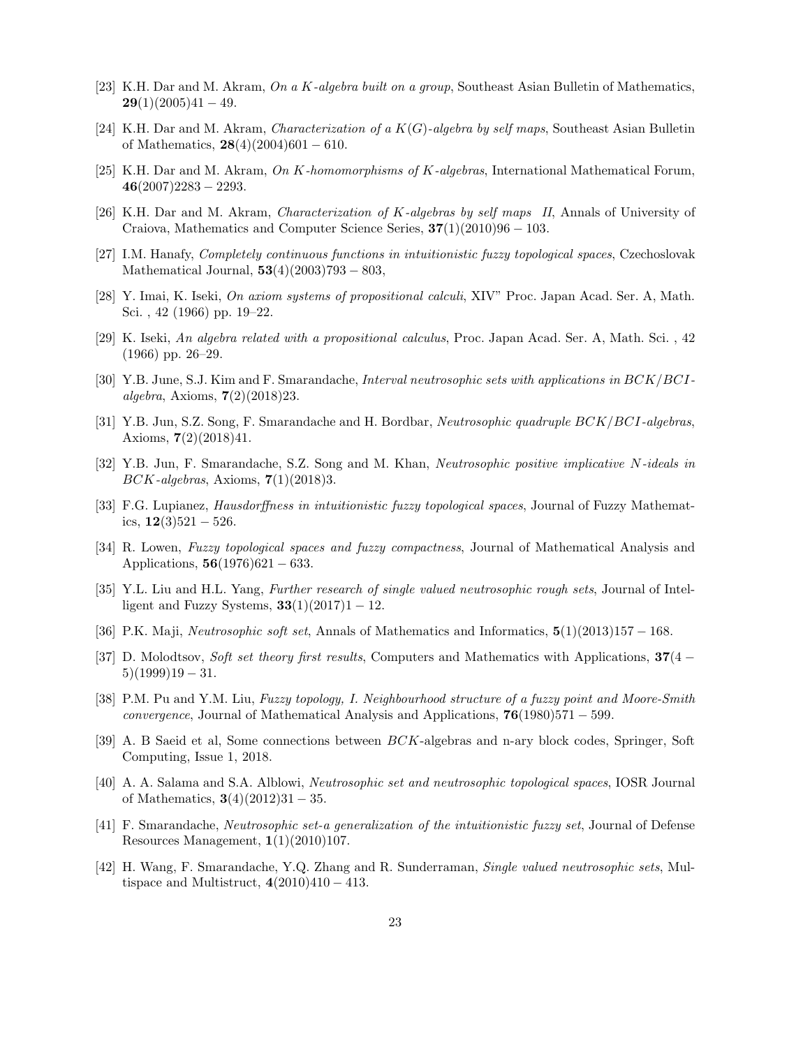[23] K.H. Dar and M. Akram, *On a $K$-algebra built on a group*, Southeast Asian Bulletin of Mathematics, **29**(1)(2005)41 − 49.

[24] K.H. Dar and M. Akram, *Characterization of a $K(G)$-algebra by self maps*, Southeast Asian Bulletin of Mathematics, **28**(4)(2004)601 − 610.

[25] K.H. Dar and M. Akram, *On $K$-homomorphisms of $K$-algebras*, International Mathematical Forum, **46**(2007)2283 − 2293.

[26] K.H. Dar and M. Akram, *Characterization of $K$-algebras by self maps II*, Annals of University of Craiova, Mathematics and Computer Science Series, **37**(1)(2010)96 − 103.

[27] I.M. Hanafy, *Completely continuous functions in intuitionistic fuzzy topological spaces*, Czechoslovak Mathematical Journal, **53**(4)(2003)793 − 803,

[28] Y. Imai, K. Iseki, *On axiom systems of propositional calculi*, XIV" Proc. Japan Acad. Ser. A, Math. Sci. , 42 (1966) pp. 19–22.

[29] K. Iseki, *An algebra related with a propositional calculus*, Proc. Japan Acad. Ser. A, Math. Sci. , 42 (1966) pp. 26–29.

[30] Y.B. June, S.J. Kim and F. Smarandache, *Interval neutrosophic sets with applications in $BCK/BCI$-algebra*, Axioms, **7**(2)(2018)23.

[31] Y.B. Jun, S.Z. Song, F. Smarandache and H. Bordbar, *Neutrosophic quadruple $BCK/BCI$-algebras*, Axioms, **7**(2)(2018)41.

[32] Y.B. Jun, F. Smarandache, S.Z. Song and M. Khan, *Neutrosophic positive implicative $N$-ideals in $BCK$-algebras*, Axioms, **7**(1)(2018)3.

[33] F.G. Lupianez, *Hausdorffness in intuitionistic fuzzy topological spaces*, Journal of Fuzzy Mathematics, **12**(3)521 − 526.

[34] R. Lowen, *Fuzzy topological spaces and fuzzy compactness*, Journal of Mathematical Analysis and Applications, **56**(1976)621 − 633.

[35] Y.L. Liu and H.L. Yang, *Further research of single valued neutrosophic rough sets*, Journal of Intelligent and Fuzzy Systems, **33**(1)(2017)1 − 12.

[36] P.K. Maji, *Neutrosophic soft set*, Annals of Mathematics and Informatics, **5**(1)(2013)157 − 168.

[37] D. Molodtsov, *Soft set theory first results*, Computers and Mathematics with Applications, **37**(4 − 5)(1999)19 − 31.

[38] P.M. Pu and Y.M. Liu, *Fuzzy topology, I. Neighbourhood structure of a fuzzy point and Moore-Smith convergence*, Journal of Mathematical Analysis and Applications, **76**(1980)571 − 599.

[39] A. B Saeid et al, Some connections between $BCK$-algebras and n-ary block codes, Springer, Soft Computing, Issue 1, 2018.

[40] A. A. Salama and S.A. Alblowi, *Neutrosophic set and neutrosophic topological spaces*, IOSR Journal of Mathematics, **3**(4)(2012)31 − 35.

[41] F. Smarandache, *Neutrosophic set-a generalization of the intuitionistic fuzzy set*, Journal of Defense Resources Management, **1**(1)(2010)107.

[42] H. Wang, F. Smarandache, Y.Q. Zhang and R. Sunderraman, *Single valued neutrosophic sets*, Multispace and Multistruct, **4**(2010)410 − 413.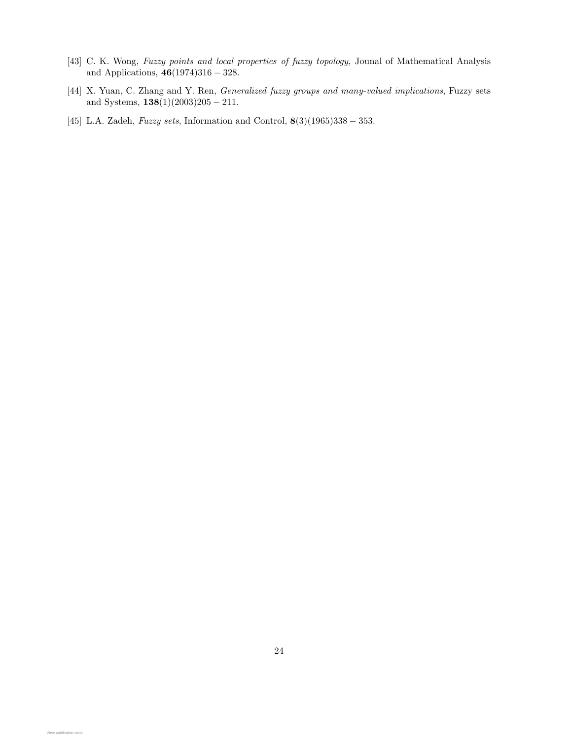[43] C. K. Wong, *Fuzzy points and local properties of fuzzy topology*, Jounal of Mathematical Analysis and Applications, **46**(1974)316 − 328.

[44] X. Yuan, C. Zhang and Y. Ren, *Generalized fuzzy groups and many-valued implications*, Fuzzy sets and Systems, **138**(1)(2003)205 − 211.

[45] L.A. Zadeh, *Fuzzy sets*, Information and Control, **8**(3)(1965)338 − 353.